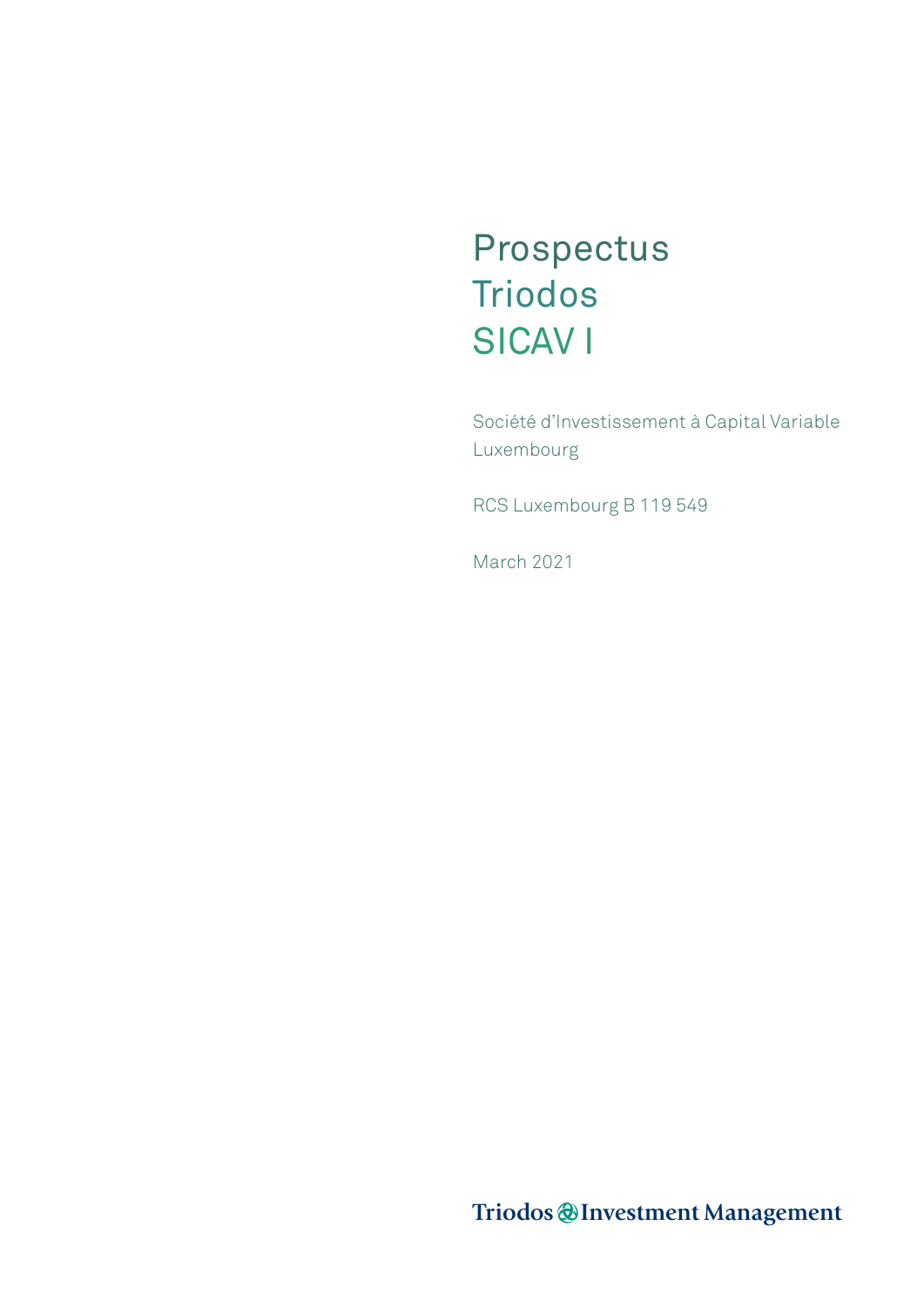# Prospectus Triodos SICAV I

Société d'Investissement à Capital Variable
Luxembourg

RCS Luxembourg B 119 549

March 2021

Triodos Investment Management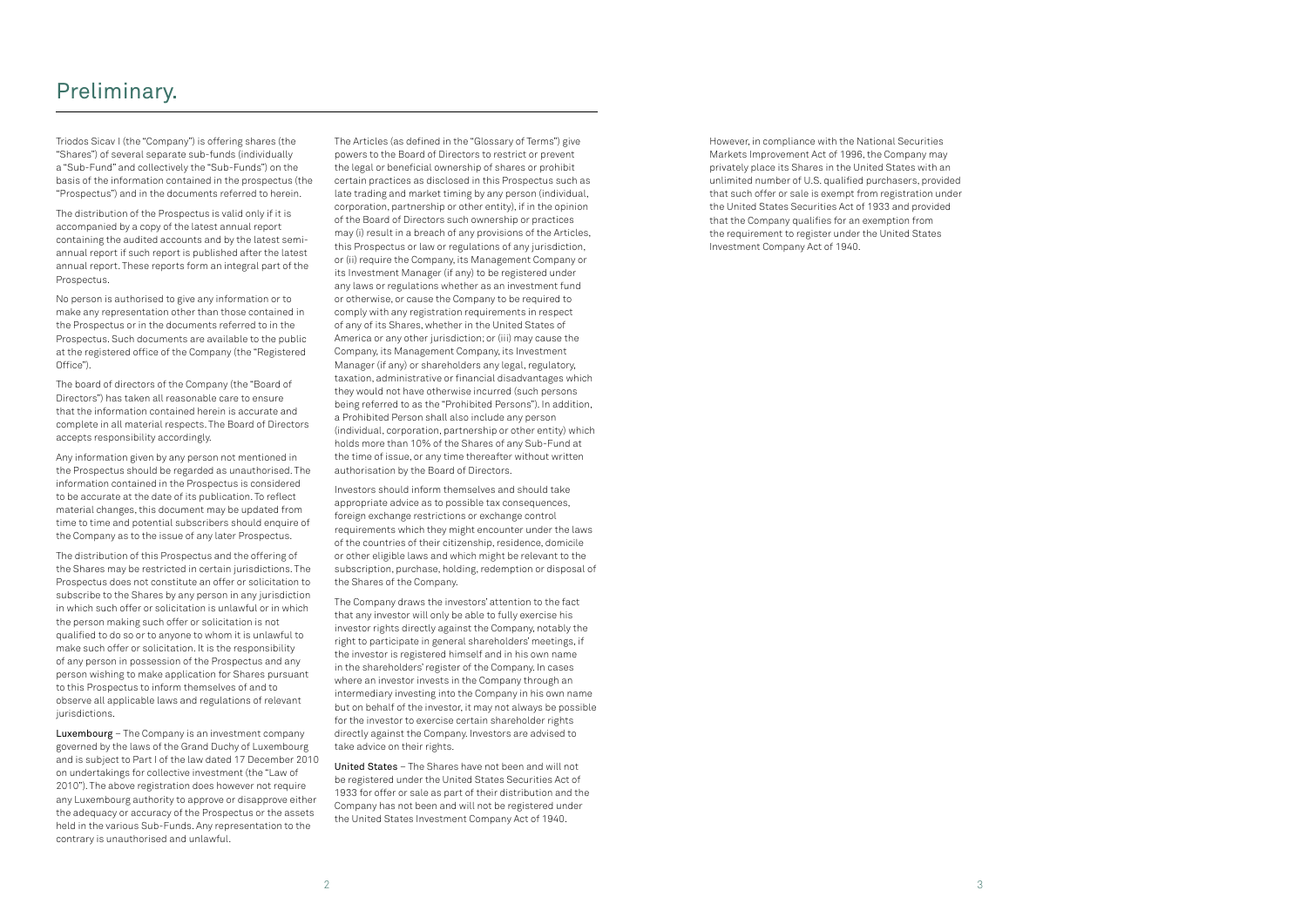# Preliminary.

Triodos Sicav I (the "Company") is offering shares (the "Shares") of several separate sub-funds (individually a "Sub-Fund" and collectively the "Sub-Funds") on the basis of the information contained in the prospectus (the "Prospectus") and in the documents referred to herein.

The distribution of the Prospectus is valid only if it is accompanied by a copy of the latest annual report containing the audited accounts and by the latest semi-annual report if such report is published after the latest annual report. These reports form an integral part of the Prospectus.

No person is authorised to give any information or to make any representation other than those contained in the Prospectus or in the documents referred to in the Prospectus. Such documents are available to the public at the registered office of the Company (the "Registered Office").

The board of directors of the Company (the "Board of Directors") has taken all reasonable care to ensure that the information contained herein is accurate and complete in all material respects. The Board of Directors accepts responsibility accordingly.

Any information given by any person not mentioned in the Prospectus should be regarded as unauthorised. The information contained in the Prospectus is considered to be accurate at the date of its publication. To reflect material changes, this document may be updated from time to time and potential subscribers should enquire of the Company as to the issue of any later Prospectus.

The distribution of this Prospectus and the offering of the Shares may be restricted in certain jurisdictions. The Prospectus does not constitute an offer or solicitation to subscribe to the Shares by any person in any jurisdiction in which such offer or solicitation is unlawful or in which the person making such offer or solicitation is not qualified to do so or to anyone to whom it is unlawful to make such offer or solicitation. It is the responsibility of any person in possession of the Prospectus and any person wishing to make application for Shares pursuant to this Prospectus to inform themselves of and to observe all applicable laws and regulations of relevant jurisdictions.

**Luxembourg** – The Company is an investment company governed by the laws of the Grand Duchy of Luxembourg and is subject to Part I of the law dated 17 December 2010 on undertakings for collective investment (the "Law of 2010"). The above registration does however not require any Luxembourg authority to approve or disapprove either the adequacy or accuracy of the Prospectus or the assets held in the various Sub-Funds. Any representation to the contrary is unauthorised and unlawful.

The Articles (as defined in the "Glossary of Terms") give powers to the Board of Directors to restrict or prevent the legal or beneficial ownership of shares or prohibit certain practices as disclosed in this Prospectus such as late trading and market timing by any person (individual, corporation, partnership or other entity), if in the opinion of the Board of Directors such ownership or practices may (i) result in a breach of any provisions of the Articles, this Prospectus or law or regulations of any jurisdiction, or (ii) require the Company, its Management Company or its Investment Manager (if any) to be registered under any laws or regulations whether as an investment fund or otherwise, or cause the Company to be required to comply with any registration requirements in respect of any of its Shares, whether in the United States of America or any other jurisdiction; or (iii) may cause the Company, its Management Company, its Investment Manager (if any) or shareholders any legal, regulatory, taxation, administrative or financial disadvantages which they would not have otherwise incurred (such persons being referred to as the "Prohibited Persons"). In addition, a Prohibited Person shall also include any person (individual, corporation, partnership or other entity) which holds more than 10% of the Shares of any Sub-Fund at the time of issue, or any time thereafter without written authorisation by the Board of Directors.

Investors should inform themselves and should take appropriate advice as to possible tax consequences, foreign exchange restrictions or exchange control requirements which they might encounter under the laws of the countries of their citizenship, residence, domicile or other eligible laws and which might be relevant to the subscription, purchase, holding, redemption or disposal of the Shares of the Company.

The Company draws the investors' attention to the fact that any investor will only be able to fully exercise his investor rights directly against the Company, notably the right to participate in general shareholders' meetings, if the investor is registered himself and in his own name in the shareholders' register of the Company. In cases where an investor invests in the Company through an intermediary investing into the Company in his own name but on behalf of the investor, it may not always be possible for the investor to exercise certain shareholder rights directly against the Company. Investors are advised to take advice on their rights.

**United States** – The Shares have not been and will not be registered under the United States Securities Act of 1933 for offer or sale as part of their distribution and the Company has not been and will not be registered under the United States Investment Company Act of 1940.

However, in compliance with the National Securities Markets Improvement Act of 1996, the Company may privately place its Shares in the United States with an unlimited number of U.S. qualified purchasers, provided that such offer or sale is exempt from registration under the United States Securities Act of 1933 and provided that the Company qualifies for an exemption from the requirement to register under the United States Investment Company Act of 1940.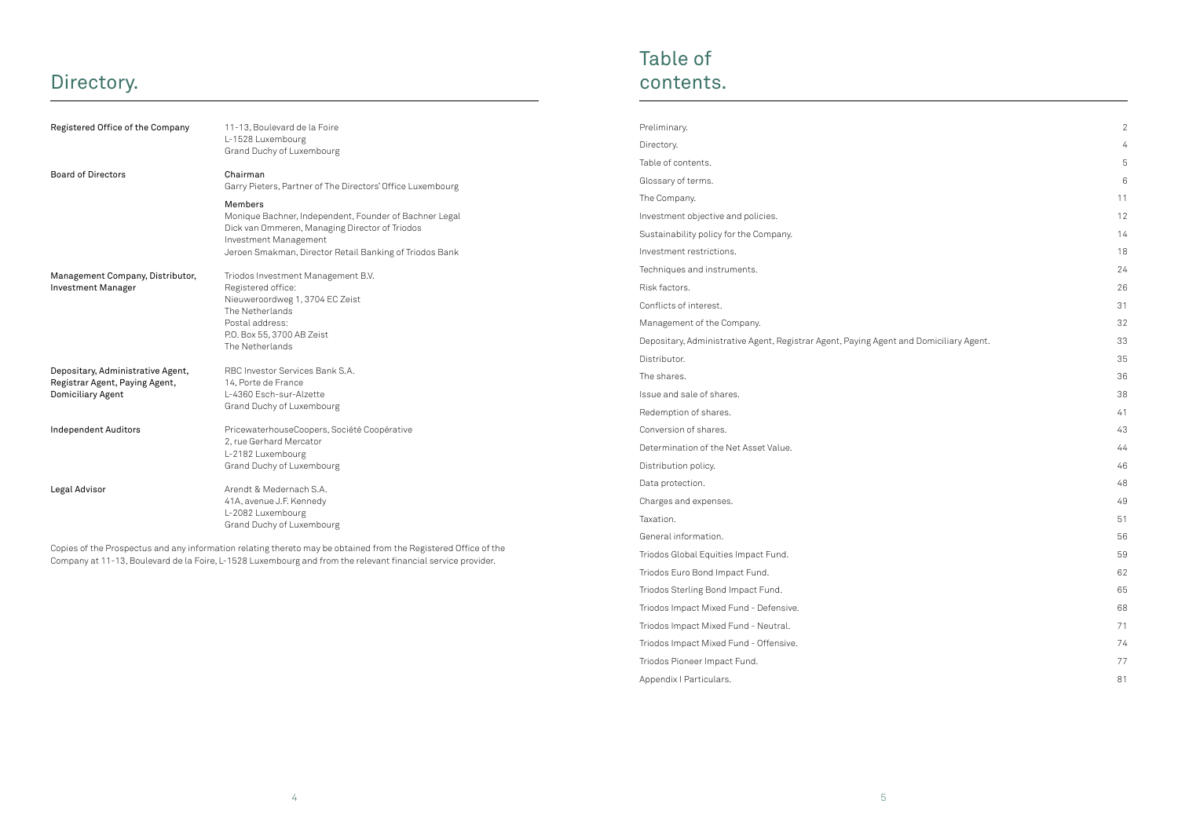# Directory.

| | |
|---|---|
| **Registered Office of the Company** | 11-13, Boulevard de la Foire<br>L-1528 Luxembourg<br>Grand Duchy of Luxembourg |
| **Board of Directors** | **Chairman**<br>Garry Pieters, Partner of The Directors' Office Luxembourg<br>**Members**<br>Monique Bachner, Independent, Founder of Bachner Legal<br>Dick van Ommeren, Managing Director of Triodos Investment Management<br>Jeroen Smakman, Director Retail Banking of Triodos Bank |
| **Management Company, Distributor, Investment Manager** | Triodos Investment Management B.V.<br>Registered office:<br>Nieuweroordweg 1, 3704 EC Zeist<br>The Netherlands<br>Postal address:<br>P.O. Box 55, 3700 AB Zeist<br>The Netherlands |
| **Depositary, Administrative Agent, Registrar Agent, Paying Agent, Domiciliary Agent** | RBC Investor Services Bank S.A.<br>14, Porte de France<br>L-4360 Esch-sur-Alzette<br>Grand Duchy of Luxembourg |
| **Independent Auditors** | PricewaterhouseCoopers, Société Coopérative<br>2, rue Gerhard Mercator<br>L-2182 Luxembourg<br>Grand Duchy of Luxembourg |
| **Legal Advisor** | Arendt & Medernach S.A.<br>41A, avenue J.F. Kennedy<br>L-2082 Luxembourg<br>Grand Duchy of Luxembourg |

Copies of the Prospectus and any information relating thereto may be obtained from the Registered Office of the Company at 11-13, Boulevard de la Foire, L-1528 Luxembourg and from the relevant financial service provider.

# Table of contents.

| | |
|---|---|
| Preliminary. | 2 |
| Directory. | 4 |
| Table of contents. | 5 |
| Glossary of terms. | 6 |
| The Company. | 11 |
| Investment objective and policies. | 12 |
| Sustainability policy for the Company. | 14 |
| Investment restrictions. | 18 |
| Techniques and instruments. | 24 |
| Risk factors. | 26 |
| Conflicts of interest. | 31 |
| Management of the Company. | 32 |
| Depositary, Administrative Agent, Registrar Agent, Paying Agent and Domiciliary Agent. | 33 |
| Distributor. | 35 |
| The shares. | 36 |
| Issue and sale of shares. | 38 |
| Redemption of shares. | 41 |
| Conversion of shares. | 43 |
| Determination of the Net Asset Value. | 44 |
| Distribution policy. | 46 |
| Data protection. | 48 |
| Charges and expenses. | 49 |
| Taxation. | 51 |
| General information. | 56 |
| Triodos Global Equities Impact Fund. | 59 |
| Triodos Euro Bond Impact Fund. | 62 |
| Triodos Sterling Bond Impact Fund. | 65 |
| Triodos Impact Mixed Fund - Defensive. | 68 |
| Triodos Impact Mixed Fund - Neutral. | 71 |
| Triodos Impact Mixed Fund - Offensive. | 74 |
| Triodos Pioneer Impact Fund. | 77 |
| Appendix I Particulars. | 81 |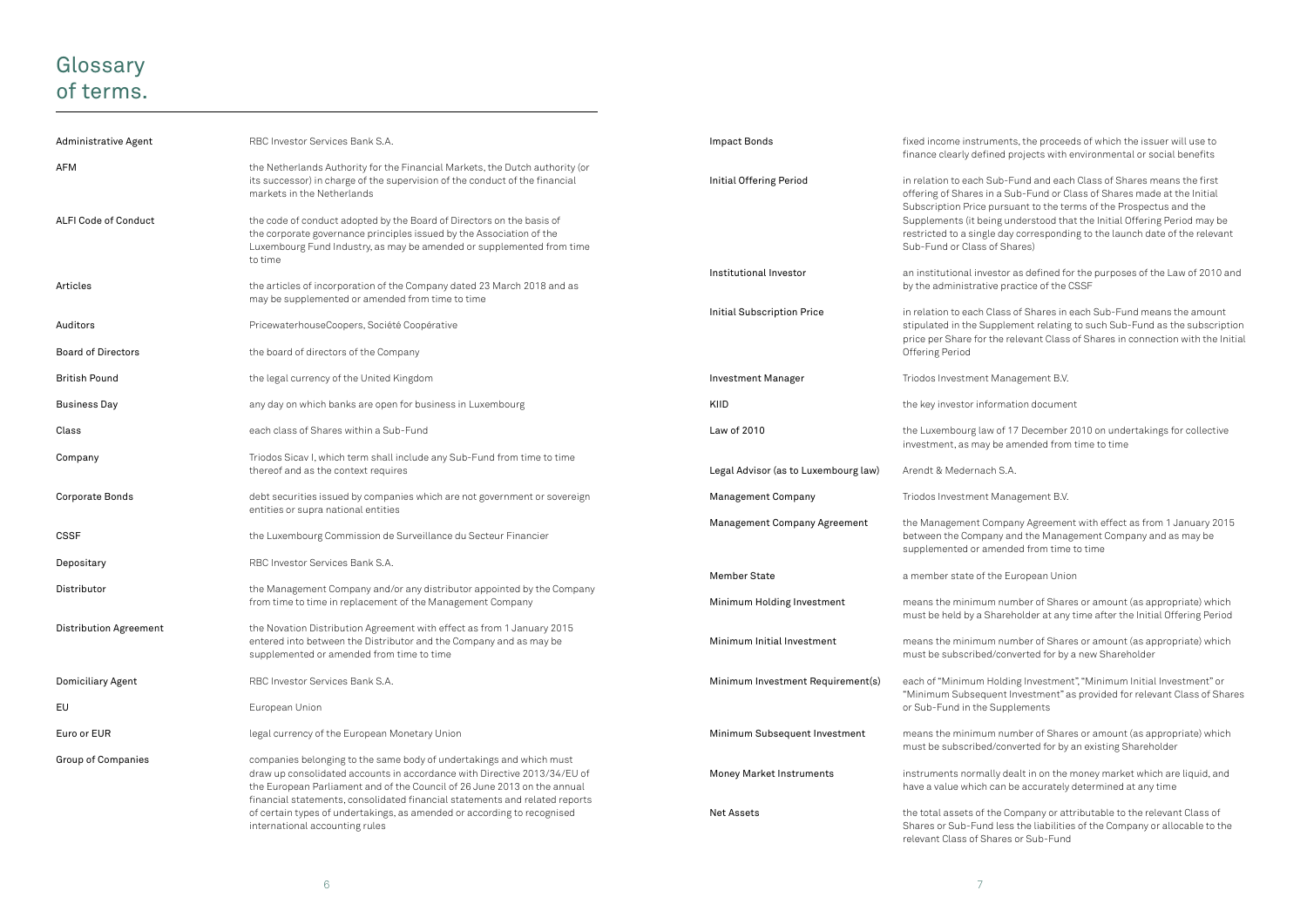# Glossary of terms.

| | |
|---|---|
| Administrative Agent | RBC Investor Services Bank S.A. |
| AFM | the Netherlands Authority for the Financial Markets, the Dutch authority (or its successor) in charge of the supervision of the conduct of the financial markets in the Netherlands |
| ALFI Code of Conduct | the code of conduct adopted by the Board of Directors on the basis of the corporate governance principles issued by the Association of the Luxembourg Fund Industry, as may be amended or supplemented from time to time |
| Articles | the articles of incorporation of the Company dated 23 March 2018 and as may be supplemented or amended from time to time |
| Auditors | PricewaterhouseCoopers, Société Coopérative |
| Board of Directors | the board of directors of the Company |
| British Pound | the legal currency of the United Kingdom |
| Business Day | any day on which banks are open for business in Luxembourg |
| Class | each class of Shares within a Sub-Fund |
| Company | Triodos Sicav I, which term shall include any Sub-Fund from time to time thereof and as the context requires |
| Corporate Bonds | debt securities issued by companies which are not government or sovereign entities or supra national entities |
| CSSF | the Luxembourg Commission de Surveillance du Secteur Financier |
| Depositary | RBC Investor Services Bank S.A. |
| Distributor | the Management Company and/or any distributor appointed by the Company from time to time in replacement of the Management Company |
| Distribution Agreement | the Novation Distribution Agreement with effect as from 1 January 2015 entered into between the Distributor and the Company and as may be supplemented or amended from time to time |
| Domiciliary Agent | RBC Investor Services Bank S.A. |
| EU | European Union |
| Euro or EUR | legal currency of the European Monetary Union |
| Group of Companies | companies belonging to the same body of undertakings and which must draw up consolidated accounts in accordance with Directive 2013/34/EU of the European Parliament and of the Council of 26 June 2013 on the annual financial statements, consolidated financial statements and related reports of certain types of undertakings, as amended or according to recognised international accounting rules |
| Impact Bonds | fixed income instruments, the proceeds of which the issuer will use to finance clearly defined projects with environmental or social benefits |
| Initial Offering Period | in relation to each Sub-Fund and each Class of Shares means the first offering of Shares in a Sub-Fund or Class of Shares made at the Initial Subscription Price pursuant to the terms of the Prospectus and the Supplements (it being understood that the Initial Offering Period may be restricted to a single day corresponding to the launch date of the relevant Sub-Fund or Class of Shares) |
| Institutional Investor | an institutional investor as defined for the purposes of the Law of 2010 and by the administrative practice of the CSSF |
| Initial Subscription Price | in relation to each Class of Shares in each Sub-Fund means the amount stipulated in the Supplement relating to such Sub-Fund as the subscription price per Share for the relevant Class of Shares in connection with the Initial Offering Period |
| Investment Manager | Triodos Investment Management B.V. |
| KIID | the key investor information document |
| Law of 2010 | the Luxembourg law of 17 December 2010 on undertakings for collective investment, as may be amended from time to time |
| Legal Advisor (as to Luxembourg law) | Arendt & Medernach S.A. |
| Management Company | Triodos Investment Management B.V. |
| Management Company Agreement | the Management Company Agreement with effect as from 1 January 2015 between the Company and the Management Company and as may be supplemented or amended from time to time |
| Member State | a member state of the European Union |
| Minimum Holding Investment | means the minimum number of Shares or amount (as appropriate) which must be held by a Shareholder at any time after the Initial Offering Period |
| Minimum Initial Investment | means the minimum number of Shares or amount (as appropriate) which must be subscribed/converted for by a new Shareholder |
| Minimum Investment Requirement(s) | each of "Minimum Holding Investment", "Minimum Initial Investment" or "Minimum Subsequent Investment" as provided for relevant Class of Shares or Sub-Fund in the Supplements |
| Minimum Subsequent Investment | means the minimum number of Shares or amount (as appropriate) which must be subscribed/converted for by an existing Shareholder |
| Money Market Instruments | instruments normally dealt in on the money market which are liquid, and have a value which can be accurately determined at any time |
| Net Assets | the total assets of the Company or attributable to the relevant Class of Shares or Sub-Fund less the liabilities of the Company or allocable to the relevant Class of Shares or Sub-Fund |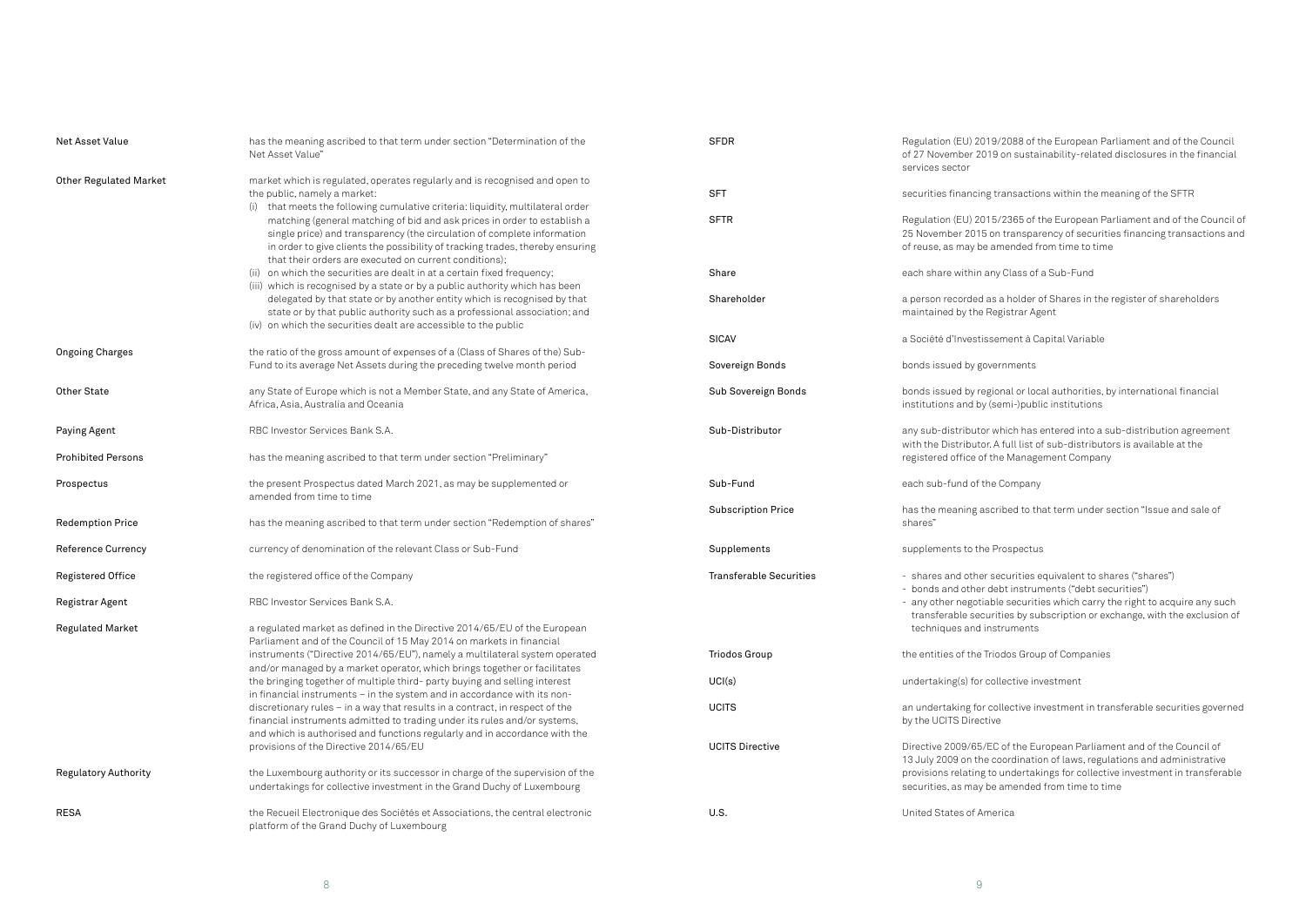| | |
|---|---|
| Net Asset Value | has the meaning ascribed to that term under section "Determination of the Net Asset Value" |
| Other Regulated Market | market which is regulated, operates regularly and is recognised and open to the public, namely a market: (i) that meets the following cumulative criteria: liquidity, multilateral order matching (general matching of bid and ask prices in order to establish a single price) and transparency (the circulation of complete information in order to give clients the possibility of tracking trades, thereby ensuring that their orders are executed on current conditions); (ii) on which the securities are dealt in at a certain fixed frequency; (iii) which is recognised by a state or by a public authority which has been delegated by that state or by another entity which is recognised by that state or by that public authority such as a professional association; and (iv) on which the securities dealt are accessible to the public |
| Ongoing Charges | the ratio of the gross amount of expenses of a (Class of Shares of the) Sub-Fund to its average Net Assets during the preceding twelve month period |
| Other State | any State of Europe which is not a Member State, and any State of America, Africa, Asia, Australia and Oceania |
| Paying Agent | RBC Investor Services Bank S.A. |
| Prohibited Persons | has the meaning ascribed to that term under section "Preliminary" |
| Prospectus | the present Prospectus dated March 2021, as may be supplemented or amended from time to time |
| Redemption Price | has the meaning ascribed to that term under section "Redemption of shares" |
| Reference Currency | currency of denomination of the relevant Class or Sub-Fund |
| Registered Office | the registered office of the Company |
| Registrar Agent | RBC Investor Services Bank S.A. |
| Regulated Market | a regulated market as defined in the Directive 2014/65/EU of the European Parliament and of the Council of 15 May 2014 on markets in financial instruments ("Directive 2014/65/EU"), namely a multilateral system operated and/or managed by a market operator, which brings together or facilitates the bringing together of multiple third- party buying and selling interest in financial instruments – in the system and in accordance with its non-discretionary rules – in a way that results in a contract, in respect of the financial instruments admitted to trading under its rules and/or systems, and which is authorised and functions regularly and in accordance with the provisions of the Directive 2014/65/EU |
| Regulatory Authority | the Luxembourg authority or its successor in charge of the supervision of the undertakings for collective investment in the Grand Duchy of Luxembourg |
| RESA | the Recueil Electronique des Sociétés et Associations, the central electronic platform of the Grand Duchy of Luxembourg |
| SFDR | Regulation (EU) 2019/2088 of the European Parliament and of the Council of 27 November 2019 on sustainability-related disclosures in the financial services sector |
| SFT | securities financing transactions within the meaning of the SFTR |
| SFTR | Regulation (EU) 2015/2365 of the European Parliament and of the Council of 25 November 2015 on transparency of securities financing transactions and of reuse, as may be amended from time to time |
| Share | each share within any Class of a Sub-Fund |
| Shareholder | a person recorded as a holder of Shares in the register of shareholders maintained by the Registrar Agent |
| SICAV | a Société d'Investissement à Capital Variable |
| Sovereign Bonds | bonds issued by governments |
| Sub Sovereign Bonds | bonds issued by regional or local authorities, by international financial institutions and by (semi-)public institutions |
| Sub-Distributor | any sub-distributor which has entered into a sub-distribution agreement with the Distributor. A full list of sub-distributors is available at the registered office of the Management Company |
| Sub-Fund | each sub-fund of the Company |
| Subscription Price | has the meaning ascribed to that term under section "Issue and sale of shares" |
| Supplements | supplements to the Prospectus |
| Transferable Securities | - shares and other securities equivalent to shares ("shares") - bonds and other debt instruments ("debt securities") - any other negotiable securities which carry the right to acquire any such transferable securities by subscription or exchange, with the exclusion of techniques and instruments |
| Triodos Group | the entities of the Triodos Group of Companies |
| UCI(s) | undertaking(s) for collective investment |
| UCITS | an undertaking for collective investment in transferable securities governed by the UCITS Directive |
| UCITS Directive | Directive 2009/65/EC of the European Parliament and of the Council of 13 July 2009 on the coordination of laws, regulations and administrative provisions relating to undertakings for collective investment in transferable securities, as may be amended from time to time |
| U.S. | United States of America |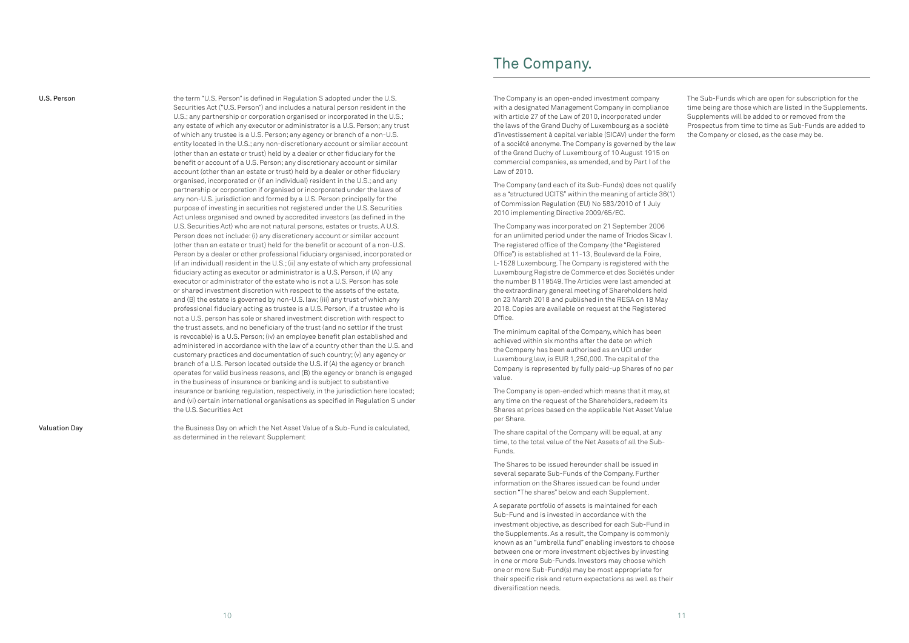**U.S. Person**

the term "U.S. Person" is defined in Regulation S adopted under the U.S. Securities Act ("U.S. Person") and includes a natural person resident in the U.S.; any partnership or corporation organised or incorporated in the U.S.; any estate of which any executor or administrator is a U.S. Person; any trust of which any trustee is a U.S. Person; any agency or branch of a non-U.S. entity located in the U.S.; any non-discretionary account or similar account (other than an estate or trust) held by a dealer or other fiduciary for the benefit or account of a U.S. Person; any discretionary account or similar account (other than an estate or trust) held by a dealer or other fiduciary organised, incorporated or (if an individual) resident in the U.S.; and any partnership or corporation if organised or incorporated under the laws of any non-U.S. jurisdiction and formed by a U.S. Person principally for the purpose of investing in securities not registered under the U.S. Securities Act unless organised and owned by accredited investors (as defined in the U.S. Securities Act) who are not natural persons, estates or trusts. A U.S. Person does not include: (i) any discretionary account or similar account (other than an estate or trust) held for the benefit or account of a non-U.S. Person by a dealer or other professional fiduciary organised, incorporated or (if an individual) resident in the U.S.; (ii) any estate of which any professional fiduciary acting as executor or administrator is a U.S. Person, if (A) any executor or administrator of the estate who is not a U.S. Person has sole or shared investment discretion with respect to the assets of the estate, and (B) the estate is governed by non-U.S. law; (iii) any trust of which any professional fiduciary acting as trustee is a U.S. Person, if a trustee who is not a U.S. person has sole or shared investment discretion with respect to the trust assets, and no beneficiary of the trust (and no settlor if the trust is revocable) is a U.S. Person; (iv) an employee benefit plan established and administered in accordance with the law of a country other than the U.S. and customary practices and documentation of such country; (v) any agency or branch of a U.S. Person located outside the U.S. if (A) the agency or branch operates for valid business reasons, and (B) the agency or branch is engaged in the business of insurance or banking and is subject to substantive insurance or banking regulation, respectively, in the jurisdiction here located; and (vi) certain international organisations as specified in Regulation S under the U.S. Securities Act

**Valuation Day**

the Business Day on which the Net Asset Value of a Sub-Fund is calculated, as determined in the relevant Supplement

# The Company.

The Company is an open-ended investment company with a designated Management Company in compliance with article 27 of the Law of 2010, incorporated under the laws of the Grand Duchy of Luxembourg as a société d'investissement à capital variable (SICAV) under the form of a société anonyme. The Company is governed by the law of the Grand Duchy of Luxembourg of 10 August 1915 on commercial companies, as amended, and by Part I of the Law of 2010.

The Company (and each of its Sub-Funds) does not qualify as a "structured UCITS" within the meaning of article 36(1) of Commission Regulation (EU) No 583/2010 of 1 July 2010 implementing Directive 2009/65/EC.

The Company was incorporated on 21 September 2006 for an unlimited period under the name of Triodos Sicav I. The registered office of the Company (the "Registered Office") is established at 11-13, Boulevard de la Foire, L-1528 Luxembourg. The Company is registered with the Luxembourg Registre de Commerce et des Sociétés under the number B 119549. The Articles were last amended at the extraordinary general meeting of Shareholders held on 23 March 2018 and published in the RESA on 18 May 2018. Copies are available on request at the Registered Office.

The minimum capital of the Company, which has been achieved within six months after the date on which the Company has been authorised as an UCI under Luxembourg law, is EUR 1,250,000. The capital of the Company is represented by fully paid-up Shares of no par value.

The Company is open-ended which means that it may, at any time on the request of the Shareholders, redeem its Shares at prices based on the applicable Net Asset Value per Share.

The share capital of the Company will be equal, at any time, to the total value of the Net Assets of all the Sub-Funds.

The Shares to be issued hereunder shall be issued in several separate Sub-Funds of the Company. Further information on the Shares issued can be found under section "The shares" below and each Supplement.

A separate portfolio of assets is maintained for each Sub-Fund and is invested in accordance with the investment objective, as described for each Sub-Fund in the Supplements. As a result, the Company is commonly known as an "umbrella fund" enabling investors to choose between one or more investment objectives by investing in one or more Sub-Funds. Investors may choose which one or more Sub-Fund(s) may be most appropriate for their specific risk and return expectations as well as their diversification needs.

The Sub-Funds which are open for subscription for the time being are those which are listed in the Supplements. Supplements will be added to or removed from the Prospectus from time to time as Sub-Funds are added to the Company or closed, as the case may be.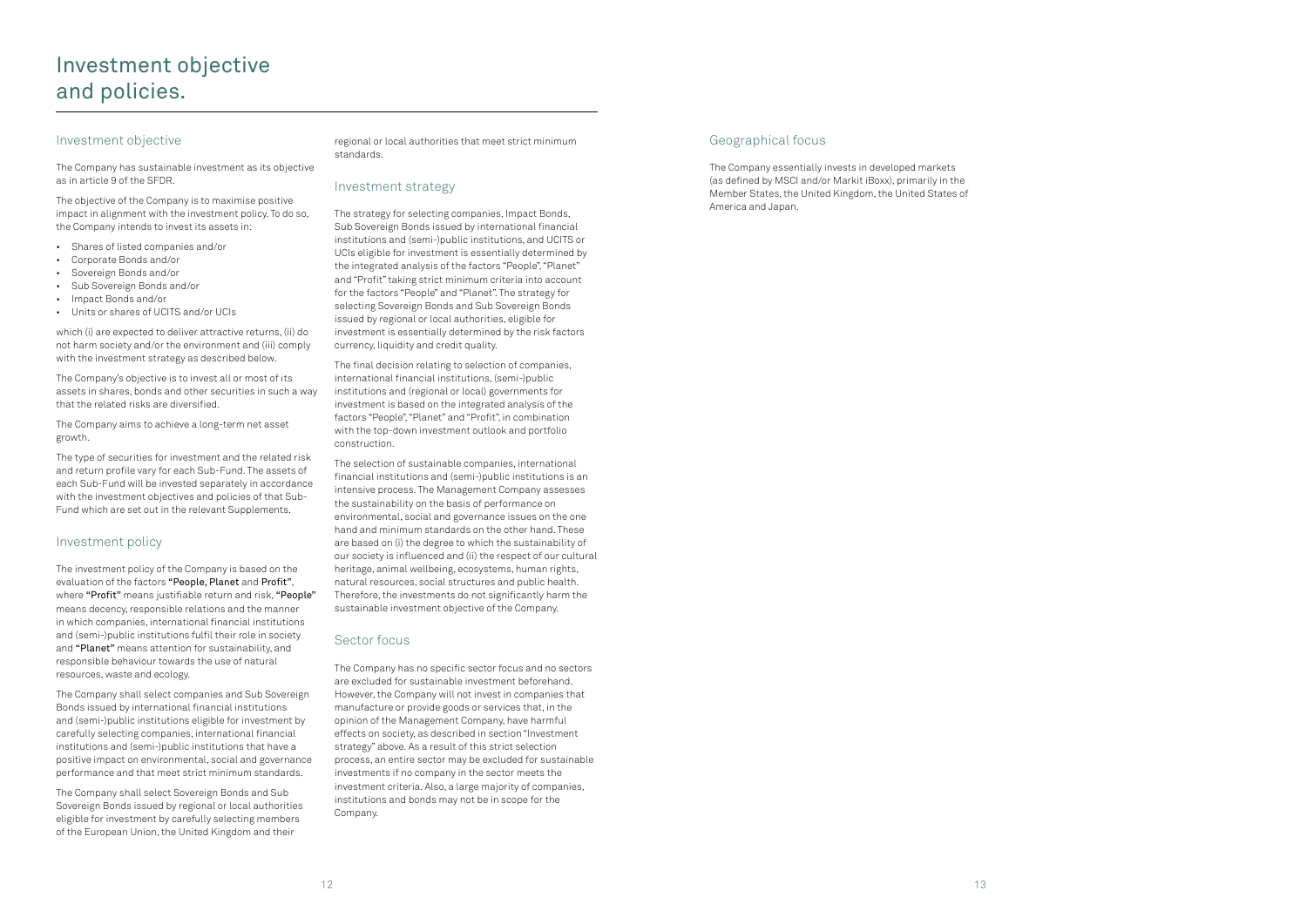# Investment objective and policies.

## Investment objective

The Company has sustainable investment as its objective as in article 9 of the SFDR.

The objective of the Company is to maximise positive impact in alignment with the investment policy. To do so, the Company intends to invest its assets in:

- Shares of listed companies and/or
- Corporate Bonds and/or
- Sovereign Bonds and/or
- Sub Sovereign Bonds and/or
- Impact Bonds and/or
- Units or shares of UCITS and/or UCIs

which (i) are expected to deliver attractive returns, (ii) do not harm society and/or the environment and (iii) comply with the investment strategy as described below.

The Company's objective is to invest all or most of its assets in shares, bonds and other securities in such a way that the related risks are diversified.

The Company aims to achieve a long-term net asset growth.

The type of securities for investment and the related risk and return profile vary for each Sub-Fund. The assets of each Sub-Fund will be invested separately in accordance with the investment objectives and policies of that Sub-Fund which are set out in the relevant Supplements.

## Investment policy

The investment policy of the Company is based on the evaluation of the factors **"People, Planet** and **Profit"**, where **"Profit"** means justifiable return and risk, **"People"** means decency, responsible relations and the manner in which companies, international financial institutions and (semi-)public institutions fulfil their role in society and **"Planet"** means attention for sustainability, and responsible behaviour towards the use of natural resources, waste and ecology.

The Company shall select companies and Sub Sovereign Bonds issued by international financial institutions and (semi-)public institutions eligible for investment by carefully selecting companies, international financial institutions and (semi-)public institutions that have a positive impact on environmental, social and governance performance and that meet strict minimum standards.

The Company shall select Sovereign Bonds and Sub Sovereign Bonds issued by regional or local authorities eligible for investment by carefully selecting members of the European Union, the United Kingdom and their regional or local authorities that meet strict minimum standards.

## Investment strategy

The strategy for selecting companies, Impact Bonds, Sub Sovereign Bonds issued by international financial institutions and (semi-)public institutions, and UCITS or UCIs eligible for investment is essentially determined by the integrated analysis of the factors "People", "Planet" and "Profit" taking strict minimum criteria into account for the factors "People" and "Planet". The strategy for selecting Sovereign Bonds and Sub Sovereign Bonds issued by regional or local authorities, eligible for investment is essentially determined by the risk factors currency, liquidity and credit quality.

The final decision relating to selection of companies, international financial institutions, (semi-)public institutions and (regional or local) governments for investment is based on the integrated analysis of the factors "People", "Planet" and "Profit", in combination with the top-down investment outlook and portfolio construction.

The selection of sustainable companies, international financial institutions and (semi-)public institutions is an intensive process. The Management Company assesses the sustainability on the basis of performance on environmental, social and governance issues on the one hand and minimum standards on the other hand. These are based on (i) the degree to which the sustainability of our society is influenced and (ii) the respect of our cultural heritage, animal wellbeing, ecosystems, human rights, natural resources, social structures and public health. Therefore, the investments do not significantly harm the sustainable investment objective of the Company.

## Sector focus

The Company has no specific sector focus and no sectors are excluded for sustainable investment beforehand. However, the Company will not invest in companies that manufacture or provide goods or services that, in the opinion of the Management Company, have harmful effects on society, as described in section "Investment strategy" above. As a result of this strict selection process, an entire sector may be excluded for sustainable investments if no company in the sector meets the investment criteria. Also, a large majority of companies, institutions and bonds may not be in scope for the Company.

## Geographical focus

The Company essentially invests in developed markets (as defined by MSCI and/or Markit iBoxx), primarily in the Member States, the United Kingdom, the United States of America and Japan.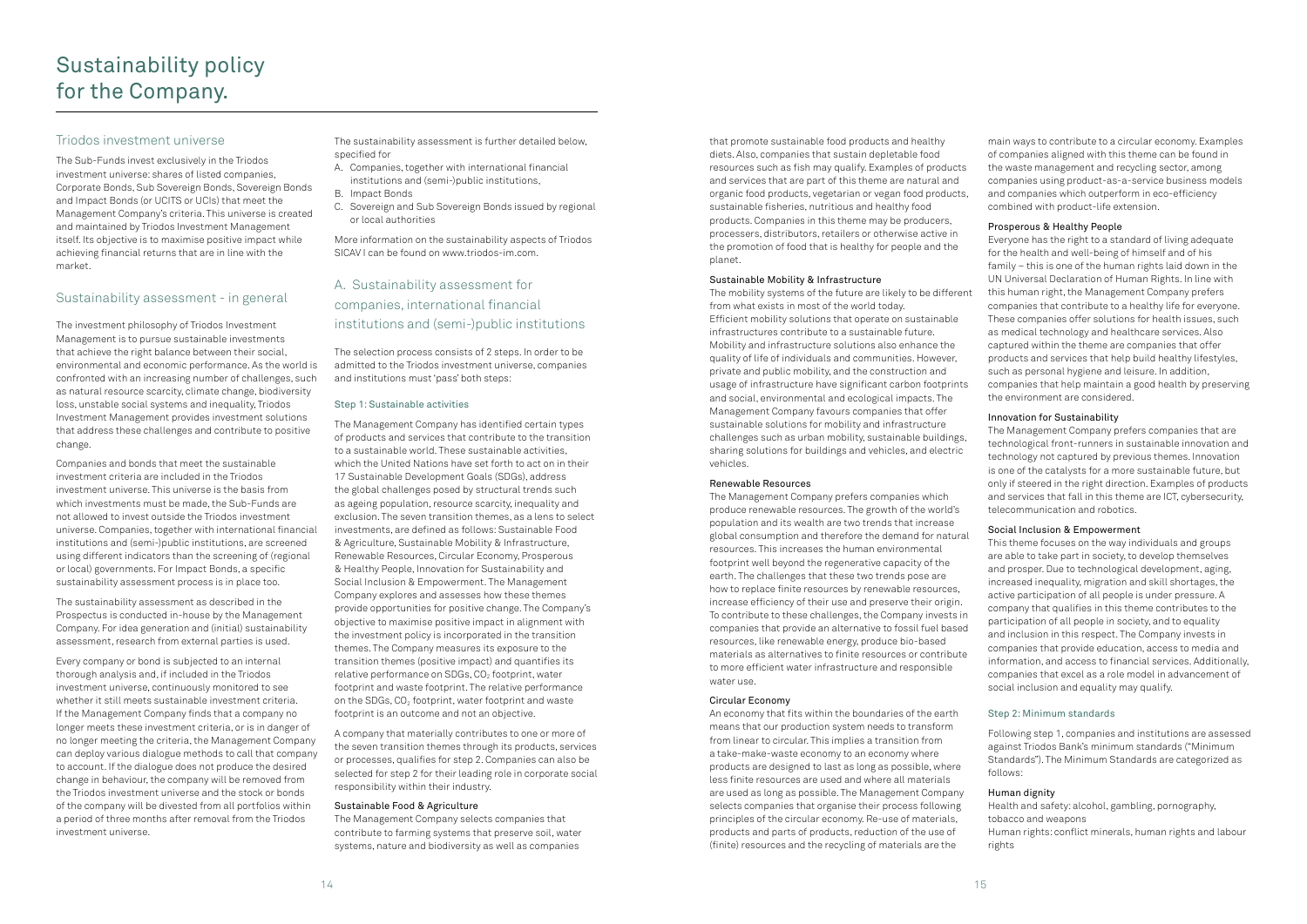# Sustainability policy for the Company.

## Triodos investment universe

The Sub-Funds invest exclusively in the Triodos investment universe: shares of listed companies, Corporate Bonds, Sub Sovereign Bonds, Sovereign Bonds and Impact Bonds (or UCITS or UCIs) that meet the Management Company's criteria. This universe is created and maintained by Triodos Investment Management itself. Its objective is to maximise positive impact while achieving financial returns that are in line with the market.

## Sustainability assessment - in general

The investment philosophy of Triodos Investment Management is to pursue sustainable investments that achieve the right balance between their social, environmental and economic performance. As the world is confronted with an increasing number of challenges, such as natural resource scarcity, climate change, biodiversity loss, unstable social systems and inequality, Triodos Investment Management provides investment solutions that address these challenges and contribute to positive change.

Companies and bonds that meet the sustainable investment criteria are included in the Triodos investment universe. This universe is the basis from which investments must be made, the Sub-Funds are not allowed to invest outside the Triodos investment universe. Companies, together with international financial institutions and (semi-)public institutions, are screened using different indicators than the screening of (regional or local) governments. For Impact Bonds, a specific sustainability assessment process is in place too.

The sustainability assessment as described in the Prospectus is conducted in-house by the Management Company. For idea generation and (initial) sustainability assessment, research from external parties is used.

Every company or bond is subjected to an internal thorough analysis and, if included in the Triodos investment universe, continuously monitored to see whether it still meets sustainable investment criteria. If the Management Company finds that a company no longer meets these investment criteria, or is in danger of no longer meeting the criteria, the Management Company can deploy various dialogue methods to call that company to account. If the dialogue does not produce the desired change in behaviour, the company will be removed from the Triodos investment universe and the stock or bonds of the company will be divested from all portfolios within a period of three months after removal from the Triodos investment universe.

The sustainability assessment is further detailed below, specified for

A. Companies, together with international financial institutions and (semi-)public institutions,
B. Impact Bonds
C. Sovereign and Sub Sovereign Bonds issued by regional or local authorities

More information on the sustainability aspects of Triodos SICAV I can be found on www.triodos-im.com.

## A. Sustainability assessment for companies, international financial institutions and (semi-)public institutions

The selection process consists of 2 steps. In order to be admitted to the Triodos investment universe, companies and institutions must 'pass' both steps:

### Step 1: Sustainable activities

The Management Company has identified certain types of products and services that contribute to the transition to a sustainable world. These sustainable activities, which the United Nations have set forth to act on in their 17 Sustainable Development Goals (SDGs), address the global challenges posed by structural trends such as ageing population, resource scarcity, inequality and exclusion. The seven transition themes, as a lens to select investments, are defined as follows: Sustainable Food & Agriculture, Sustainable Mobility & Infrastructure, Renewable Resources, Circular Economy, Prosperous & Healthy People, Innovation for Sustainability and Social Inclusion & Empowerment. The Management Company explores and assesses how these themes provide opportunities for positive change. The Company's objective to maximise positive impact in alignment with the investment policy is incorporated in the transition themes. The Company measures its exposure to the transition themes (positive impact) and quantifies its relative performance on SDGs, $CO_2$ footprint, water footprint and waste footprint. The relative performance on the SDGs, $CO_2$ footprint, water footprint and waste footprint is an outcome and not an objective.

A company that materially contributes to one or more of the seven transition themes through its products, services or processes, qualifies for step 2. Companies can also be selected for step 2 for their leading role in corporate social responsibility within their industry.

#### Sustainable Food & Agriculture

The Management Company selects companies that contribute to farming systems that preserve soil, water systems, nature and biodiversity as well as companies that promote sustainable food products and healthy diets. Also, companies that sustain depletable food resources such as fish may qualify. Examples of products and services that are part of this theme are natural and organic food products, vegetarian or vegan food products, sustainable fisheries, nutritious and healthy food products. Companies in this theme may be producers, processers, distributors, retailers or otherwise active in the promotion of food that is healthy for people and the planet.

#### Sustainable Mobility & Infrastructure

The mobility systems of the future are likely to be different from what exists in most of the world today. Efficient mobility solutions that operate on sustainable infrastructures contribute to a sustainable future. Mobility and infrastructure solutions also enhance the quality of life of individuals and communities. However, private and public mobility, and the construction and usage of infrastructure have significant carbon footprints and social, environmental and ecological impacts. The Management Company favours companies that offer sustainable solutions for mobility and infrastructure challenges such as urban mobility, sustainable buildings, sharing solutions for buildings and vehicles, and electric vehicles.

#### Renewable Resources

The Management Company prefers companies which produce renewable resources. The growth of the world's population and its wealth are two trends that increase global consumption and therefore the demand for natural resources. This increases the human environmental footprint well beyond the regenerative capacity of the earth. The challenges that these two trends pose are how to replace finite resources by renewable resources, increase efficiency of their use and preserve their origin. To contribute to these challenges, the Company invests in companies that provide an alternative to fossil fuel based resources, like renewable energy, produce bio-based materials as alternatives to finite resources or contribute to more efficient water infrastructure and responsible water use.

#### Circular Economy

An economy that fits within the boundaries of the earth means that our production system needs to transform from linear to circular. This implies a transition from a take-make-waste economy to an economy where products are designed to last as long as possible, where less finite resources are used and where all materials are used as long as possible. The Management Company selects companies that organise their process following principles of the circular economy. Re-use of materials, products and parts of products, reduction of the use of (finite) resources and the recycling of materials are the main ways to contribute to a circular economy. Examples of companies aligned with this theme can be found in the waste management and recycling sector, among companies using product-as-a-service business models and companies which outperform in eco-efficiency combined with product-life extension.

#### Prosperous & Healthy People

Everyone has the right to a standard of living adequate for the health and well-being of himself and of his family – this is one of the human rights laid down in the UN Universal Declaration of Human Rights. In line with this human right, the Management Company prefers companies that contribute to a healthy life for everyone. These companies offer solutions for health issues, such as medical technology and healthcare services. Also captured within the theme are companies that offer products and services that help build healthy lifestyles, such as personal hygiene and leisure. In addition, companies that help maintain a good health by preserving the environment are considered.

#### Innovation for Sustainability

The Management Company prefers companies that are technological front-runners in sustainable innovation and technology not captured by previous themes. Innovation is one of the catalysts for a more sustainable future, but only if steered in the right direction. Examples of products and services that fall in this theme are ICT, cybersecurity, telecommunication and robotics.

#### Social Inclusion & Empowerment

This theme focuses on the way individuals and groups are able to take part in society, to develop themselves and prosper. Due to technological development, aging, increased inequality, migration and skill shortages, the active participation of all people is under pressure. A company that qualifies in this theme contributes to the participation of all people in society, and to equality and inclusion in this respect. The Company invests in companies that provide education, access to media and information, and access to financial services. Additionally, companies that excel as a role model in advancement of social inclusion and equality may qualify.

### Step 2: Minimum standards

Following step 1, companies and institutions are assessed against Triodos Bank's minimum standards ("Minimum Standards"). The Minimum Standards are categorized as follows:

#### Human dignity

Health and safety: alcohol, gambling, pornography, tobacco and weapons
Human rights: conflict minerals, human rights and labour rights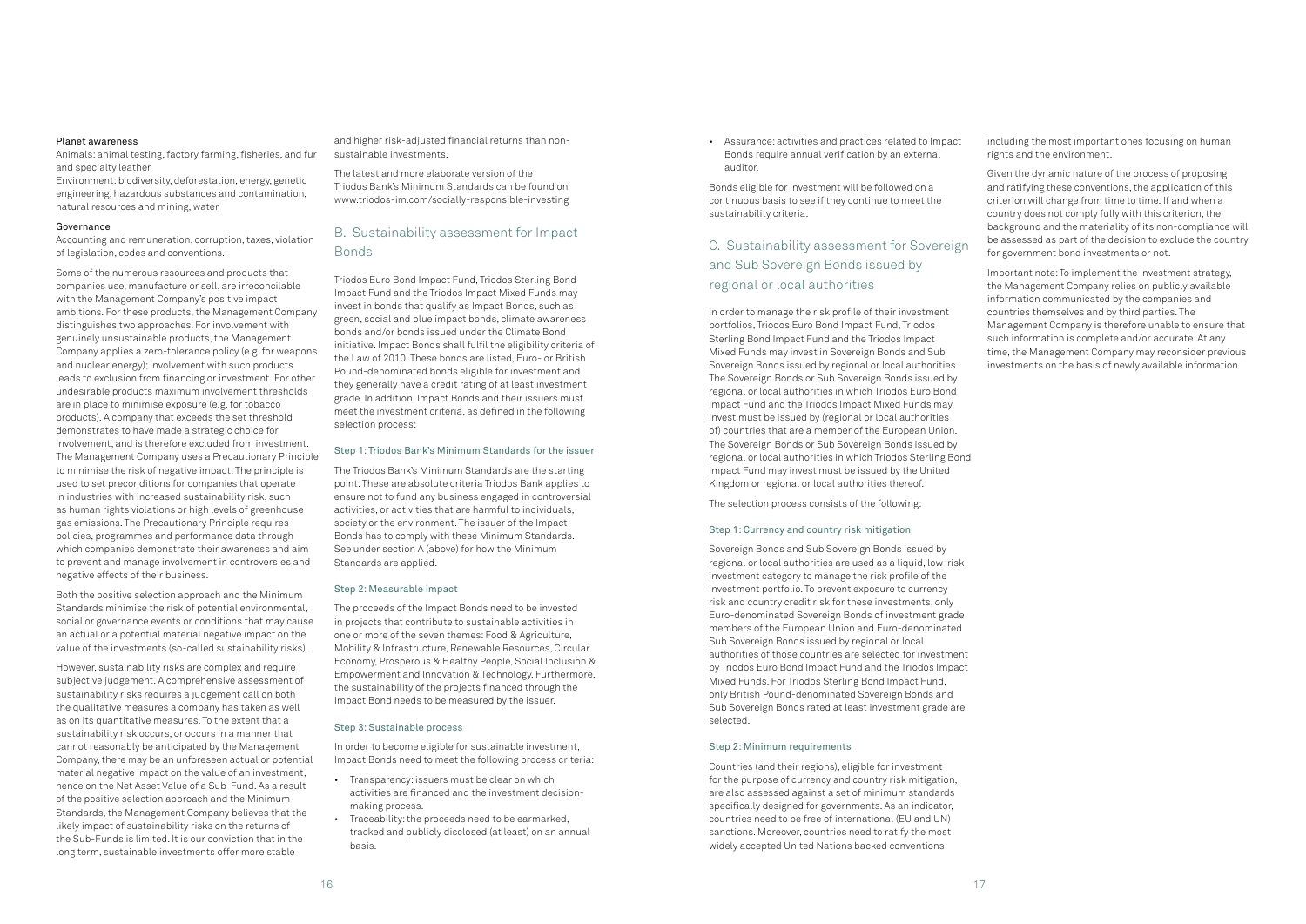**Planet awareness**

Animals: animal testing, factory farming, fisheries, and fur and specialty leather

Environment: biodiversity, deforestation, energy, genetic engineering, hazardous substances and contamination, natural resources and mining, water

**Governance**

Accounting and remuneration, corruption, taxes, violation of legislation, codes and conventions.

Some of the numerous resources and products that companies use, manufacture or sell, are irreconcilable with the Management Company's positive impact ambitions. For these products, the Management Company distinguishes two approaches. For involvement with genuinely unsustainable products, the Management Company applies a zero-tolerance policy (e.g. for weapons and nuclear energy); involvement with such products leads to exclusion from financing or investment. For other undesirable products maximum involvement thresholds are in place to minimise exposure (e.g. for tobacco products). A company that exceeds the set threshold demonstrates to have made a strategic choice for involvement, and is therefore excluded from investment. The Management Company uses a Precautionary Principle to minimise the risk of negative impact. The principle is used to set preconditions for companies that operate in industries with increased sustainability risk, such as human rights violations or high levels of greenhouse gas emissions. The Precautionary Principle requires policies, programmes and performance data through which companies demonstrate their awareness and aim to prevent and manage involvement in controversies and negative effects of their business.

Both the positive selection approach and the Minimum Standards minimise the risk of potential environmental, social or governance events or conditions that may cause an actual or a potential material negative impact on the value of the investments (so-called sustainability risks).

However, sustainability risks are complex and require subjective judgement. A comprehensive assessment of sustainability risks requires a judgement call on both the qualitative measures a company has taken as well as on its quantitative measures. To the extent that a sustainability risk occurs, or occurs in a manner that cannot reasonably be anticipated by the Management Company, there may be an unforeseen actual or potential material negative impact on the value of an investment, hence on the Net Asset Value of a Sub-Fund. As a result of the positive selection approach and the Minimum Standards, the Management Company believes that the likely impact of sustainability risks on the returns of the Sub-Funds is limited. It is our conviction that in the long term, sustainable investments offer more stable and higher risk-adjusted financial returns than non-sustainable investments.

The latest and more elaborate version of the Triodos Bank's Minimum Standards can be found on www.triodos-im.com/socially-responsible-investing

## B. Sustainability assessment for Impact Bonds

Triodos Euro Bond Impact Fund, Triodos Sterling Bond Impact Fund and the Triodos Impact Mixed Funds may invest in bonds that qualify as Impact Bonds, such as green, social and blue impact bonds, climate awareness bonds and/or bonds issued under the Climate Bond initiative. Impact Bonds shall fulfil the eligibility criteria of the Law of 2010. These bonds are listed, Euro- or British Pound-denominated bonds eligible for investment and they generally have a credit rating of at least investment grade. In addition, Impact Bonds and their issuers must meet the investment criteria, as defined in the following selection process:

### Step 1: Triodos Bank's Minimum Standards for the issuer

The Triodos Bank's Minimum Standards are the starting point. These are absolute criteria Triodos Bank applies to ensure not to fund any business engaged in controversial activities, or activities that are harmful to individuals, society or the environment. The issuer of the Impact Bonds has to comply with these Minimum Standards. See under section A (above) for how the Minimum Standards are applied.

### Step 2: Measurable impact

The proceeds of the Impact Bonds need to be invested in projects that contribute to sustainable activities in one or more of the seven themes: Food & Agriculture, Mobility & Infrastructure, Renewable Resources, Circular Economy, Prosperous & Healthy People, Social Inclusion & Empowerment and Innovation & Technology. Furthermore, the sustainability of the projects financed through the Impact Bond needs to be measured by the issuer.

### Step 3: Sustainable process

In order to become eligible for sustainable investment, Impact Bonds need to meet the following process criteria:

- Transparency: issuers must be clear on which activities are financed and the investment decision-making process.
- Traceability: the proceeds need to be earmarked, tracked and publicly disclosed (at least) on an annual basis.
- Assurance: activities and practices related to Impact Bonds require annual verification by an external auditor.

Bonds eligible for investment will be followed on a continuous basis to see if they continue to meet the sustainability criteria.

## C. Sustainability assessment for Sovereign and Sub Sovereign Bonds issued by regional or local authorities

In order to manage the risk profile of their investment portfolios, Triodos Euro Bond Impact Fund, Triodos Sterling Bond Impact Fund and the Triodos Impact Mixed Funds may invest in Sovereign Bonds and Sub Sovereign Bonds issued by regional or local authorities. The Sovereign Bonds or Sub Sovereign Bonds issued by regional or local authorities in which Triodos Euro Bond Impact Fund and the Triodos Impact Mixed Funds may invest must be issued by (regional or local authorities of) countries that are a member of the European Union. The Sovereign Bonds or Sub Sovereign Bonds issued by regional or local authorities in which Triodos Sterling Bond Impact Fund may invest must be issued by the United Kingdom or regional or local authorities thereof.

The selection process consists of the following:

### Step 1: Currency and country risk mitigation

Sovereign Bonds and Sub Sovereign Bonds issued by regional or local authorities are used as a liquid, low-risk investment category to manage the risk profile of the investment portfolio. To prevent exposure to currency risk and country credit risk for these investments, only Euro-denominated Sovereign Bonds of investment grade members of the European Union and Euro-denominated Sub Sovereign Bonds issued by regional or local authorities of those countries are selected for investment by Triodos Euro Bond Impact Fund and the Triodos Impact Mixed Funds. For Triodos Sterling Bond Impact Fund, only British Pound-denominated Sovereign Bonds and Sub Sovereign Bonds rated at least investment grade are selected.

### Step 2: Minimum requirements

Countries (and their regions), eligible for investment for the purpose of currency and country risk mitigation, are also assessed against a set of minimum standards specifically designed for governments. As an indicator, countries need to be free of international (EU and UN) sanctions. Moreover, countries need to ratify the most widely accepted United Nations backed conventions including the most important ones focusing on human rights and the environment.

Given the dynamic nature of the process of proposing and ratifying these conventions, the application of this criterion will change from time to time. If and when a country does not comply fully with this criterion, the background and the materiality of its non-compliance will be assessed as part of the decision to exclude the country for government bond investments or not.

Important note: To implement the investment strategy, the Management Company relies on publicly available information communicated by the companies and countries themselves and by third parties. The Management Company is therefore unable to ensure that such information is complete and/or accurate. At any time, the Management Company may reconsider previous investments on the basis of newly available information.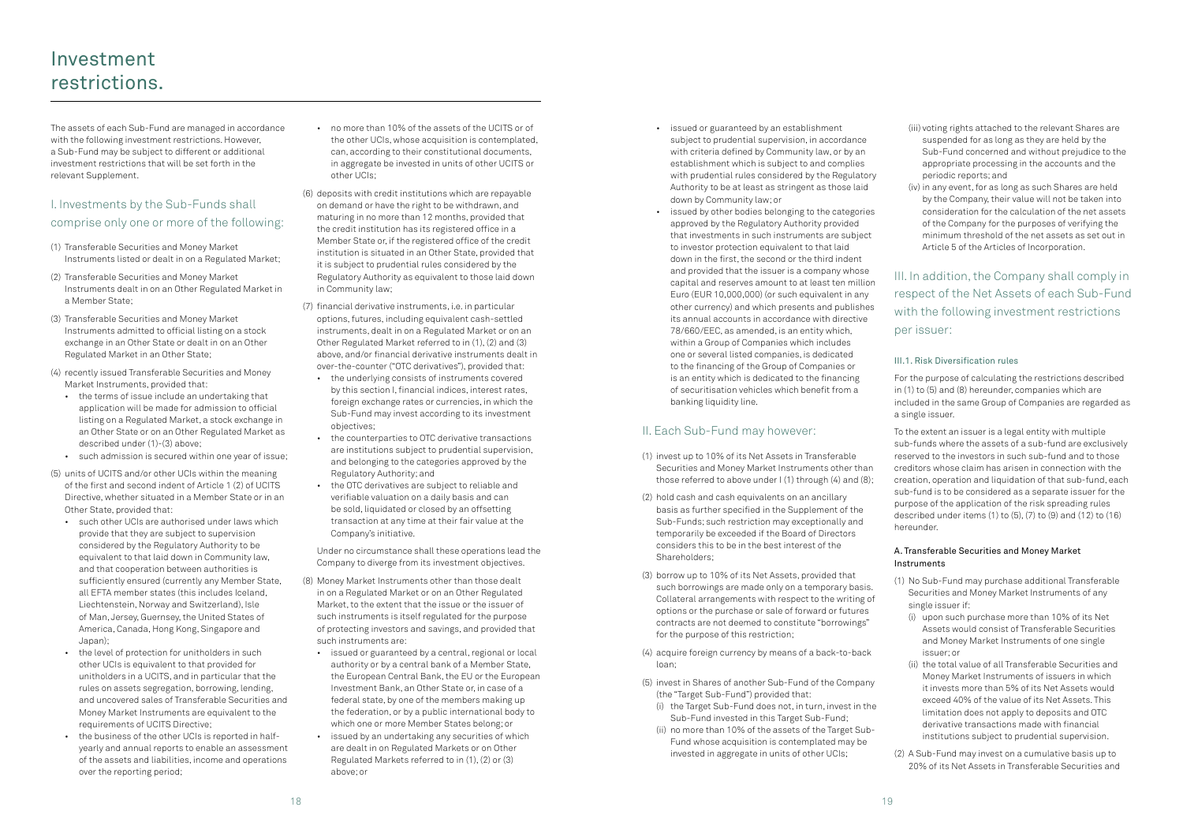# Investment restrictions.

The assets of each Sub-Fund are managed in accordance with the following investment restrictions. However, a Sub-Fund may be subject to different or additional investment restrictions that will be set forth in the relevant Supplement.

## I. Investments by the Sub-Funds shall comprise only one or more of the following:

(1) Transferable Securities and Money Market Instruments listed or dealt in on a Regulated Market;

(2) Transferable Securities and Money Market Instruments dealt in on an Other Regulated Market in a Member State;

(3) Transferable Securities and Money Market Instruments admitted to official listing on a stock exchange in an Other State or dealt in on an Other Regulated Market in an Other State;

(4) recently issued Transferable Securities and Money Market Instruments, provided that:

- the terms of issue include an undertaking that application will be made for admission to official listing on a Regulated Market, a stock exchange in an Other State or on an Other Regulated Market as described under (1)-(3) above;
- such admission is secured within one year of issue;

(5) units of UCITS and/or other UCIs within the meaning of the first and second indent of Article 1 (2) of UCITS Directive, whether situated in a Member State or in an Other State, provided that:

- such other UCIs are authorised under laws which provide that they are subject to supervision considered by the Regulatory Authority to be equivalent to that laid down in Community law, and that cooperation between authorities is sufficiently ensured (currently any Member State, all EFTA member states (this includes Iceland, Liechtenstein, Norway and Switzerland), Isle of Man, Jersey, Guernsey, the United States of America, Canada, Hong Kong, Singapore and Japan);
- the level of protection for unitholders in such other UCIs is equivalent to that provided for unitholders in a UCITS, and in particular that the rules on assets segregation, borrowing, lending, and uncovered sales of Transferable Securities and Money Market Instruments are equivalent to the requirements of UCITS Directive;
- the business of the other UCIs is reported in half-yearly and annual reports to enable an assessment of the assets and liabilities, income and operations over the reporting period;
- no more than 10% of the assets of the UCITS or of the other UCIs, whose acquisition is contemplated, can, according to their constitutional documents, in aggregate be invested in units of other UCITS or other UCIs;

(6) deposits with credit institutions which are repayable on demand or have the right to be withdrawn, and maturing in no more than 12 months, provided that the credit institution has its registered office in a Member State or, if the registered office of the credit institution is situated in an Other State, provided that it is subject to prudential rules considered by the Regulatory Authority as equivalent to those laid down in Community law;

(7) financial derivative instruments, i.e. in particular options, futures, including equivalent cash-settled instruments, dealt in on a Regulated Market or on an Other Regulated Market referred to in (1), (2) and (3) above, and/or financial derivative instruments dealt in over-the-counter ("OTC derivatives"), provided that:

- the underlying consists of instruments covered by this section I, financial indices, interest rates, foreign exchange rates or currencies, in which the Sub-Fund may invest according to its investment objectives;
- the counterparties to OTC derivative transactions are institutions subject to prudential supervision, and belonging to the categories approved by the Regulatory Authority; and
- the OTC derivatives are subject to reliable and verifiable valuation on a daily basis and can be sold, liquidated or closed by an offsetting transaction at any time at their fair value at the Company's initiative.

Under no circumstance shall these operations lead the Company to diverge from its investment objectives.

(8) Money Market Instruments other than those dealt in on a Regulated Market or on an Other Regulated Market, to the extent that the issue or the issuer of such instruments is itself regulated for the purpose of protecting investors and savings, and provided that such instruments are:

- issued or guaranteed by a central, regional or local authority or by a central bank of a Member State, the European Central Bank, the EU or the European Investment Bank, an Other State or, in case of a federal state, by one of the members making up the federation, or by a public international body to which one or more Member States belong; or
- issued by an undertaking any securities of which are dealt in on Regulated Markets or on Other Regulated Markets referred to in (1), (2) or (3) above; or
- issued or guaranteed by an establishment subject to prudential supervision, in accordance with criteria defined by Community law, or by an establishment which is subject to and complies with prudential rules considered by the Regulatory Authority to be at least as stringent as those laid down by Community law; or
- issued by other bodies belonging to the categories approved by the Regulatory Authority provided that investments in such instruments are subject to investor protection equivalent to that laid down in the first, the second or the third indent and provided that the issuer is a company whose capital and reserves amount to at least ten million Euro (EUR 10,000,000) (or such equivalent in any other currency) and which presents and publishes its annual accounts in accordance with directive 78/660/EEC, as amended, is an entity which, within a Group of Companies which includes one or several listed companies, is dedicated to the financing of the Group of Companies or is an entity which is dedicated to the financing of securitisation vehicles which benefit from a banking liquidity line.

## II. Each Sub-Fund may however:

(1) invest up to 10% of its Net Assets in Transferable Securities and Money Market Instruments other than those referred to above under I (1) through (4) and (8);

(2) hold cash and cash equivalents on an ancillary basis as further specified in the Supplement of the Sub-Funds; such restriction may exceptionally and temporarily be exceeded if the Board of Directors considers this to be in the best interest of the Shareholders;

(3) borrow up to 10% of its Net Assets, provided that such borrowings are made only on a temporary basis. Collateral arrangements with respect to the writing of options or the purchase or sale of forward or futures contracts are not deemed to constitute "borrowings" for the purpose of this restriction;

(4) acquire foreign currency by means of a back-to-back loan;

(5) invest in Shares of another Sub-Fund of the Company (the "Target Sub-Fund") provided that:

(i) the Target Sub-Fund does not, in turn, invest in the Sub-Fund invested in this Target Sub-Fund;

(ii) no more than 10% of the assets of the Target Sub-Fund whose acquisition is contemplated may be invested in aggregate in units of other UCIs;

(iii) voting rights attached to the relevant Shares are suspended for as long as they are held by the Sub-Fund concerned and without prejudice to the appropriate processing in the accounts and the periodic reports; and

(iv) in any event, for as long as such Shares are held by the Company, their value will not be taken into consideration for the calculation of the net assets of the Company for the purposes of verifying the minimum threshold of the net assets as set out in Article 5 of the Articles of Incorporation.

## III. In addition, the Company shall comply in respect of the Net Assets of each Sub-Fund with the following investment restrictions per issuer:

### III.1. Risk Diversification rules

For the purpose of calculating the restrictions described in (1) to (5) and (8) hereunder, companies which are included in the same Group of Companies are regarded as a single issuer.

To the extent an issuer is a legal entity with multiple sub-funds where the assets of a sub-fund are exclusively reserved to the investors in such sub-fund and to those creditors whose claim has arisen in connection with the creation, operation and liquidation of that sub-fund, each sub-fund is to be considered as a separate issuer for the purpose of the application of the risk spreading rules described under items (1) to (5), (7) to (9) and (12) to (16) hereunder.

#### A. Transferable Securities and Money Market Instruments

(1) No Sub-Fund may purchase additional Transferable Securities and Money Market Instruments of any single issuer if:

(i) upon such purchase more than 10% of its Net Assets would consist of Transferable Securities and Money Market Instruments of one single issuer; or

(ii) the total value of all Transferable Securities and Money Market Instruments of issuers in which it invests more than 5% of its Net Assets would exceed 40% of the value of its Net Assets. This limitation does not apply to deposits and OTC derivative transactions made with financial institutions subject to prudential supervision.

(2) A Sub-Fund may invest on a cumulative basis up to 20% of its Net Assets in Transferable Securities and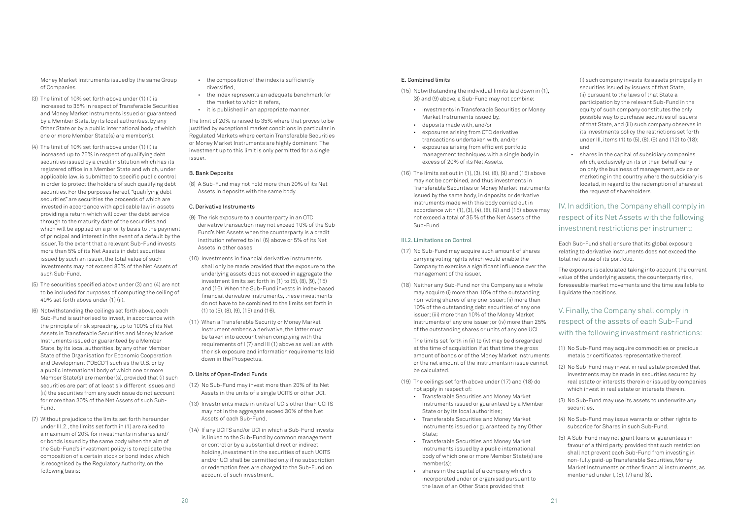Money Market Instruments issued by the same Group of Companies.

(3) The limit of 10% set forth above under (1) (i) is increased to 35% in respect of Transferable Securities and Money Market Instruments issued or guaranteed by a Member State, by its local authorities, by any Other State or by a public international body of which one or more Member State(s) are member(s).

(4) The limit of 10% set forth above under (1) (i) is increased up to 25% in respect of qualifying debt securities issued by a credit institution which has its registered office in a Member State and which, under applicable law, is submitted to specific public control in order to protect the holders of such qualifying debt securities. For the purposes hereof, "qualifying debt securities" are securities the proceeds of which are invested in accordance with applicable law in assets providing a return which will cover the debt service through to the maturity date of the securities and which will be applied on a priority basis to the payment of principal and interest in the event of a default by the issuer. To the extent that a relevant Sub-Fund invests more than 5% of its Net Assets in debt securities issued by such an issuer, the total value of such investments may not exceed 80% of the Net Assets of such Sub-Fund.

(5) The securities specified above under (3) and (4) are not to be included for purposes of computing the ceiling of 40% set forth above under (1) (ii).

(6) Notwithstanding the ceilings set forth above, each Sub-Fund is authorised to invest, in accordance with the principle of risk spreading, up to 100% of its Net Assets in Transferable Securities and Money Market Instruments issued or guaranteed by a Member State, by its local authorities, by any other Member State of the Organisation for Economic Cooperation and Development ("OECD") such as the U.S. or by a public international body of which one or more Member State(s) are member(s), provided that (i) such securities are part of at least six different issues and (ii) the securities from any such issue do not account for more than 30% of the Net Assets of such Sub-Fund.

(7) Without prejudice to the limits set forth hereunder under III.2., the limits set forth in (1) are raised to a maximum of 20% for investments in shares and/ or bonds issued by the same body when the aim of the Sub-Fund's investment policy is to replicate the composition of a certain stock or bond index which is recognised by the Regulatory Authority, on the following basis:

- the composition of the index is sufficiently diversified,
- the index represents an adequate benchmark for the market to which it refers,
- it is published in an appropriate manner.

The limit of 20% is raised to 35% where that proves to be justified by exceptional market conditions in particular in Regulated Markets where certain Transferable Securities or Money Market Instruments are highly dominant. The investment up to this limit is only permitted for a single issuer.

#### B. Bank Deposits

(8) A Sub-Fund may not hold more than 20% of its Net Assets in deposits with the same body.

#### C. Derivative Instruments

(9) The risk exposure to a counterparty in an OTC derivative transaction may not exceed 10% of the Sub-Fund's Net Assets when the counterparty is a credit institution referred to in I (6) above or 5% of its Net Assets in other cases.

(10) Investments in financial derivative instruments shall only be made provided that the exposure to the underlying assets does not exceed in aggregate the investment limits set forth in (1) to (5), (8), (9), (15) and (16). When the Sub-Fund invests in index-based financial derivative instruments, these investments do not have to be combined to the limits set forth in (1) to (5), (8), (9), (15) and (16).

(11) When a Transferable Security or Money Market Instrument embeds a derivative, the latter must be taken into account when complying with the requirements of I (7) and III (1) above as well as with the risk exposure and information requirements laid down in the Prospectus.

#### D. Units of Open-Ended Funds

(12) No Sub-Fund may invest more than 20% of its Net Assets in the units of a single UCITS or other UCI.

(13) Investments made in units of UCIs other than UCITS may not in the aggregate exceed 30% of the Net Assets of each Sub-Fund.

(14) If any UCITS and/or UCI in which a Sub-Fund invests is linked to the Sub-Fund by common management or control or by a substantial direct or indirect holding, investment in the securities of such UCITS and/or UCI shall be permitted only if no subscription or redemption fees are charged to the Sub-Fund on account of such investment.

#### E. Combined limits

(15) Notwithstanding the individual limits laid down in (1), (8) and (9) above, a Sub-Fund may not combine:

- investments in Transferable Securities or Money Market Instruments issued by,
- deposits made with, and/or
- exposures arising from OTC derivative transactions undertaken with, and/or
- exposures arising from efficient portfolio management techniques with a single body in excess of 20% of its Net Assets.

(16) The limits set out in (1), (3), (4), (8), (9) and (15) above may not be combined, and thus investments in Transferable Securities or Money Market Instruments issued by the same body, in deposits or derivative instruments made with this body carried out in accordance with (1), (3), (4), (8), (9) and (15) above may not exceed a total of 35 % of the Net Assets of the Sub-Fund.

#### III.2. Limitations on Control

(17) No Sub-Fund may acquire such amount of shares carrying voting rights which would enable the Company to exercise a significant influence over the management of the issuer.

(18) Neither any Sub-Fund nor the Company as a whole may acquire (i) more than 10% of the outstanding non-voting shares of any one issuer; (ii) more than 10% of the outstanding debt securities of any one issuer; (iii) more than 10% of the Money Market Instruments of any one issuer; or (iv) more than 25% of the outstanding shares or units of any one UCI.

The limits set forth in (ii) to (iv) may be disregarded at the time of acquisition if at that time the gross amount of bonds or of the Money Market Instruments or the net amount of the instruments in issue cannot be calculated.

(19) The ceilings set forth above under (17) and (18) do not apply in respect of:

- Transferable Securities and Money Market Instruments issued or guaranteed by a Member State or by its local authorities;
- Transferable Securities and Money Market Instruments issued or guaranteed by any Other State;
- Transferable Securities and Money Market Instruments issued by a public international body of which one or more Member State(s) are member(s);
- shares in the capital of a company which is incorporated under or organised pursuant to the laws of an Other State provided that (i) such company invests its assets principally in securities issued by issuers of that State, (ii) pursuant to the laws of that State a participation by the relevant Sub-Fund in the equity of such company constitutes the only possible way to purchase securities of issuers of that State, and (iii) such company observes in its investments policy the restrictions set forth under III, items (1) to (5), (8), (9) and (12) to (18); and
- shares in the capital of subsidiary companies which, exclusively on its or their behalf carry on only the business of management, advice or marketing in the country where the subsidiary is located, in regard to the redemption of shares at the request of shareholders.

## IV. In addition, the Company shall comply in respect of its Net Assets with the following investment restrictions per instrument:

Each Sub-Fund shall ensure that its global exposure relating to derivative instruments does not exceed the total net value of its portfolio.

The exposure is calculated taking into account the current value of the underlying assets, the counterparty risk, foreseeable market movements and the time available to liquidate the positions.

## V. Finally, the Company shall comply in respect of the assets of each Sub-Fund with the following investment restrictions:

(1) No Sub-Fund may acquire commodities or precious metals or certificates representative thereof.

(2) No Sub-Fund may invest in real estate provided that investments may be made in securities secured by real estate or interests therein or issued by companies which invest in real estate or interests therein.

(3) No Sub-Fund may use its assets to underwrite any securities.

(4) No Sub-Fund may issue warrants or other rights to subscribe for Shares in such Sub-Fund.

(5) A Sub-Fund may not grant loans or guarantees in favour of a third party, provided that such restriction shall not prevent each Sub-Fund from investing in non-fully paid-up Transferable Securities, Money Market Instruments or other financial instruments, as mentioned under I, (5), (7) and (8).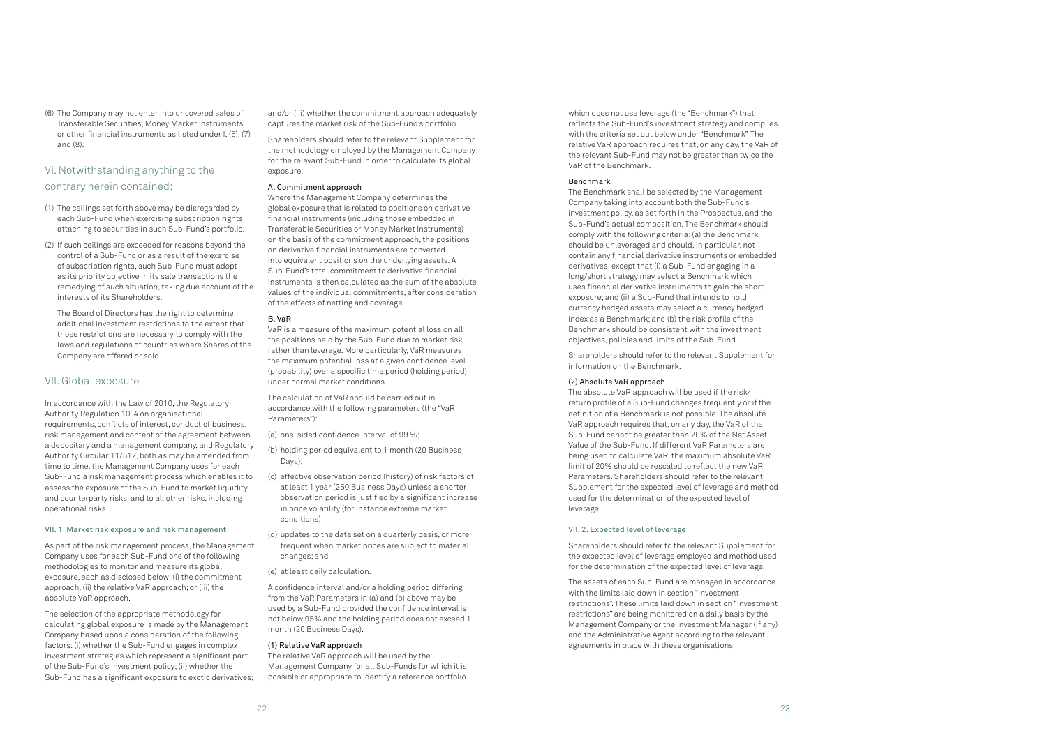(6) The Company may not enter into uncovered sales of Transferable Securities, Money Market Instruments or other financial instruments as listed under I, (5), (7) and (8).

## VI. Notwithstanding anything to the contrary herein contained:

(1) The ceilings set forth above may be disregarded by each Sub-Fund when exercising subscription rights attaching to securities in such Sub-Fund's portfolio.

(2) If such ceilings are exceeded for reasons beyond the control of a Sub-Fund or as a result of the exercise of subscription rights, such Sub-Fund must adopt as its priority objective in its sale transactions the remedying of such situation, taking due account of the interests of its Shareholders.

The Board of Directors has the right to determine additional investment restrictions to the extent that those restrictions are necessary to comply with the laws and regulations of countries where Shares of the Company are offered or sold.

## VII. Global exposure

In accordance with the Law of 2010, the Regulatory Authority Regulation 10-4 on organisational requirements, conflicts of interest, conduct of business, risk management and content of the agreement between a depositary and a management company, and Regulatory Authority Circular 11/512, both as may be amended from time to time, the Management Company uses for each Sub-Fund a risk management process which enables it to assess the exposure of the Sub-Fund to market liquidity and counterparty risks, and to all other risks, including operational risks.

### VII. 1. Market risk exposure and risk management

As part of the risk management process, the Management Company uses for each Sub-Fund one of the following methodologies to monitor and measure its global exposure, each as disclosed below: (i) the commitment approach, (ii) the relative VaR approach; or (iii) the absolute VaR approach.

The selection of the appropriate methodology for calculating global exposure is made by the Management Company based upon a consideration of the following factors: (i) whether the Sub-Fund engages in complex investment strategies which represent a significant part of the Sub-Fund's investment policy; (ii) whether the Sub-Fund has a significant exposure to exotic derivatives; and/or (iii) whether the commitment approach adequately captures the market risk of the Sub-Fund's portfolio.

Shareholders should refer to the relevant Supplement for the methodology employed by the Management Company for the relevant Sub-Fund in order to calculate its global exposure.

**A. Commitment approach**

Where the Management Company determines the global exposure that is related to positions on derivative financial instruments (including those embedded in Transferable Securities or Money Market Instruments) on the basis of the commitment approach, the positions on derivative financial instruments are converted into equivalent positions on the underlying assets. A Sub-Fund's total commitment to derivative financial instruments is then calculated as the sum of the absolute values of the individual commitments, after consideration of the effects of netting and coverage.

**B. VaR**

VaR is a measure of the maximum potential loss on all the positions held by the Sub-Fund due to market risk rather than leverage. More particularly, VaR measures the maximum potential loss at a given confidence level (probability) over a specific time period (holding period) under normal market conditions.

The calculation of VaR should be carried out in accordance with the following parameters (the "VaR Parameters"):

(a) one-sided confidence interval of 99 %;

(b) holding period equivalent to 1 month (20 Business Days);

(c) effective observation period (history) of risk factors of at least 1 year (250 Business Days) unless a shorter observation period is justified by a significant increase in price volatility (for instance extreme market conditions);

(d) updates to the data set on a quarterly basis, or more frequent when market prices are subject to material changes; and

(e) at least daily calculation.

A confidence interval and/or a holding period differing from the VaR Parameters in (a) and (b) above may be used by a Sub-Fund provided the confidence interval is not below 95% and the holding period does not exceed 1 month (20 Business Days).

**(1) Relative VaR approach**

The relative VaR approach will be used by the Management Company for all Sub-Funds for which it is possible or appropriate to identify a reference portfolio which does not use leverage (the "Benchmark") that reflects the Sub-Fund's investment strategy and complies with the criteria set out below under "Benchmark". The relative VaR approach requires that, on any day, the VaR of the relevant Sub-Fund may not be greater than twice the VaR of the Benchmark.

**Benchmark**

The Benchmark shall be selected by the Management Company taking into account both the Sub-Fund's investment policy, as set forth in the Prospectus, and the Sub-Fund's actual composition. The Benchmark should comply with the following criteria: (a) the Benchmark should be unleveraged and should, in particular, not contain any financial derivative instruments or embedded derivatives, except that (i) a Sub-Fund engaging in a long/short strategy may select a Benchmark which uses financial derivative instruments to gain the short exposure; and (ii) a Sub-Fund that intends to hold currency hedged assets may select a currency hedged index as a Benchmark; and (b) the risk profile of the Benchmark should be consistent with the investment objectives, policies and limits of the Sub-Fund.

Shareholders should refer to the relevant Supplement for information on the Benchmark.

**(2) Absolute VaR approach**

The absolute VaR approach will be used if the risk/return profile of a Sub-Fund changes frequently or if the definition of a Benchmark is not possible. The absolute VaR approach requires that, on any day, the VaR of the Sub-Fund cannot be greater than 20% of the Net Asset Value of the Sub-Fund. If different VaR Parameters are being used to calculate VaR, the maximum absolute VaR limit of 20% should be rescaled to reflect the new VaR Parameters. Shareholders should refer to the relevant Supplement for the expected level of leverage and method used for the determination of the expected level of leverage.

### VII. 2. Expected level of leverage

Shareholders should refer to the relevant Supplement for the expected level of leverage employed and method used for the determination of the expected level of leverage.

The assets of each Sub-Fund are managed in accordance with the limits laid down in section "Investment restrictions". These limits laid down in section "Investment restrictions" are being monitored on a daily basis by the Management Company or the Investment Manager (if any) and the Administrative Agent according to the relevant agreements in place with these organisations.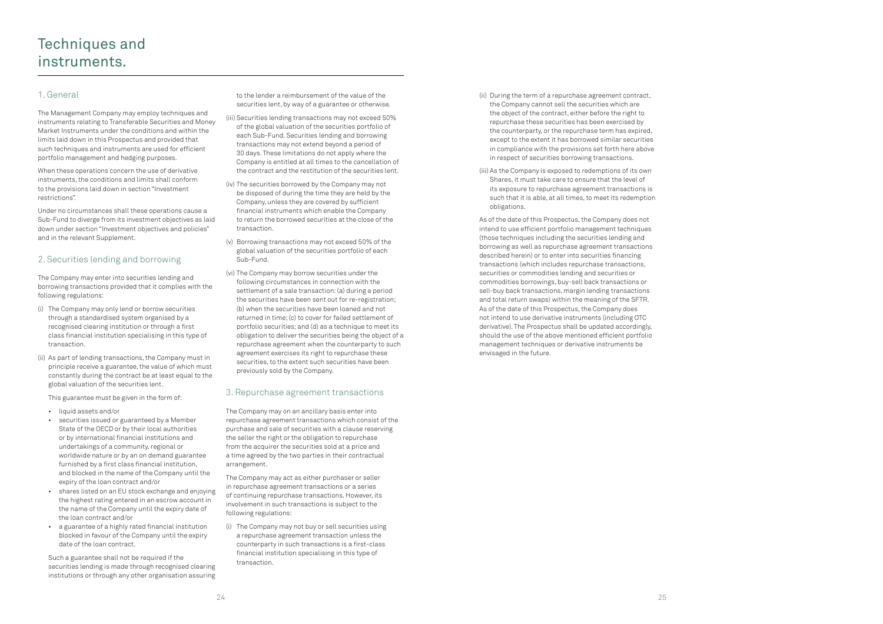# Techniques and instruments.

## 1. General

The Management Company may employ techniques and instruments relating to Transferable Securities and Money Market Instruments under the conditions and within the limits laid down in this Prospectus and provided that such techniques and instruments are used for efficient portfolio management and hedging purposes.

When these operations concern the use of derivative instruments, the conditions and limits shall conform to the provisions laid down in section "Investment restrictions".

Under no circumstances shall these operations cause a Sub-Fund to diverge from its investment objectives as laid down under section "Investment objectives and policies" and in the relevant Supplement.

## 2. Securities lending and borrowing

The Company may enter into securities lending and borrowing transactions provided that it complies with the following regulations:

(i) The Company may only lend or borrow securities through a standardised system organised by a recognised clearing institution or through a first class financial institution specialising in this type of transaction.

(ii) As part of lending transactions, the Company must in principle receive a guarantee, the value of which must constantly during the contract be at least equal to the global valuation of the securities lent.

This guarantee must be given in the form of:

- liquid assets and/or
- securities issued or guaranteed by a Member State of the OECD or by their local authorities or by international financial institutions and undertakings of a community, regional or worldwide nature or by an on demand guarantee furnished by a first class financial institution, and blocked in the name of the Company until the expiry of the loan contract and/or
- shares listed on an EU stock exchange and enjoying the highest rating entered in an escrow account in the name of the Company until the expiry date of the loan contract and/or
- a guarantee of a highly rated financial institution blocked in favour of the Company until the expiry date of the loan contract.

Such a guarantee shall not be required if the securities lending is made through recognised clearing institutions or through any other organisation assuring to the lender a reimbursement of the value of the securities lent, by way of a guarantee or otherwise.

(iii) Securities lending transactions may not exceed 50% of the global valuation of the securities portfolio of each Sub-Fund. Securities lending and borrowing transactions may not extend beyond a period of 30 days. These limitations do not apply where the Company is entitled at all times to the cancellation of the contract and the restitution of the securities lent.

(iv) The securities borrowed by the Company may not be disposed of during the time they are held by the Company, unless they are covered by sufficient financial instruments which enable the Company to return the borrowed securities at the close of the transaction.

(v) Borrowing transactions may not exceed 50% of the global valuation of the securities portfolio of each Sub-Fund.

(vi) The Company may borrow securities under the following circumstances in connection with the settlement of a sale transaction: (a) during a period the securities have been sent out for re-registration; (b) when the securities have been loaned and not returned in time; (c) to cover for failed settlement of portfolio securities; and (d) as a technique to meet its obligation to deliver the securities being the object of a repurchase agreement when the counterparty to such agreement exercises its right to repurchase these securities, to the extent such securities have been previously sold by the Company.

## 3. Repurchase agreement transactions

The Company may on an ancillary basis enter into repurchase agreement transactions which consist of the purchase and sale of securities with a clause reserving the seller the right or the obligation to repurchase from the acquirer the securities sold at a price and a time agreed by the two parties in their contractual arrangement.

The Company may act as either purchaser or seller in repurchase agreement transactions or a series of continuing repurchase transactions. However, its involvement in such transactions is subject to the following regulations:

(i) The Company may not buy or sell securities using a repurchase agreement transaction unless the counterparty in such transactions is a first-class financial institution specialising in this type of transaction.

(ii) During the term of a repurchase agreement contract, the Company cannot sell the securities which are the object of the contract, either before the right to repurchase these securities has been exercised by the counterparty, or the repurchase term has expired, except to the extent it has borrowed similar securities in compliance with the provisions set forth here above in respect of securities borrowing transactions.

(iii) As the Company is exposed to redemptions of its own Shares, it must take care to ensure that the level of its exposure to repurchase agreement transactions is such that it is able, at all times, to meet its redemption obligations.

As of the date of this Prospectus, the Company does not intend to use efficient portfolio management techniques (those techniques including the securities lending and borrowing as well as repurchase agreement transactions described herein) or to enter into securities financing transactions (which includes repurchase transactions, securities or commodities lending and securities or commodities borrowings, buy-sell back transactions or sell-buy back transactions, margin lending transactions and total return swaps) within the meaning of the SFTR. As of the date of this Prospectus, the Company does not intend to use derivative instruments (including OTC derivative). The Prospectus shall be updated accordingly, should the use of the above mentioned efficient portfolio management techniques or derivative instruments be envisaged in the future.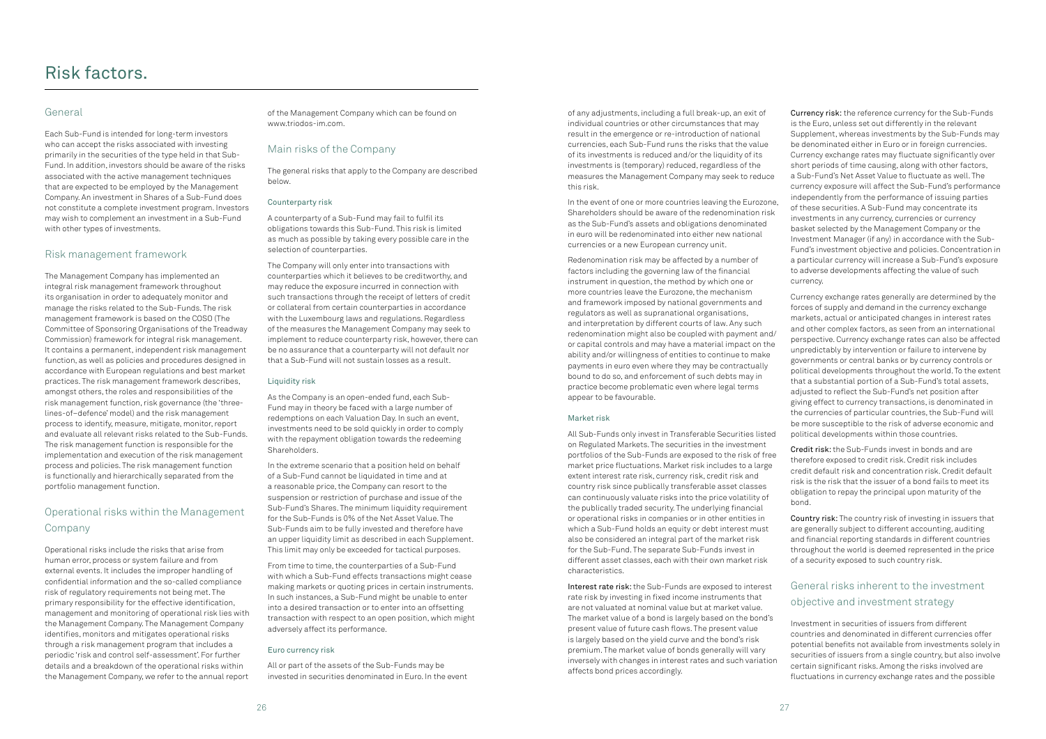# Risk factors.

## General

Each Sub-Fund is intended for long-term investors who can accept the risks associated with investing primarily in the securities of the type held in that Sub-Fund. In addition, investors should be aware of the risks associated with the active management techniques that are expected to be employed by the Management Company. An investment in Shares of a Sub-Fund does not constitute a complete investment program. Investors may wish to complement an investment in a Sub-Fund with other types of investments.

## Risk management framework

The Management Company has implemented an integral risk management framework throughout its organisation in order to adequately monitor and manage the risks related to the Sub-Funds. The risk management framework is based on the COSO (The Committee of Sponsoring Organisations of the Treadway Commission) framework for integral risk management. It contains a permanent, independent risk management function, as well as policies and procedures designed in accordance with European regulations and best market practices. The risk management framework describes, amongst others, the roles and responsibilities of the risk management function, risk governance (the 'three-lines-of–defence' model) and the risk management process to identify, measure, mitigate, monitor, report and evaluate all relevant risks related to the Sub-Funds. The risk management function is responsible for the implementation and execution of the risk management process and policies. The risk management function is functionally and hierarchically separated from the portfolio management function.

## Operational risks within the Management Company

Operational risks include the risks that arise from human error, process or system failure and from external events. It includes the improper handling of confidential information and the so-called compliance risk of regulatory requirements not being met. The primary responsibility for the effective identification, management and monitoring of operational risk lies with the Management Company. The Management Company identifies, monitors and mitigates operational risks through a risk management program that includes a periodic 'risk and control self-assessment'. For further details and a breakdown of the operational risks within the Management Company, we refer to the annual report of the Management Company which can be found on www.triodos-im.com.

## Main risks of the Company

The general risks that apply to the Company are described below.

### Counterparty risk

A counterparty of a Sub-Fund may fail to fulfil its obligations towards this Sub-Fund. This risk is limited as much as possible by taking every possible care in the selection of counterparties.

The Company will only enter into transactions with counterparties which it believes to be creditworthy, and may reduce the exposure incurred in connection with such transactions through the receipt of letters of credit or collateral from certain counterparties in accordance with the Luxembourg laws and regulations. Regardless of the measures the Management Company may seek to implement to reduce counterparty risk, however, there can be no assurance that a counterparty will not default nor that a Sub-Fund will not sustain losses as a result.

### Liquidity risk

As the Company is an open-ended fund, each Sub-Fund may in theory be faced with a large number of redemptions on each Valuation Day. In such an event, investments need to be sold quickly in order to comply with the repayment obligation towards the redeeming Shareholders.

In the extreme scenario that a position held on behalf of a Sub-Fund cannot be liquidated in time and at a reasonable price, the Company can resort to the suspension or restriction of purchase and issue of the Sub-Fund's Shares. The minimum liquidity requirement for the Sub-Funds is 0% of the Net Asset Value. The Sub-Funds aim to be fully invested and therefore have an upper liquidity limit as described in each Supplement. This limit may only be exceeded for tactical purposes.

From time to time, the counterparties of a Sub-Fund with which a Sub-Fund effects transactions might cease making markets or quoting prices in certain instruments. In such instances, a Sub-Fund might be unable to enter into a desired transaction or to enter into an offsetting transaction with respect to an open position, which might adversely affect its performance.

### Euro currency risk

All or part of the assets of the Sub-Funds may be invested in securities denominated in Euro. In the event of any adjustments, including a full break-up, an exit of individual countries or other circumstances that may result in the emergence or re-introduction of national currencies, each Sub-Fund runs the risks that the value of its investments is reduced and/or the liquidity of its investments is (temporary) reduced, regardless of the measures the Management Company may seek to reduce this risk.

In the event of one or more countries leaving the Eurozone, Shareholders should be aware of the redenomination risk as the Sub-Fund's assets and obligations denominated in euro will be redenominated into either new national currencies or a new European currency unit.

Redenomination risk may be affected by a number of factors including the governing law of the financial instrument in question, the method by which one or more countries leave the Eurozone, the mechanism and framework imposed by national governments and regulators as well as supranational organisations, and interpretation by different courts of law. Any such redenomination might also be coupled with payment and/or capital controls and may have a material impact on the ability and/or willingness of entities to continue to make payments in euro even where they may be contractually bound to do so, and enforcement of such debts may in practice become problematic even where legal terms appear to be favourable.

### Market risk

All Sub-Funds only invest in Transferable Securities listed on Regulated Markets. The securities in the investment portfolios of the Sub-Funds are exposed to the risk of free market price fluctuations. Market risk includes to a large extent interest rate risk, currency risk, credit risk and country risk since publically transferable asset classes can continuously valuate risks into the price volatility of the publically traded security. The underlying financial or operational risks in companies or in other entities in which a Sub-Fund holds an equity or debt interest must also be considered an integral part of the market risk for the Sub-Fund. The separate Sub-Funds invest in different asset classes, each with their own market risk characteristics.

**Interest rate risk:** the Sub-Funds are exposed to interest rate risk by investing in fixed income instruments that are not valuated at nominal value but at market value. The market value of a bond is largely based on the bond's present value of future cash flows. The present value is largely based on the yield curve and the bond's risk premium. The market value of bonds generally will vary inversely with changes in interest rates and such variation affects bond prices accordingly.

**Currency risk:** the reference currency for the Sub-Funds is the Euro, unless set out differently in the relevant Supplement, whereas investments by the Sub-Funds may be denominated either in Euro or in foreign currencies. Currency exchange rates may fluctuate significantly over short periods of time causing, along with other factors, a Sub-Fund's Net Asset Value to fluctuate as well. The currency exposure will affect the Sub-Fund's performance independently from the performance of issuing parties of these securities. A Sub-Fund may concentrate its investments in any currency, currencies or currency basket selected by the Management Company or the Investment Manager (if any) in accordance with the Sub-Fund's investment objective and policies. Concentration in a particular currency will increase a Sub-Fund's exposure to adverse developments affecting the value of such currency.

Currency exchange rates generally are determined by the forces of supply and demand in the currency exchange markets, actual or anticipated changes in interest rates and other complex factors, as seen from an international perspective. Currency exchange rates can also be affected unpredictably by intervention or failure to intervene by governments or central banks or by currency controls or political developments throughout the world. To the extent that a substantial portion of a Sub-Fund's total assets, adjusted to reflect the Sub-Fund's net position after giving effect to currency transactions, is denominated in the currencies of particular countries, the Sub-Fund will be more susceptible to the risk of adverse economic and political developments within those countries.

**Credit risk:** the Sub-Funds invest in bonds and are therefore exposed to credit risk. Credit risk includes credit default risk and concentration risk. Credit default risk is the risk that the issuer of a bond fails to meet its obligation to repay the principal upon maturity of the bond.

**Country risk:** The country risk of investing in issuers that are generally subject to different accounting, auditing and financial reporting standards in different countries throughout the world is deemed represented in the price of a security exposed to such country risk.

## General risks inherent to the investment objective and investment strategy

Investment in securities of issuers from different countries and denominated in different currencies offer potential benefits not available from investments solely in securities of issuers from a single country, but also involve certain significant risks. Among the risks involved are fluctuations in currency exchange rates and the possible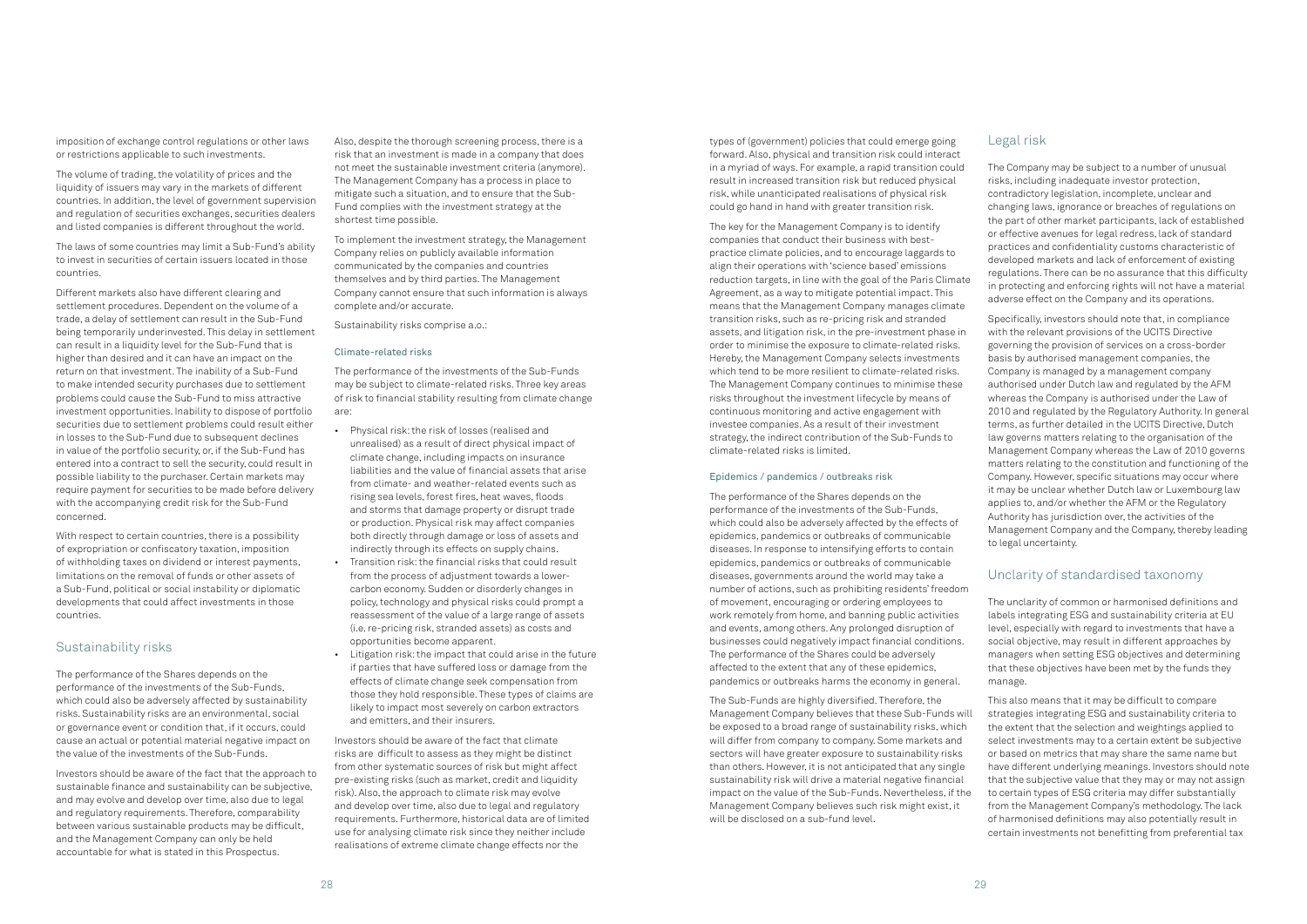imposition of exchange control regulations or other laws or restrictions applicable to such investments.

The volume of trading, the volatility of prices and the liquidity of issuers may vary in the markets of different countries. In addition, the level of government supervision and regulation of securities exchanges, securities dealers and listed companies is different throughout the world.

The laws of some countries may limit a Sub-Fund's ability to invest in securities of certain issuers located in those countries.

Different markets also have different clearing and settlement procedures. Dependent on the volume of a trade, a delay of settlement can result in the Sub-Fund being temporarily underinvested. This delay in settlement can result in a liquidity level for the Sub-Fund that is higher than desired and it can have an impact on the return on that investment. The inability of a Sub-Fund to make intended security purchases due to settlement problems could cause the Sub-Fund to miss attractive investment opportunities. Inability to dispose of portfolio securities due to settlement problems could result either in losses to the Sub-Fund due to subsequent declines in value of the portfolio security, or, if the Sub-Fund has entered into a contract to sell the security, could result in possible liability to the purchaser. Certain markets may require payment for securities to be made before delivery with the accompanying credit risk for the Sub-Fund concerned.

With respect to certain countries, there is a possibility of expropriation or confiscatory taxation, imposition of withholding taxes on dividend or interest payments, limitations on the removal of funds or other assets of a Sub-Fund, political or social instability or diplomatic developments that could affect investments in those countries.

## Sustainability risks

The performance of the Shares depends on the performance of the investments of the Sub-Funds, which could also be adversely affected by sustainability risks. Sustainability risks are an environmental, social or governance event or condition that, if it occurs, could cause an actual or potential material negative impact on the value of the investments of the Sub-Funds.

Investors should be aware of the fact that the approach to sustainable finance and sustainability can be subjective, and may evolve and develop over time, also due to legal and regulatory requirements. Therefore, comparability between various sustainable products may be difficult, and the Management Company can only be held accountable for what is stated in this Prospectus.

Also, despite the thorough screening process, there is a risk that an investment is made in a company that does not meet the sustainable investment criteria (anymore). The Management Company has a process in place to mitigate such a situation, and to ensure that the Sub-Fund complies with the investment strategy at the shortest time possible.

To implement the investment strategy, the Management Company relies on publicly available information communicated by the companies and countries themselves and by third parties. The Management Company cannot ensure that such information is always complete and/or accurate.

Sustainability risks comprise a.o.:

### Climate-related risks

The performance of the investments of the Sub-Funds may be subject to climate-related risks. Three key areas of risk to financial stability resulting from climate change are:

- Physical risk: the risk of losses (realised and unrealised) as a result of direct physical impact of climate change, including impacts on insurance liabilities and the value of financial assets that arise from climate- and weather-related events such as rising sea levels, forest fires, heat waves, floods and storms that damage property or disrupt trade or production. Physical risk may affect companies both directly through damage or loss of assets and indirectly through its effects on supply chains.
- Transition risk: the financial risks that could result from the process of adjustment towards a lower-carbon economy. Sudden or disorderly changes in policy, technology and physical risks could prompt a reassessment of the value of a large range of assets (i.e. re-pricing risk, stranded assets) as costs and opportunities become apparent.
- Litigation risk: the impact that could arise in the future if parties that have suffered loss or damage from the effects of climate change seek compensation from those they hold responsible. These types of claims are likely to impact most severely on carbon extractors and emitters, and their insurers.

Investors should be aware of the fact that climate risks are difficult to assess as they might be distinct from other systematic sources of risk but might affect pre-existing risks (such as market, credit and liquidity risk). Also, the approach to climate risk may evolve and develop over time, also due to legal and regulatory requirements. Furthermore, historical data are of limited use for analysing climate risk since they neither include realisations of extreme climate change effects nor the types of (government) policies that could emerge going forward. Also, physical and transition risk could interact in a myriad of ways. For example, a rapid transition could result in increased transition risk but reduced physical risk, while unanticipated realisations of physical risk could go hand in hand with greater transition risk.

The key for the Management Company is to identify companies that conduct their business with best-practice climate policies, and to encourage laggards to align their operations with 'science based' emissions reduction targets, in line with the goal of the Paris Climate Agreement, as a way to mitigate potential impact. This means that the Management Company manages climate transition risks, such as re-pricing risk and stranded assets, and litigation risk, in the pre-investment phase in order to minimise the exposure to climate-related risks. Hereby, the Management Company selects investments which tend to be more resilient to climate-related risks. The Management Company continues to minimise these risks throughout the investment lifecycle by means of continuous monitoring and active engagement with investee companies. As a result of their investment strategy, the indirect contribution of the Sub-Funds to climate-related risks is limited.

### Epidemics / pandemics / outbreaks risk

The performance of the Shares depends on the performance of the investments of the Sub-Funds, which could also be adversely affected by the effects of epidemics, pandemics or outbreaks of communicable diseases. In response to intensifying efforts to contain epidemics, pandemics or outbreaks of communicable diseases, governments around the world may take a number of actions, such as prohibiting residents' freedom of movement, encouraging or ordering employees to work remotely from home, and banning public activities and events, among others. Any prolonged disruption of businesses could negatively impact financial conditions. The performance of the Shares could be adversely affected to the extent that any of these epidemics, pandemics or outbreaks harms the economy in general.

The Sub-Funds are highly diversified. Therefore, the Management Company believes that these Sub-Funds will be exposed to a broad range of sustainability risks, which will differ from company to company. Some markets and sectors will have greater exposure to sustainability risks than others. However, it is not anticipated that any single sustainability risk will drive a material negative financial impact on the value of the Sub-Funds. Nevertheless, if the Management Company believes such risk might exist, it will be disclosed on a sub-fund level.

## Legal risk

The Company may be subject to a number of unusual risks, including inadequate investor protection, contradictory legislation, incomplete, unclear and changing laws, ignorance or breaches of regulations on the part of other market participants, lack of established or effective avenues for legal redress, lack of standard practices and confidentiality customs characteristic of developed markets and lack of enforcement of existing regulations. There can be no assurance that this difficulty in protecting and enforcing rights will not have a material adverse effect on the Company and its operations.

Specifically, investors should note that, in compliance with the relevant provisions of the UCITS Directive governing the provision of services on a cross-border basis by authorised management companies, the Company is managed by a management company authorised under Dutch law and regulated by the AFM whereas the Company is authorised under the Law of 2010 and regulated by the Regulatory Authority. In general terms, as further detailed in the UCITS Directive, Dutch law governs matters relating to the organisation of the Management Company whereas the Law of 2010 governs matters relating to the constitution and functioning of the Company. However, specific situations may occur where it may be unclear whether Dutch law or Luxembourg law applies to, and/or whether the AFM or the Regulatory Authority has jurisdiction over, the activities of the Management Company and the Company, thereby leading to legal uncertainty.

## Unclarity of standardised taxonomy

The unclarity of common or harmonised definitions and labels integrating ESG and sustainability criteria at EU level, especially with regard to investments that have a social objective, may result in different approaches by managers when setting ESG objectives and determining that these objectives have been met by the funds they manage.

This also means that it may be difficult to compare strategies integrating ESG and sustainability criteria to the extent that the selection and weightings applied to select investments may to a certain extent be subjective or based on metrics that may share the same name but have different underlying meanings. Investors should note that the subjective value that they may or may not assign to certain types of ESG criteria may differ substantially from the Management Company's methodology. The lack of harmonised definitions may also potentially result in certain investments not benefitting from preferential tax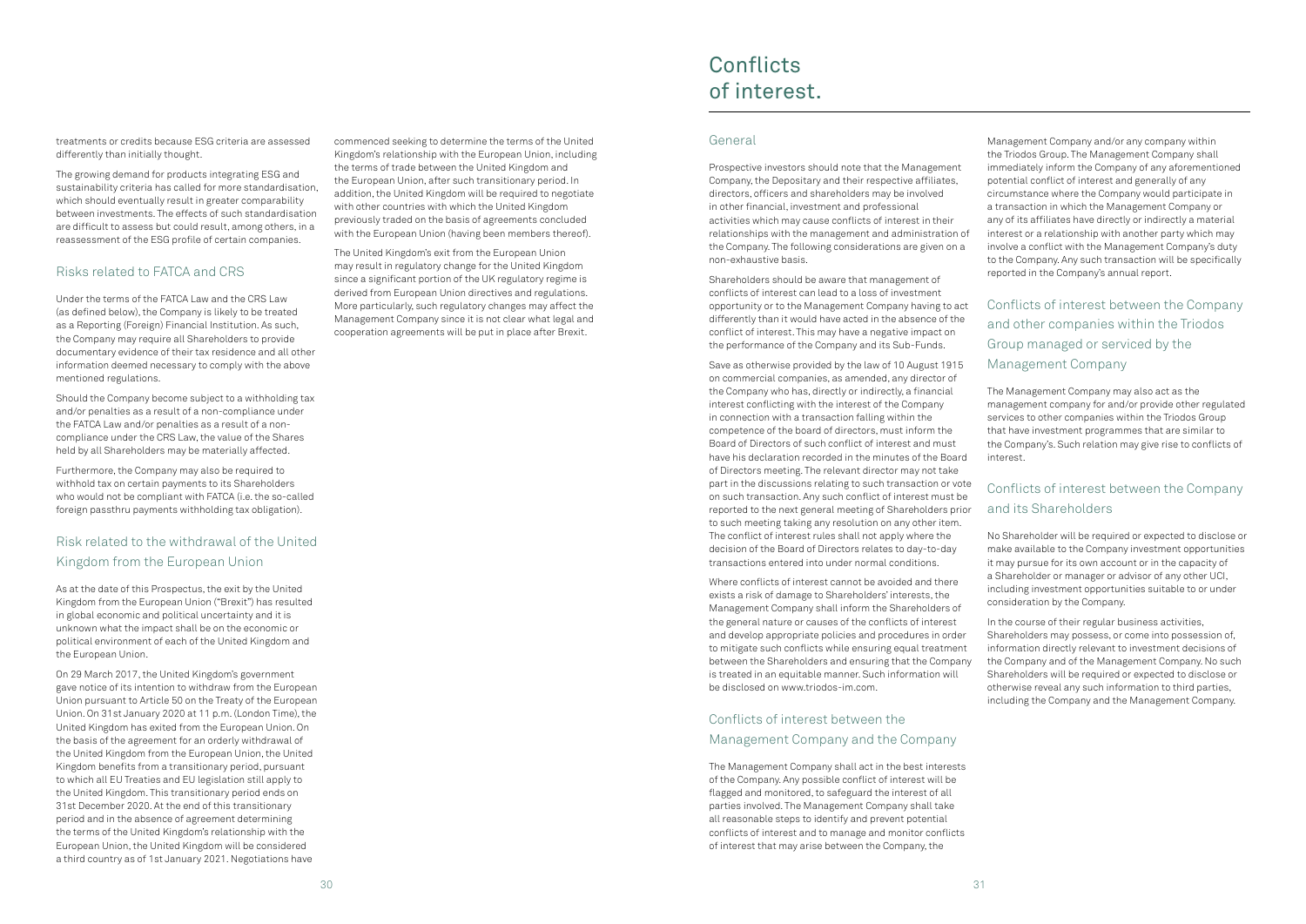treatments or credits because ESG criteria are assessed differently than initially thought.

The growing demand for products integrating ESG and sustainability criteria has called for more standardisation, which should eventually result in greater comparability between investments. The effects of such standardisation are difficult to assess but could result, among others, in a reassessment of the ESG profile of certain companies.

### Risks related to FATCA and CRS

Under the terms of the FATCA Law and the CRS Law (as defined below), the Company is likely to be treated as a Reporting (Foreign) Financial Institution. As such, the Company may require all Shareholders to provide documentary evidence of their tax residence and all other information deemed necessary to comply with the above mentioned regulations.

Should the Company become subject to a withholding tax and/or penalties as a result of a non-compliance under the FATCA Law and/or penalties as a result of a non-compliance under the CRS Law, the value of the Shares held by all Shareholders may be materially affected.

Furthermore, the Company may also be required to withhold tax on certain payments to its Shareholders who would not be compliant with FATCA (i.e. the so-called foreign passthru payments withholding tax obligation).

### Risk related to the withdrawal of the United Kingdom from the European Union

As at the date of this Prospectus, the exit by the United Kingdom from the European Union ("Brexit") has resulted in global economic and political uncertainty and it is unknown what the impact shall be on the economic or political environment of each of the United Kingdom and the European Union.

On 29 March 2017, the United Kingdom's government gave notice of its intention to withdraw from the European Union pursuant to Article 50 on the Treaty of the European Union. On 31st January 2020 at 11 p.m. (London Time), the United Kingdom has exited from the European Union. On the basis of the agreement for an orderly withdrawal of the United Kingdom from the European Union, the United Kingdom benefits from a transitionary period, pursuant to which all EU Treaties and EU legislation still apply to the United Kingdom. This transitionary period ends on 31st December 2020. At the end of this transitionary period and in the absence of agreement determining the terms of the United Kingdom's relationship with the European Union, the United Kingdom will be considered a third country as of 1st January 2021. Negotiations have commenced seeking to determine the terms of the United Kingdom's relationship with the European Union, including the terms of trade between the United Kingdom and the European Union, after such transitionary period. In addition, the United Kingdom will be required to negotiate with other countries with which the United Kingdom previously traded on the basis of agreements concluded with the European Union (having been members thereof).

The United Kingdom's exit from the European Union may result in regulatory change for the United Kingdom since a significant portion of the UK regulatory regime is derived from European Union directives and regulations. More particularly, such regulatory changes may affect the Management Company since it is not clear what legal and cooperation agreements will be put in place after Brexit.

# Conflicts of interest.

### General

Prospective investors should note that the Management Company, the Depositary and their respective affiliates, directors, officers and shareholders may be involved in other financial, investment and professional activities which may cause conflicts of interest in their relationships with the management and administration of the Company. The following considerations are given on a non-exhaustive basis.

Shareholders should be aware that management of conflicts of interest can lead to a loss of investment opportunity or to the Management Company having to act differently than it would have acted in the absence of the conflict of interest. This may have a negative impact on the performance of the Company and its Sub-Funds.

Save as otherwise provided by the law of 10 August 1915 on commercial companies, as amended, any director of the Company who has, directly or indirectly, a financial interest conflicting with the interest of the Company in connection with a transaction falling within the competence of the board of directors, must inform the Board of Directors of such conflict of interest and must have his declaration recorded in the minutes of the Board of Directors meeting. The relevant director may not take part in the discussions relating to such transaction or vote on such transaction. Any such conflict of interest must be reported to the next general meeting of Shareholders prior to such meeting taking any resolution on any other item. The conflict of interest rules shall not apply where the decision of the Board of Directors relates to day-to-day transactions entered into under normal conditions.

Where conflicts of interest cannot be avoided and there exists a risk of damage to Shareholders' interests, the Management Company shall inform the Shareholders of the general nature or causes of the conflicts of interest and develop appropriate policies and procedures in order to mitigate such conflicts while ensuring equal treatment between the Shareholders and ensuring that the Company is treated in an equitable manner. Such information will be disclosed on www.triodos-im.com.

### Conflicts of interest between the Management Company and the Company

The Management Company shall act in the best interests of the Company. Any possible conflict of interest will be flagged and monitored, to safeguard the interest of all parties involved. The Management Company shall take all reasonable steps to identify and prevent potential conflicts of interest and to manage and monitor conflicts of interest that may arise between the Company, the Management Company and/or any company within the Triodos Group. The Management Company shall immediately inform the Company of any aforementioned potential conflict of interest and generally of any circumstance where the Company would participate in a transaction in which the Management Company or any of its affiliates have directly or indirectly a material interest or a relationship with another party which may involve a conflict with the Management Company's duty to the Company. Any such transaction will be specifically reported in the Company's annual report.

### Conflicts of interest between the Company and other companies within the Triodos Group managed or serviced by the Management Company

The Management Company may also act as the management company for and/or provide other regulated services to other companies within the Triodos Group that have investment programmes that are similar to the Company's. Such relation may give rise to conflicts of interest.

### Conflicts of interest between the Company and its Shareholders

No Shareholder will be required or expected to disclose or make available to the Company investment opportunities it may pursue for its own account or in the capacity of a Shareholder or manager or advisor of any other UCI, including investment opportunities suitable to or under consideration by the Company.

In the course of their regular business activities, Shareholders may possess, or come into possession of, information directly relevant to investment decisions of the Company and of the Management Company. No such Shareholders will be required or expected to disclose or otherwise reveal any such information to third parties, including the Company and the Management Company.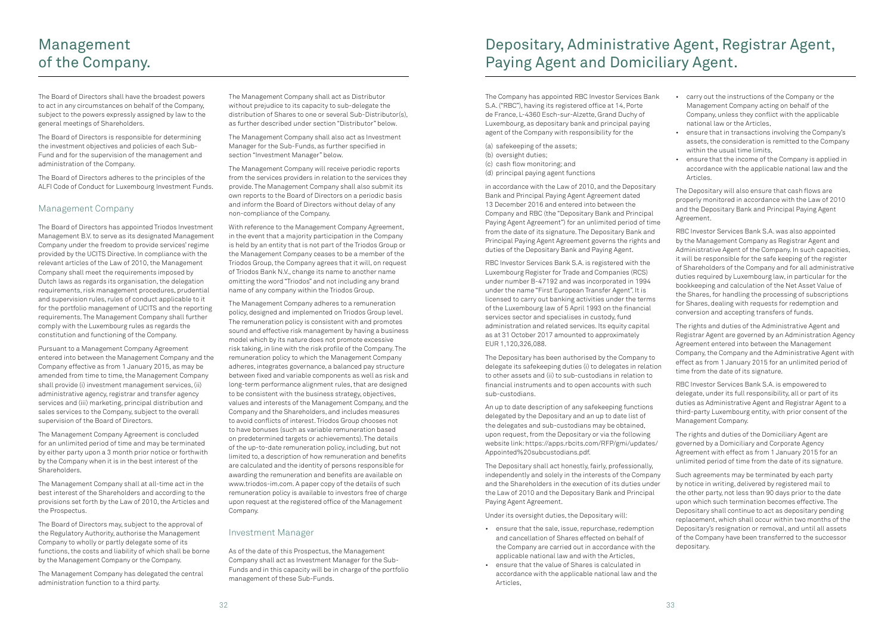# Management of the Company.

The Board of Directors shall have the broadest powers to act in any circumstances on behalf of the Company, subject to the powers expressly assigned by law to the general meetings of Shareholders.

The Board of Directors is responsible for determining the investment objectives and policies of each Sub-Fund and for the supervision of the management and administration of the Company.

The Board of Directors adheres to the principles of the ALFI Code of Conduct for Luxembourg Investment Funds.

## Management Company

The Board of Directors has appointed Triodos Investment Management B.V. to serve as its designated Management Company under the freedom to provide services' regime provided by the UCITS Directive. In compliance with the relevant articles of the Law of 2010, the Management Company shall meet the requirements imposed by Dutch laws as regards its organisation, the delegation requirements, risk management procedures, prudential and supervision rules, rules of conduct applicable to it for the portfolio management of UCITS and the reporting requirements. The Management Company shall further comply with the Luxembourg rules as regards the constitution and functioning of the Company.

Pursuant to a Management Company Agreement entered into between the Management Company and the Company effective as from 1 January 2015, as may be amended from time to time, the Management Company shall provide (i) investment management services, (ii) administrative agency, registrar and transfer agency services and (iii) marketing, principal distribution and sales services to the Company, subject to the overall supervision of the Board of Directors.

The Management Company Agreement is concluded for an unlimited period of time and may be terminated by either party upon a 3 month prior notice or forthwith by the Company when it is in the best interest of the Shareholders.

The Management Company shall at all-time act in the best interest of the Shareholders and according to the provisions set forth by the Law of 2010, the Articles and the Prospectus.

The Board of Directors may, subject to the approval of the Regulatory Authority, authorise the Management Company to wholly or partly delegate some of its functions, the costs and liability of which shall be borne by the Management Company or the Company.

The Management Company has delegated the central administration function to a third party.

The Management Company shall act as Distributor without prejudice to its capacity to sub-delegate the distribution of Shares to one or several Sub-Distributor(s), as further described under section "Distributor" below.

The Management Company shall also act as Investment Manager for the Sub-Funds, as further specified in section "Investment Manager" below.

The Management Company will receive periodic reports from the services providers in relation to the services they provide. The Management Company shall also submit its own reports to the Board of Directors on a periodic basis and inform the Board of Directors without delay of any non-compliance of the Company.

With reference to the Management Company Agreement, in the event that a majority participation in the Company is held by an entity that is not part of the Triodos Group or the Management Company ceases to be a member of the Triodos Group, the Company agrees that it will, on request of Triodos Bank N.V., change its name to another name omitting the word "Triodos" and not including any brand name of any company within the Triodos Group.

The Management Company adheres to a remuneration policy, designed and implemented on Triodos Group level. The remuneration policy is consistent with and promotes sound and effective risk management by having a business model which by its nature does not promote excessive risk taking, in line with the risk profile of the Company. The remuneration policy to which the Management Company adheres, integrates governance, a balanced pay structure between fixed and variable components as well as risk and long-term performance alignment rules, that are designed to be consistent with the business strategy, objectives, values and interests of the Management Company, and the Company and the Shareholders, and includes measures to avoid conflicts of interest. Triodos Group chooses not to have bonuses (such as variable remuneration based on predetermined targets or achievements). The details of the up-to-date remuneration policy, including, but not limited to, a description of how remuneration and benefits are calculated and the identity of persons responsible for awarding the remuneration and benefits are available on www.triodos-im.com. A paper copy of the details of such remuneration policy is available to investors free of charge upon request at the registered office of the Management Company.

## Investment Manager

As of the date of this Prospectus, the Management Company shall act as Investment Manager for the Sub-Funds and in this capacity will be in charge of the portfolio management of these Sub-Funds.

# Depositary, Administrative Agent, Registrar Agent, Paying Agent and Domiciliary Agent.

The Company has appointed RBC Investor Services Bank S.A. ("RBC"), having its registered office at 14, Porte de France, L-4360 Esch-sur-Alzette, Grand Duchy of Luxembourg, as depositary bank and principal paying agent of the Company with responsibility for the

(a) safekeeping of the assets;
(b) oversight duties;
(c) cash flow monitoring; and
(d) principal paying agent functions

in accordance with the Law of 2010, and the Depositary Bank and Principal Paying Agent Agreement dated 13 December 2016 and entered into between the Company and RBC (the "Depositary Bank and Principal Paying Agent Agreement") for an unlimited period of time from the date of its signature. The Depositary Bank and Principal Paying Agent Agreement governs the rights and duties of the Depositary Bank and Paying Agent.

RBC Investor Services Bank S.A. is registered with the Luxembourg Register for Trade and Companies (RCS) under number B-47192 and was incorporated in 1994 under the name "First European Transfer Agent". It is licensed to carry out banking activities under the terms of the Luxembourg law of 5 April 1993 on the financial services sector and specialises in custody, fund administration and related services. Its equity capital as at 31 October 2017 amounted to approximately EUR 1,120,326,088.

The Depositary has been authorised by the Company to delegate its safekeeping duties (i) to delegates in relation to other assets and (ii) to sub-custodians in relation to financial instruments and to open accounts with such sub-custodians.

An up to date description of any safekeeping functions delegated by the Depositary and an up to date list of the delegates and sub-custodians may be obtained, upon request, from the Depositary or via the following website link: https://apps.rbcits.com/RFP/gmi/updates/Appointed%20subcustodians.pdf.

The Depositary shall act honestly, fairly, professionally, independently and solely in the interests of the Company and the Shareholders in the execution of its duties under the Law of 2010 and the Depositary Bank and Principal Paying Agent Agreement.

Under its oversight duties, the Depositary will:

- ensure that the sale, issue, repurchase, redemption and cancellation of Shares effected on behalf of the Company are carried out in accordance with the applicable national law and with the Articles,
- ensure that the value of Shares is calculated in accordance with the applicable national law and the Articles,
- carry out the instructions of the Company or the Management Company acting on behalf of the Company, unless they conflict with the applicable national law or the Articles,
- ensure that in transactions involving the Company's assets, the consideration is remitted to the Company within the usual time limits,
- ensure that the income of the Company is applied in accordance with the applicable national law and the Articles.

The Depositary will also ensure that cash flows are properly monitored in accordance with the Law of 2010 and the Depositary Bank and Principal Paying Agent Agreement.

RBC Investor Services Bank S.A. was also appointed by the Management Company as Registrar Agent and Administrative Agent of the Company. In such capacities, it will be responsible for the safe keeping of the register of Shareholders of the Company and for all administrative duties required by Luxembourg law, in particular for the bookkeeping and calculation of the Net Asset Value of the Shares, for handling the processing of subscriptions for Shares, dealing with requests for redemption and conversion and accepting transfers of funds.

The rights and duties of the Administrative Agent and Registrar Agent are governed by an Administration Agency Agreement entered into between the Management Company, the Company and the Administrative Agent with effect as from 1 January 2015 for an unlimited period of time from the date of its signature.

RBC Investor Services Bank S.A. is empowered to delegate, under its full responsibility, all or part of its duties as Administrative Agent and Registrar Agent to a third-party Luxembourg entity, with prior consent of the Management Company.

The rights and duties of the Domiciliary Agent are governed by a Domiciliary and Corporate Agency Agreement with effect as from 1 January 2015 for an unlimited period of time from the date of its signature.

Such agreements may be terminated by each party by notice in writing, delivered by registered mail to the other party, not less than 90 days prior to the date upon which such termination becomes effective. The Depositary shall continue to act as depositary pending replacement, which shall occur within two months of the Depositary's resignation or removal, and until all assets of the Company have been transferred to the successor depositary.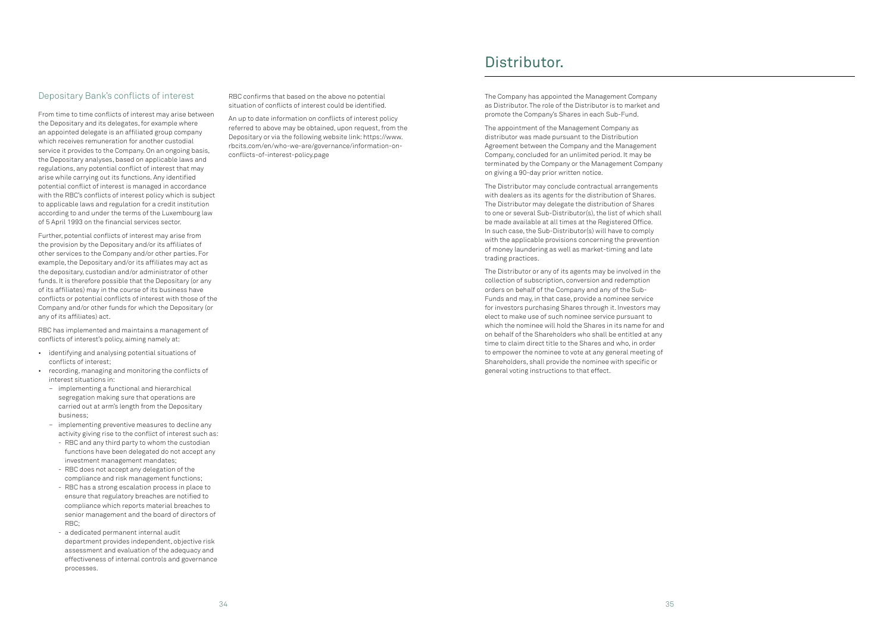## Depositary Bank's conflicts of interest

From time to time conflicts of interest may arise between the Depositary and its delegates, for example where an appointed delegate is an affiliated group company which receives remuneration for another custodial service it provides to the Company. On an ongoing basis, the Depositary analyses, based on applicable laws and regulations, any potential conflict of interest that may arise while carrying out its functions. Any identified potential conflict of interest is managed in accordance with the RBC's conflicts of interest policy which is subject to applicable laws and regulation for a credit institution according to and under the terms of the Luxembourg law of 5 April 1993 on the financial services sector.

Further, potential conflicts of interest may arise from the provision by the Depositary and/or its affiliates of other services to the Company and/or other parties. For example, the Depositary and/or its affiliates may act as the depositary, custodian and/or administrator of other funds. It is therefore possible that the Depositary (or any of its affiliates) may in the course of its business have conflicts or potential conflicts of interest with those of the Company and/or other funds for which the Depositary (or any of its affiliates) act.

RBC has implemented and maintains a management of conflicts of interest's policy, aiming namely at:

- identifying and analysing potential situations of conflicts of interest;
- recording, managing and monitoring the conflicts of interest situations in:
  - implementing a functional and hierarchical segregation making sure that operations are carried out at arm's length from the Depositary business;
  - implementing preventive measures to decline any activity giving rise to the conflict of interest such as:
    - RBC and any third party to whom the custodian functions have been delegated do not accept any investment management mandates;
    - RBC does not accept any delegation of the compliance and risk management functions;
    - RBC has a strong escalation process in place to ensure that regulatory breaches are notified to compliance which reports material breaches to senior management and the board of directors of RBC;
    - a dedicated permanent internal audit department provides independent, objective risk assessment and evaluation of the adequacy and effectiveness of internal controls and governance processes.

RBC confirms that based on the above no potential situation of conflicts of interest could be identified.

An up to date information on conflicts of interest policy referred to above may be obtained, upon request, from the Depositary or via the following website link: https://www.rbcits.com/en/who-we-are/governance/information-on-conflicts-of-interest-policy.page

# Distributor.

The Company has appointed the Management Company as Distributor. The role of the Distributor is to market and promote the Company's Shares in each Sub-Fund.

The appointment of the Management Company as distributor was made pursuant to the Distribution Agreement between the Company and the Management Company, concluded for an unlimited period. It may be terminated by the Company or the Management Company on giving a 90-day prior written notice.

The Distributor may conclude contractual arrangements with dealers as its agents for the distribution of Shares. The Distributor may delegate the distribution of Shares to one or several Sub-Distributor(s), the list of which shall be made available at all times at the Registered Office. In such case, the Sub-Distributor(s) will have to comply with the applicable provisions concerning the prevention of money laundering as well as market-timing and late trading practices.

The Distributor or any of its agents may be involved in the collection of subscription, conversion and redemption orders on behalf of the Company and any of the Sub-Funds and may, in that case, provide a nominee service for investors purchasing Shares through it. Investors may elect to make use of such nominee service pursuant to which the nominee will hold the Shares in its name for and on behalf of the Shareholders who shall be entitled at any time to claim direct title to the Shares and who, in order to empower the nominee to vote at any general meeting of Shareholders, shall provide the nominee with specific or general voting instructions to that effect.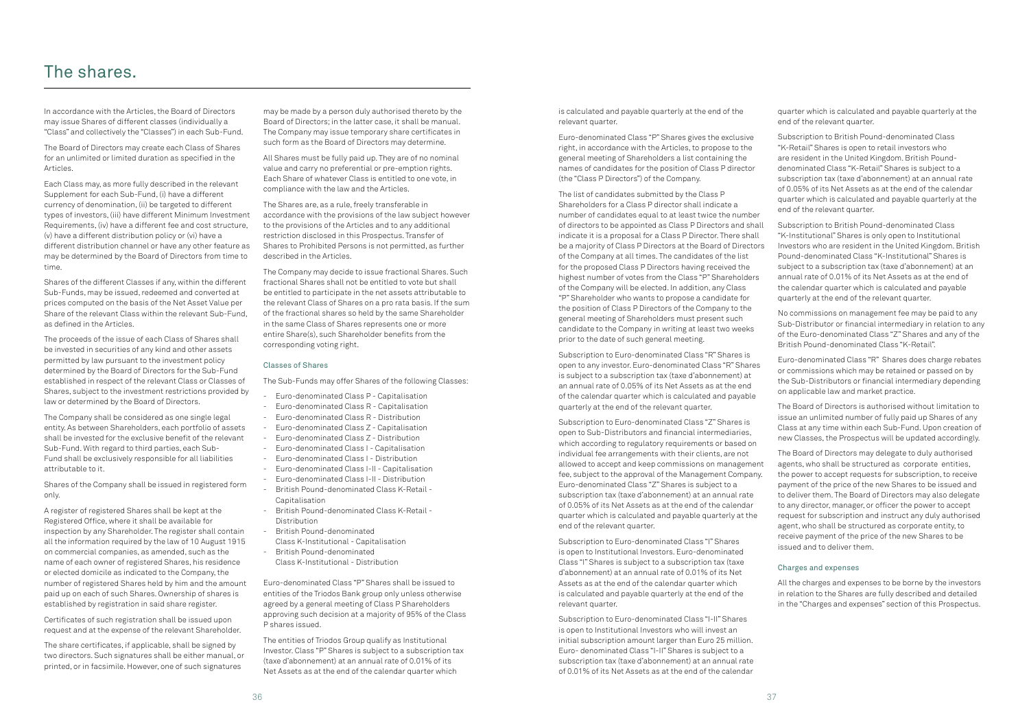# The shares.

In accordance with the Articles, the Board of Directors may issue Shares of different classes (individually a "Class" and collectively the "Classes") in each Sub-Fund.

The Board of Directors may create each Class of Shares for an unlimited or limited duration as specified in the Articles.

Each Class may, as more fully described in the relevant Supplement for each Sub-Fund, (i) have a different currency of denomination, (ii) be targeted to different types of investors, (iii) have different Minimum Investment Requirements, (iv) have a different fee and cost structure, (v) have a different distribution policy or (vi) have a different distribution channel or have any other feature as may be determined by the Board of Directors from time to time.

Shares of the different Classes if any, within the different Sub-Funds, may be issued, redeemed and converted at prices computed on the basis of the Net Asset Value per Share of the relevant Class within the relevant Sub-Fund, as defined in the Articles.

The proceeds of the issue of each Class of Shares shall be invested in securities of any kind and other assets permitted by law pursuant to the investment policy determined by the Board of Directors for the Sub-Fund established in respect of the relevant Class or Classes of Shares, subject to the investment restrictions provided by law or determined by the Board of Directors.

The Company shall be considered as one single legal entity. As between Shareholders, each portfolio of assets shall be invested for the exclusive benefit of the relevant Sub-Fund. With regard to third parties, each Sub-Fund shall be exclusively responsible for all liabilities attributable to it.

Shares of the Company shall be issued in registered form only.

A register of registered Shares shall be kept at the Registered Office, where it shall be available for inspection by any Shareholder. The register shall contain all the information required by the law of 10 August 1915 on commercial companies, as amended, such as the name of each owner of registered Shares, his residence or elected domicile as indicated to the Company, the number of registered Shares held by him and the amount paid up on each of such Shares. Ownership of shares is established by registration in said share register.

Certificates of such registration shall be issued upon request and at the expense of the relevant Shareholder.

The share certificates, if applicable, shall be signed by two directors. Such signatures shall be either manual, or printed, or in facsimile. However, one of such signatures may be made by a person duly authorised thereto by the Board of Directors; in the latter case, it shall be manual. The Company may issue temporary share certificates in such form as the Board of Directors may determine.

All Shares must be fully paid up. They are of no nominal value and carry no preferential or pre-emption rights. Each Share of whatever Class is entitled to one vote, in compliance with the law and the Articles.

The Shares are, as a rule, freely transferable in accordance with the provisions of the law subject however to the provisions of the Articles and to any additional restriction disclosed in this Prospectus. Transfer of Shares to Prohibited Persons is not permitted, as further described in the Articles.

The Company may decide to issue fractional Shares. Such fractional Shares shall not be entitled to vote but shall be entitled to participate in the net assets attributable to the relevant Class of Shares on a pro rata basis. If the sum of the fractional shares so held by the same Shareholder in the same Class of Shares represents one or more entire Share(s), such Shareholder benefits from the corresponding voting right.

### Classes of Shares

The Sub-Funds may offer Shares of the following Classes:

- Euro-denominated Class P - Capitalisation
- Euro-denominated Class R - Capitalisation
- Euro-denominated Class R - Distribution
- Euro-denominated Class Z - Capitalisation
- Euro-denominated Class Z - Distribution
- Euro-denominated Class I - Capitalisation
- Euro-denominated Class I - Distribution
- Euro-denominated Class I-II - Capitalisation
- Euro-denominated Class I-II - Distribution
- British Pound-denominated Class K-Retail - Capitalisation
- British Pound-denominated Class K-Retail - Distribution
- British Pound-denominated Class K-Institutional - Capitalisation
- British Pound-denominated Class K-Institutional - Distribution

Euro-denominated Class "P" Shares shall be issued to entities of the Triodos Bank group only unless otherwise agreed by a general meeting of Class P Shareholders approving such decision at a majority of 95% of the Class P shares issued.

The entities of Triodos Group qualify as Institutional Investor. Class "P" Shares is subject to a subscription tax (taxe d'abonnement) at an annual rate of 0.01% of its Net Assets as at the end of the calendar quarter which is calculated and payable quarterly at the end of the relevant quarter.

Euro-denominated Class "P" Shares gives the exclusive right, in accordance with the Articles, to propose to the general meeting of Shareholders a list containing the names of candidates for the position of Class P director (the "Class P Directors") of the Company.

The list of candidates submitted by the Class P Shareholders for a Class P director shall indicate a number of candidates equal to at least twice the number of directors to be appointed as Class P Directors and shall indicate it is a proposal for a Class P Director. There shall be a majority of Class P Directors at the Board of Directors of the Company at all times. The candidates of the list for the proposed Class P Directors having received the highest number of votes from the Class "P" Shareholders of the Company will be elected. In addition, any Class "P" Shareholder who wants to propose a candidate for the position of Class P Directors of the Company to the general meeting of Shareholders must present such candidate to the Company in writing at least two weeks prior to the date of such general meeting.

Subscription to Euro-denominated Class "R" Shares is open to any investor. Euro-denominated Class "R" Shares is subject to a subscription tax (taxe d'abonnement) at an annual rate of 0.05% of its Net Assets as at the end of the calendar quarter which is calculated and payable quarterly at the end of the relevant quarter.

Subscription to Euro-denominated Class "Z" Shares is open to Sub-Distributors and financial intermediaries, which according to regulatory requirements or based on individual fee arrangements with their clients, are not allowed to accept and keep commissions on management fee, subject to the approval of the Management Company. Euro-denominated Class "Z" Shares is subject to a subscription tax (taxe d'abonnement) at an annual rate of 0.05% of its Net Assets as at the end of the calendar quarter which is calculated and payable quarterly at the end of the relevant quarter.

Subscription to Euro-denominated Class "I" Shares is open to Institutional Investors. Euro-denominated Class "I" Shares is subject to a subscription tax (taxe d'abonnement) at an annual rate of 0.01% of its Net Assets as at the end of the calendar quarter which is calculated and payable quarterly at the end of the relevant quarter.

Subscription to Euro-denominated Class "I-II" Shares is open to Institutional Investors who will invest an initial subscription amount larger than Euro 25 million. Euro- denominated Class "I-II" Shares is subject to a subscription tax (taxe d'abonnement) at an annual rate of 0.01% of its Net Assets as at the end of the calendar quarter which is calculated and payable quarterly at the end of the relevant quarter.

Subscription to British Pound-denominated Class "K-Retail" Shares is open to retail investors who are resident in the United Kingdom. British Pound-denominated Class "K-Retail" Shares is subject to a subscription tax (taxe d'abonnement) at an annual rate of 0.05% of its Net Assets as at the end of the calendar quarter which is calculated and payable quarterly at the end of the relevant quarter.

Subscription to British Pound-denominated Class "K-Institutional" Shares is only open to Institutional Investors who are resident in the United Kingdom. British Pound-denominated Class "K-Institutional" Shares is subject to a subscription tax (taxe d'abonnement) at an annual rate of 0.01% of its Net Assets as at the end of the calendar quarter which is calculated and payable quarterly at the end of the relevant quarter.

No commissions on management fee may be paid to any Sub-Distributor or financial intermediary in relation to any of the Euro-denominated Class "Z" Shares and any of the British Pound-denominated Class "K-Retail".

Euro-denominated Class "R" Shares does charge rebates or commissions which may be retained or passed on by the Sub-Distributors or financial intermediary depending on applicable law and market practice.

The Board of Directors is authorised without limitation to issue an unlimited number of fully paid up Shares of any Class at any time within each Sub-Fund. Upon creation of new Classes, the Prospectus will be updated accordingly.

The Board of Directors may delegate to duly authorised agents, who shall be structured as corporate entities, the power to accept requests for subscription, to receive payment of the price of the new Shares to be issued and to deliver them. The Board of Directors may also delegate to any director, manager, or officer the power to accept request for subscription and instruct any duly authorised agent, who shall be structured as corporate entity, to receive payment of the price of the new Shares to be issued and to deliver them.

### Charges and expenses

All the charges and expenses to be borne by the investors in relation to the Shares are fully described and detailed in the "Charges and expenses" section of this Prospectus.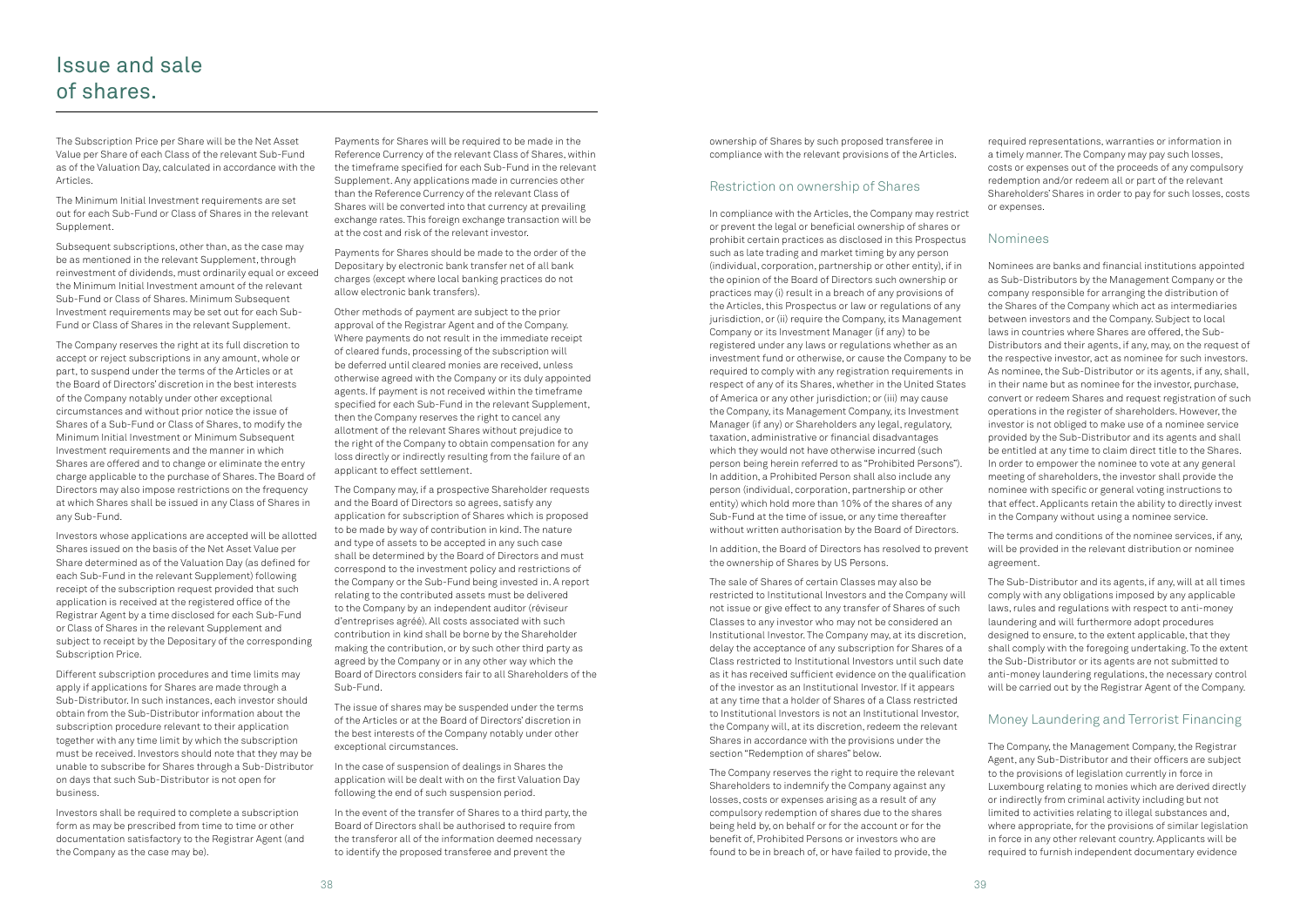# Issue and sale of shares.

The Subscription Price per Share will be the Net Asset Value per Share of each Class of the relevant Sub-Fund as of the Valuation Day, calculated in accordance with the Articles.

The Minimum Initial Investment requirements are set out for each Sub-Fund or Class of Shares in the relevant Supplement.

Subsequent subscriptions, other than, as the case may be as mentioned in the relevant Supplement, through reinvestment of dividends, must ordinarily equal or exceed the Minimum Initial Investment amount of the relevant Sub-Fund or Class of Shares. Minimum Subsequent Investment requirements may be set out for each Sub-Fund or Class of Shares in the relevant Supplement.

The Company reserves the right at its full discretion to accept or reject subscriptions in any amount, whole or part, to suspend under the terms of the Articles or at the Board of Directors' discretion in the best interests of the Company notably under other exceptional circumstances and without prior notice the issue of Shares of a Sub-Fund or Class of Shares, to modify the Minimum Initial Investment or Minimum Subsequent Investment requirements and the manner in which Shares are offered and to change or eliminate the entry charge applicable to the purchase of Shares. The Board of Directors may also impose restrictions on the frequency at which Shares shall be issued in any Class of Shares in any Sub-Fund.

Investors whose applications are accepted will be allotted Shares issued on the basis of the Net Asset Value per Share determined as of the Valuation Day (as defined for each Sub-Fund in the relevant Supplement) following receipt of the subscription request provided that such application is received at the registered office of the Registrar Agent by a time disclosed for each Sub-Fund or Class of Shares in the relevant Supplement and subject to receipt by the Depositary of the corresponding Subscription Price.

Different subscription procedures and time limits may apply if applications for Shares are made through a Sub-Distributor. In such instances, each investor should obtain from the Sub-Distributor information about the subscription procedure relevant to their application together with any time limit by which the subscription must be received. Investors should note that they may be unable to subscribe for Shares through a Sub-Distributor on days that such Sub-Distributor is not open for business.

Investors shall be required to complete a subscription form as may be prescribed from time to time or other documentation satisfactory to the Registrar Agent (and the Company as the case may be).

Payments for Shares will be required to be made in the Reference Currency of the relevant Class of Shares, within the timeframe specified for each Sub-Fund in the relevant Supplement. Any applications made in currencies other than the Reference Currency of the relevant Class of Shares will be converted into that currency at prevailing exchange rates. This foreign exchange transaction will be at the cost and risk of the relevant investor.

Payments for Shares should be made to the order of the Depositary by electronic bank transfer net of all bank charges (except where local banking practices do not allow electronic bank transfers).

Other methods of payment are subject to the prior approval of the Registrar Agent and of the Company. Where payments do not result in the immediate receipt of cleared funds, processing of the subscription will be deferred until cleared monies are received, unless otherwise agreed with the Company or its duly appointed agents. If payment is not received within the timeframe specified for each Sub-Fund in the relevant Supplement, then the Company reserves the right to cancel any allotment of the relevant Shares without prejudice to the right of the Company to obtain compensation for any loss directly or indirectly resulting from the failure of an applicant to effect settlement.

The Company may, if a prospective Shareholder requests and the Board of Directors so agrees, satisfy any application for subscription of Shares which is proposed to be made by way of contribution in kind. The nature and type of assets to be accepted in any such case shall be determined by the Board of Directors and must correspond to the investment policy and restrictions of the Company or the Sub-Fund being invested in. A report relating to the contributed assets must be delivered to the Company by an independent auditor (réviseur d'entreprises agréé). All costs associated with such contribution in kind shall be borne by the Shareholder making the contribution, or by such other third party as agreed by the Company or in any other way which the Board of Directors considers fair to all Shareholders of the Sub-Fund.

The issue of shares may be suspended under the terms of the Articles or at the Board of Directors' discretion in the best interests of the Company notably under other exceptional circumstances.

In the case of suspension of dealings in Shares the application will be dealt with on the first Valuation Day following the end of such suspension period.

In the event of the transfer of Shares to a third party, the Board of Directors shall be authorised to require from the transferor all of the information deemed necessary to identify the proposed transferee and prevent the ownership of Shares by such proposed transferee in compliance with the relevant provisions of the Articles.

## Restriction on ownership of Shares

In compliance with the Articles, the Company may restrict or prevent the legal or beneficial ownership of shares or prohibit certain practices as disclosed in this Prospectus such as late trading and market timing by any person (individual, corporation, partnership or other entity), if in the opinion of the Board of Directors such ownership or practices may (i) result in a breach of any provisions of the Articles, this Prospectus or law or regulations of any jurisdiction, or (ii) require the Company, its Management Company or its Investment Manager (if any) to be registered under any laws or regulations whether as an investment fund or otherwise, or cause the Company to be required to comply with any registration requirements in respect of any of its Shares, whether in the United States of America or any other jurisdiction; or (iii) may cause the Company, its Management Company, its Investment Manager (if any) or Shareholders any legal, regulatory, taxation, administrative or financial disadvantages which they would not have otherwise incurred (such person being herein referred to as "Prohibited Persons"). In addition, a Prohibited Person shall also include any person (individual, corporation, partnership or other entity) which hold more than 10% of the shares of any Sub-Fund at the time of issue, or any time thereafter without written authorisation by the Board of Directors.

In addition, the Board of Directors has resolved to prevent the ownership of Shares by US Persons.

The sale of Shares of certain Classes may also be restricted to Institutional Investors and the Company will not issue or give effect to any transfer of Shares of such Classes to any investor who may not be considered an Institutional Investor. The Company may, at its discretion, delay the acceptance of any subscription for Shares of a Class restricted to Institutional Investors until such date as it has received sufficient evidence on the qualification of the investor as an Institutional Investor. If it appears at any time that a holder of Shares of a Class restricted to Institutional Investors is not an Institutional Investor, the Company will, at its discretion, redeem the relevant Shares in accordance with the provisions under the section "Redemption of shares" below.

The Company reserves the right to require the relevant Shareholders to indemnify the Company against any losses, costs or expenses arising as a result of any compulsory redemption of shares due to the shares being held by, on behalf or for the account or for the benefit of, Prohibited Persons or investors who are found to be in breach of, or have failed to provide, the required representations, warranties or information in a timely manner. The Company may pay such losses, costs or expenses out of the proceeds of any compulsory redemption and/or redeem all or part of the relevant Shareholders' Shares in order to pay for such losses, costs or expenses.

## Nominees

Nominees are banks and financial institutions appointed as Sub-Distributors by the Management Company or the company responsible for arranging the distribution of the Shares of the Company which act as intermediaries between investors and the Company. Subject to local laws in countries where Shares are offered, the Sub-Distributors and their agents, if any, may, on the request of the respective investor, act as nominee for such investors. As nominee, the Sub-Distributor or its agents, if any, shall, in their name but as nominee for the investor, purchase, convert or redeem Shares and request registration of such operations in the register of shareholders. However, the investor is not obliged to make use of a nominee service provided by the Sub-Distributor and its agents and shall be entitled at any time to claim direct title to the Shares. In order to empower the nominee to vote at any general meeting of shareholders, the investor shall provide the nominee with specific or general voting instructions to that effect. Applicants retain the ability to directly invest in the Company without using a nominee service.

The terms and conditions of the nominee services, if any, will be provided in the relevant distribution or nominee agreement.

The Sub-Distributor and its agents, if any, will at all times comply with any obligations imposed by any applicable laws, rules and regulations with respect to anti-money laundering and will furthermore adopt procedures designed to ensure, to the extent applicable, that they shall comply with the foregoing undertaking. To the extent the Sub-Distributor or its agents are not submitted to anti-money laundering regulations, the necessary control will be carried out by the Registrar Agent of the Company.

## Money Laundering and Terrorist Financing

The Company, the Management Company, the Registrar Agent, any Sub-Distributor and their officers are subject to the provisions of legislation currently in force in Luxembourg relating to monies which are derived directly or indirectly from criminal activity including but not limited to activities relating to illegal substances and, where appropriate, for the provisions of similar legislation in force in any other relevant country. Applicants will be required to furnish independent documentary evidence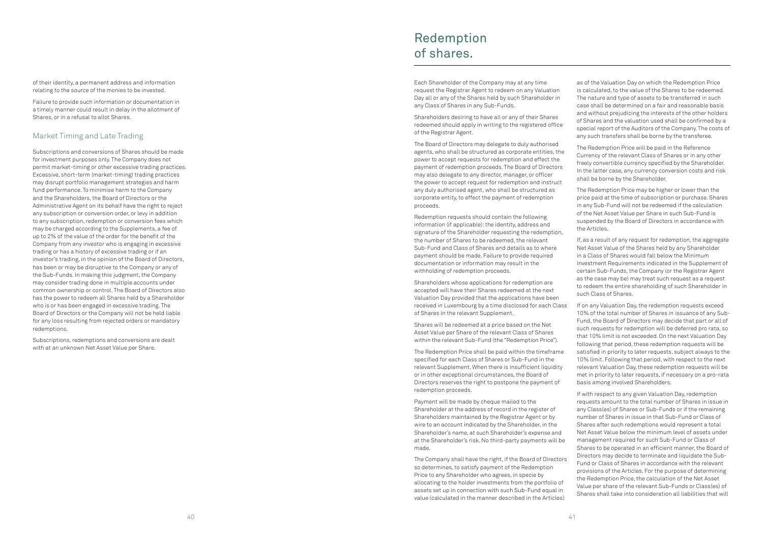of their identity, a permanent address and information relating to the source of the monies to be invested.

Failure to provide such information or documentation in a timely manner could result in delay in the allotment of Shares, or in a refusal to allot Shares.

## Market Timing and Late Trading

Subscriptions and conversions of Shares should be made for investment purposes only. The Company does not permit market-timing or other excessive trading practices. Excessive, short-term (market-timing) trading practices may disrupt portfolio management strategies and harm fund performance. To minimise harm to the Company and the Shareholders, the Board of Directors or the Administrative Agent on its behalf have the right to reject any subscription or conversion order, or levy in addition to any subscription, redemption or conversion fees which may be charged according to the Supplements, a fee of up to 2% of the value of the order for the benefit of the Company from any investor who is engaging in excessive trading or has a history of excessive trading or if an investor's trading, in the opinion of the Board of Directors, has been or may be disruptive to the Company or any of the Sub-Funds. In making this judgment, the Company may consider trading done in multiple accounts under common ownership or control. The Board of Directors also has the power to redeem all Shares held by a Shareholder who is or has been engaged in excessive trading. The Board of Directors or the Company will not be held liable for any loss resulting from rejected orders or mandatory redemptions.

Subscriptions, redemptions and conversions are dealt with at an unknown Net Asset Value per Share.

# Redemption of shares.

Each Shareholder of the Company may at any time request the Registrar Agent to redeem on any Valuation Day all or any of the Shares held by such Shareholder in any Class of Shares in any Sub-Funds.

Shareholders desiring to have all or any of their Shares redeemed should apply in writing to the registered office of the Registrar Agent.

The Board of Directors may delegate to duly authorised agents, who shall be structured as corporate entities, the power to accept requests for redemption and effect the payment of redemption proceeds. The Board of Directors may also delegate to any director, manager, or officer the power to accept request for redemption and instruct any duly authorised agent, who shall be structured as corporate entity, to effect the payment of redemption proceeds.

Redemption requests should contain the following information (if applicable): the identity, address and signature of the Shareholder requesting the redemption, the number of Shares to be redeemed, the relevant Sub-Fund and Class of Shares and details as to where payment should be made. Failure to provide required documentation or information may result in the withholding of redemption proceeds.

Shareholders whose applications for redemption are accepted will have their Shares redeemed at the next Valuation Day provided that the applications have been received in Luxembourg by a time disclosed for each Class of Shares in the relevant Supplement.

Shares will be redeemed at a price based on the Net Asset Value per Share of the relevant Class of Shares within the relevant Sub-Fund (the "Redemption Price").

The Redemption Price shall be paid within the timeframe specified for each Class of Shares or Sub-Fund in the relevant Supplement. When there is insufficient liquidity or in other exceptional circumstances, the Board of Directors reserves the right to postpone the payment of redemption proceeds.

Payment will be made by cheque mailed to the Shareholder at the address of record in the register of Shareholders maintained by the Registrar Agent or by wire to an account indicated by the Shareholder, in the Shareholder's name, at such Shareholder's expense and at the Shareholder's risk. No third-party payments will be made.

The Company shall have the right, if the Board of Directors so determines, to satisfy payment of the Redemption Price to any Shareholder who agrees, in specie by allocating to the holder investments from the portfolio of assets set up in connection with such Sub-Fund equal in value (calculated in the manner described in the Articles) as of the Valuation Day on which the Redemption Price is calculated, to the value of the Shares to be redeemed. The nature and type of assets to be transferred in such case shall be determined on a fair and reasonable basis and without prejudicing the interests of the other holders of Shares and the valuation used shall be confirmed by a special report of the Auditors of the Company. The costs of any such transfers shall be borne by the transferee.

The Redemption Price will be paid in the Reference Currency of the relevant Class of Shares or in any other freely convertible currency specified by the Shareholder. In the latter case, any currency conversion costs and risk shall be borne by the Shareholder.

The Redemption Price may be higher or lower than the price paid at the time of subscription or purchase. Shares in any Sub-Fund will not be redeemed if the calculation of the Net Asset Value per Share in such Sub-Fund is suspended by the Board of Directors in accordance with the Articles.

If, as a result of any request for redemption, the aggregate Net Asset Value of the Shares held by any Shareholder in a Class of Shares would fall below the Minimum Investment Requirements indicated in the Supplement of certain Sub-Funds, the Company (or the Registrar Agent as the case may be) may treat such request as a request to redeem the entire shareholding of such Shareholder in such Class of Shares.

If on any Valuation Day, the redemption requests exceed 10% of the total number of Shares in issuance of any Sub-Fund, the Board of Directors may decide that part or all of such requests for redemption will be deferred pro rata, so that 10% limit is not exceeded. On the next Valuation Day following that period, these redemption requests will be satisfied in priority to later requests, subject always to the 10% limit. Following that period, with respect to the next relevant Valuation Day, these redemption requests will be met in priority to later requests, if necessary on a pro-rata basis among involved Shareholders.

If with respect to any given Valuation Day, redemption requests amount to the total number of Shares in issue in any Class(es) of Shares or Sub-Funds or if the remaining number of Shares in issue in that Sub-Fund or Class of Shares after such redemptions would represent a total Net Asset Value below the minimum level of assets under management required for such Sub-Fund or Class of Shares to be operated in an efficient manner, the Board of Directors may decide to terminate and liquidate the Sub-Fund or Class of Shares in accordance with the relevant provisions of the Articles. For the purpose of determining the Redemption Price, the calculation of the Net Asset Value per share of the relevant Sub-Funds or Class(es) of Shares shall take into consideration all liabilities that will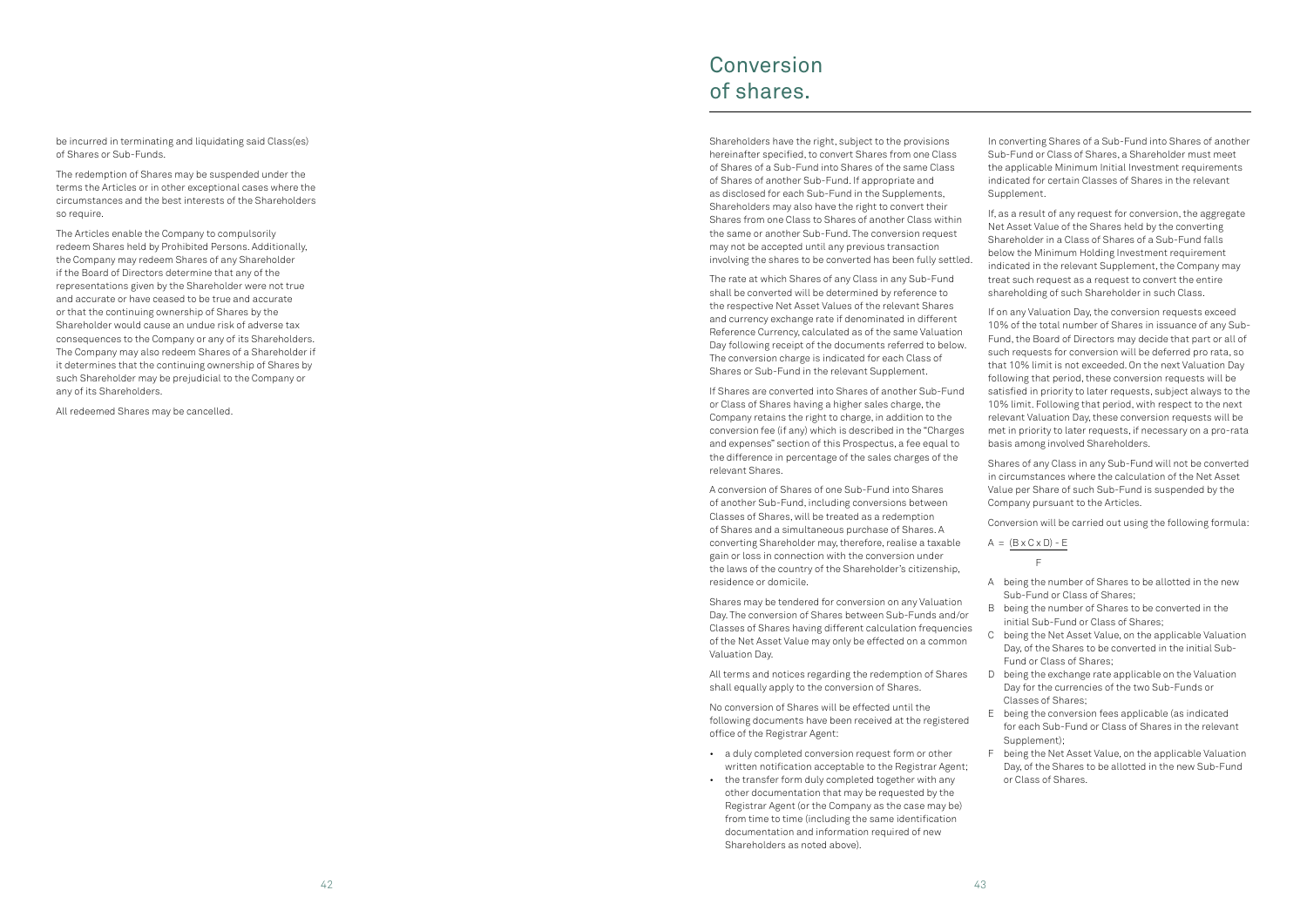be incurred in terminating and liquidating said Class(es) of Shares or Sub-Funds.

The redemption of Shares may be suspended under the terms the Articles or in other exceptional cases where the circumstances and the best interests of the Shareholders so require.

The Articles enable the Company to compulsorily redeem Shares held by Prohibited Persons. Additionally, the Company may redeem Shares of any Shareholder if the Board of Directors determine that any of the representations given by the Shareholder were not true and accurate or have ceased to be true and accurate or that the continuing ownership of Shares by the Shareholder would cause an undue risk of adverse tax consequences to the Company or any of its Shareholders. The Company may also redeem Shares of a Shareholder if it determines that the continuing ownership of Shares by such Shareholder may be prejudicial to the Company or any of its Shareholders.

All redeemed Shares may be cancelled.

# Conversion of shares.

Shareholders have the right, subject to the provisions hereinafter specified, to convert Shares from one Class of Shares of a Sub-Fund into Shares of the same Class of Shares of another Sub-Fund. If appropriate and as disclosed for each Sub-Fund in the Supplements, Shareholders may also have the right to convert their Shares from one Class to Shares of another Class within the same or another Sub-Fund. The conversion request may not be accepted until any previous transaction involving the shares to be converted has been fully settled.

The rate at which Shares of any Class in any Sub-Fund shall be converted will be determined by reference to the respective Net Asset Values of the relevant Shares and currency exchange rate if denominated in different Reference Currency, calculated as of the same Valuation Day following receipt of the documents referred to below. The conversion charge is indicated for each Class of Shares or Sub-Fund in the relevant Supplement.

If Shares are converted into Shares of another Sub-Fund or Class of Shares having a higher sales charge, the Company retains the right to charge, in addition to the conversion fee (if any) which is described in the "Charges and expenses" section of this Prospectus, a fee equal to the difference in percentage of the sales charges of the relevant Shares.

A conversion of Shares of one Sub-Fund into Shares of another Sub-Fund, including conversions between Classes of Shares, will be treated as a redemption of Shares and a simultaneous purchase of Shares. A converting Shareholder may, therefore, realise a taxable gain or loss in connection with the conversion under the laws of the country of the Shareholder's citizenship, residence or domicile.

Shares may be tendered for conversion on any Valuation Day. The conversion of Shares between Sub-Funds and/or Classes of Shares having different calculation frequencies of the Net Asset Value may only be effected on a common Valuation Day.

All terms and notices regarding the redemption of Shares shall equally apply to the conversion of Shares.

No conversion of Shares will be effected until the following documents have been received at the registered office of the Registrar Agent:

- a duly completed conversion request form or other written notification acceptable to the Registrar Agent;
- the transfer form duly completed together with any other documentation that may be requested by the Registrar Agent (or the Company as the case may be) from time to time (including the same identification documentation and information required of new Shareholders as noted above).

In converting Shares of a Sub-Fund into Shares of another Sub-Fund or Class of Shares, a Shareholder must meet the applicable Minimum Initial Investment requirements indicated for certain Classes of Shares in the relevant Supplement.

If, as a result of any request for conversion, the aggregate Net Asset Value of the Shares held by the converting Shareholder in a Class of Shares of a Sub-Fund falls below the Minimum Holding Investment requirement indicated in the relevant Supplement, the Company may treat such request as a request to convert the entire shareholding of such Shareholder in such Class.

If on any Valuation Day, the conversion requests exceed 10% of the total number of Shares in issuance of any Sub-Fund, the Board of Directors may decide that part or all of such requests for conversion will be deferred pro rata, so that 10% limit is not exceeded. On the next Valuation Day following that period, these conversion requests will be satisfied in priority to later requests, subject always to the 10% limit. Following that period, with respect to the next relevant Valuation Day, these conversion requests will be met in priority to later requests, if necessary on a pro-rata basis among involved Shareholders.

Shares of any Class in any Sub-Fund will not be converted in circumstances where the calculation of the Net Asset Value per Share of such Sub-Fund is suspended by the Company pursuant to the Articles.

Conversion will be carried out using the following formula:

$$A = \frac{(B \times C \times D) - E}{F}$$

- A being the number of Shares to be allotted in the new Sub-Fund or Class of Shares;
- B being the number of Shares to be converted in the initial Sub-Fund or Class of Shares;
- C being the Net Asset Value, on the applicable Valuation Day, of the Shares to be converted in the initial Sub-Fund or Class of Shares;
- D being the exchange rate applicable on the Valuation Day for the currencies of the two Sub-Funds or Classes of Shares;
- E being the conversion fees applicable (as indicated for each Sub-Fund or Class of Shares in the relevant Supplement);
- F being the Net Asset Value, on the applicable Valuation Day, of the Shares to be allotted in the new Sub-Fund or Class of Shares.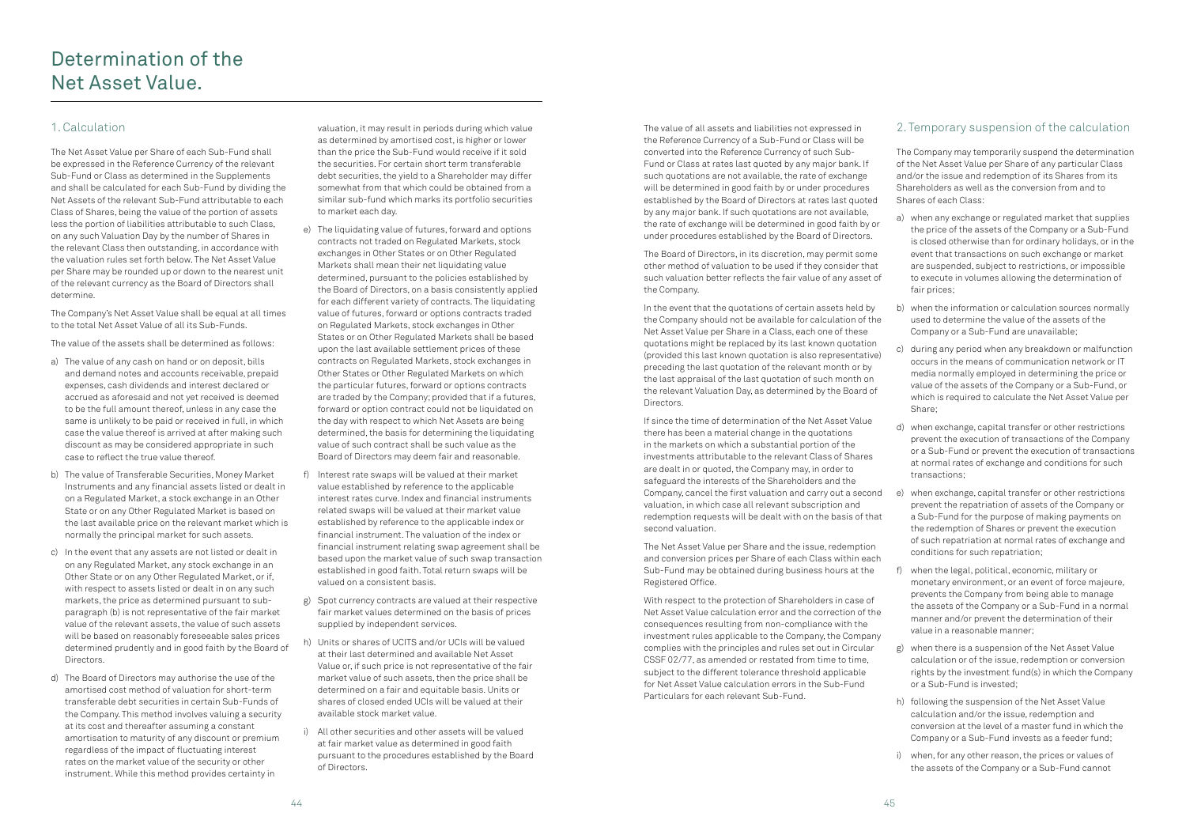# Determination of the Net Asset Value.

## 1. Calculation

The Net Asset Value per Share of each Sub-Fund shall be expressed in the Reference Currency of the relevant Sub-Fund or Class as determined in the Supplements and shall be calculated for each Sub-Fund by dividing the Net Assets of the relevant Sub-Fund attributable to each Class of Shares, being the value of the portion of assets less the portion of liabilities attributable to such Class, on any such Valuation Day by the number of Shares in the relevant Class then outstanding, in accordance with the valuation rules set forth below. The Net Asset Value per Share may be rounded up or down to the nearest unit of the relevant currency as the Board of Directors shall determine.

The Company's Net Asset Value shall be equal at all times to the total Net Asset Value of all its Sub-Funds.

The value of the assets shall be determined as follows:

a) The value of any cash on hand or on deposit, bills and demand notes and accounts receivable, prepaid expenses, cash dividends and interest declared or accrued as aforesaid and not yet received is deemed to be the full amount thereof, unless in any case the same is unlikely to be paid or received in full, in which case the value thereof is arrived at after making such discount as may be considered appropriate in such case to reflect the true value thereof.

b) The value of Transferable Securities, Money Market Instruments and any financial assets listed or dealt in on a Regulated Market, a stock exchange in an Other State or on any Other Regulated Market is based on the last available price on the relevant market which is normally the principal market for such assets.

c) In the event that any assets are not listed or dealt in on any Regulated Market, any stock exchange in an Other State or on any Other Regulated Market, or if, with respect to assets listed or dealt in on any such markets, the price as determined pursuant to sub-paragraph (b) is not representative of the fair market value of the relevant assets, the value of such assets will be based on reasonably foreseeable sales prices determined prudently and in good faith by the Board of Directors.

d) The Board of Directors may authorise the use of the amortised cost method of valuation for short-term transferable debt securities in certain Sub-Funds of the Company. This method involves valuing a security at its cost and thereafter assuming a constant amortisation to maturity of any discount or premium regardless of the impact of fluctuating interest rates on the market value of the security or other instrument. While this method provides certainty in valuation, it may result in periods during which value as determined by amortised cost, is higher or lower than the price the Sub-Fund would receive if it sold the securities. For certain short term transferable debt securities, the yield to a Shareholder may differ somewhat from that which could be obtained from a similar sub-fund which marks its portfolio securities to market each day.

e) The liquidating value of futures, forward and options contracts not traded on Regulated Markets, stock exchanges in Other States or on Other Regulated Markets shall mean their net liquidating value determined, pursuant to the policies established by the Board of Directors, on a basis consistently applied for each different variety of contracts. The liquidating value of futures, forward or options contracts traded on Regulated Markets, stock exchanges in Other States or on Other Regulated Markets shall be based upon the last available settlement prices of these contracts on Regulated Markets, stock exchanges in Other States or Other Regulated Markets on which the particular futures, forward or options contracts are traded by the Company; provided that if a futures, forward or option contract could not be liquidated on the day with respect to which Net Assets are being determined, the basis for determining the liquidating value of such contract shall be such value as the Board of Directors may deem fair and reasonable.

f) Interest rate swaps will be valued at their market value established by reference to the applicable interest rates curve. Index and financial instruments related swaps will be valued at their market value established by reference to the applicable index or financial instrument. The valuation of the index or financial instrument relating swap agreement shall be based upon the market value of such swap transaction established in good faith. Total return swaps will be valued on a consistent basis.

g) Spot currency contracts are valued at their respective fair market values determined on the basis of prices supplied by independent services.

h) Units or shares of UCITS and/or UCIs will be valued at their last determined and available Net Asset Value or, if such price is not representative of the fair market value of such assets, then the price shall be determined on a fair and equitable basis. Units or shares of closed ended UCIs will be valued at their available stock market value.

i) All other securities and other assets will be valued at fair market value as determined in good faith pursuant to the procedures established by the Board of Directors.

The value of all assets and liabilities not expressed in the Reference Currency of a Sub-Fund or Class will be converted into the Reference Currency of such Sub-Fund or Class at rates last quoted by any major bank. If such quotations are not available, the rate of exchange will be determined in good faith by or under procedures established by the Board of Directors at rates last quoted by any major bank. If such quotations are not available, the rate of exchange will be determined in good faith by or under procedures established by the Board of Directors.

The Board of Directors, in its discretion, may permit some other method of valuation to be used if they consider that such valuation better reflects the fair value of any asset of the Company.

In the event that the quotations of certain assets held by the Company should not be available for calculation of the Net Asset Value per Share in a Class, each one of these quotations might be replaced by its last known quotation (provided this last known quotation is also representative) preceding the last quotation of the relevant month or by the last appraisal of the last quotation of such month on the relevant Valuation Day, as determined by the Board of Directors.

If since the time of determination of the Net Asset Value there has been a material change in the quotations in the markets on which a substantial portion of the investments attributable to the relevant Class of Shares are dealt in or quoted, the Company may, in order to safeguard the interests of the Shareholders and the Company, cancel the first valuation and carry out a second valuation, in which case all relevant subscription and redemption requests will be dealt with on the basis of that second valuation.

The Net Asset Value per Share and the issue, redemption and conversion prices per Share of each Class within each Sub-Fund may be obtained during business hours at the Registered Office.

With respect to the protection of Shareholders in case of Net Asset Value calculation error and the correction of the consequences resulting from non-compliance with the investment rules applicable to the Company, the Company complies with the principles and rules set out in Circular CSSF 02/77, as amended or restated from time to time, subject to the different tolerance threshold applicable for Net Asset Value calculation errors in the Sub-Fund Particulars for each relevant Sub-Fund.

## 2. Temporary suspension of the calculation

The Company may temporarily suspend the determination of the Net Asset Value per Share of any particular Class and/or the issue and redemption of its Shares from its Shareholders as well as the conversion from and to Shares of each Class:

a) when any exchange or regulated market that supplies the price of the assets of the Company or a Sub-Fund is closed otherwise than for ordinary holidays, or in the event that transactions on such exchange or market are suspended, subject to restrictions, or impossible to execute in volumes allowing the determination of fair prices;

b) when the information or calculation sources normally used to determine the value of the assets of the Company or a Sub-Fund are unavailable;

c) during any period when any breakdown or malfunction occurs in the means of communication network or IT media normally employed in determining the price or value of the assets of the Company or a Sub-Fund, or which is required to calculate the Net Asset Value per Share;

d) when exchange, capital transfer or other restrictions prevent the execution of transactions of the Company or a Sub-Fund or prevent the execution of transactions at normal rates of exchange and conditions for such transactions;

e) when exchange, capital transfer or other restrictions prevent the repatriation of assets of the Company or a Sub-Fund for the purpose of making payments on the redemption of Shares or prevent the execution of such repatriation at normal rates of exchange and conditions for such repatriation;

f) when the legal, political, economic, military or monetary environment, or an event of force majeure, prevents the Company from being able to manage the assets of the Company or a Sub-Fund in a normal manner and/or prevent the determination of their value in a reasonable manner;

g) when there is a suspension of the Net Asset Value calculation or of the issue, redemption or conversion rights by the investment fund(s) in which the Company or a Sub-Fund is invested;

h) following the suspension of the Net Asset Value calculation and/or the issue, redemption and conversion at the level of a master fund in which the Company or a Sub-Fund invests as a feeder fund;

i) when, for any other reason, the prices or values of the assets of the Company or a Sub-Fund cannot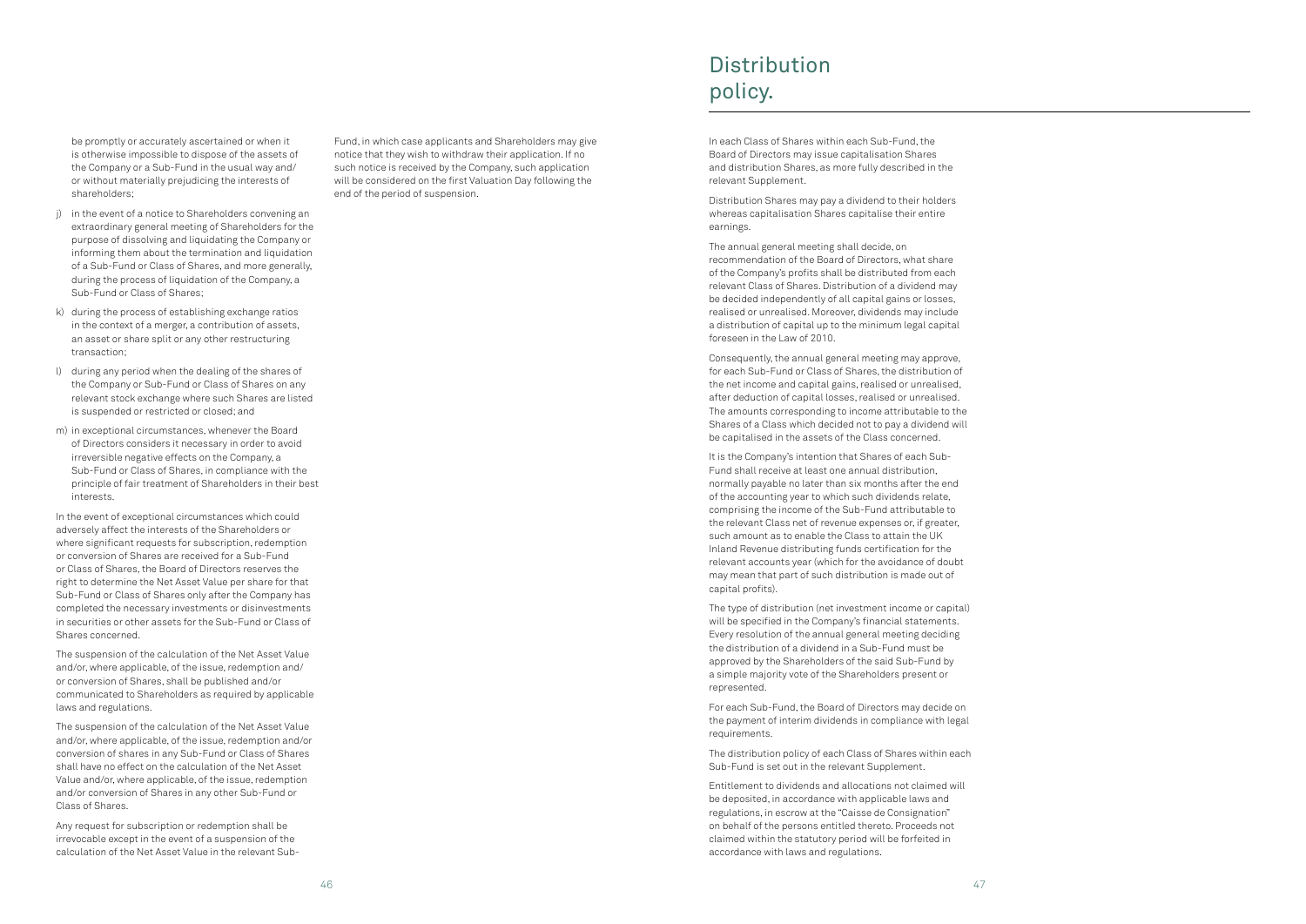be promptly or accurately ascertained or when it is otherwise impossible to dispose of the assets of the Company or a Sub-Fund in the usual way and/ or without materially prejudicing the interests of shareholders;

j) in the event of a notice to Shareholders convening an extraordinary general meeting of Shareholders for the purpose of dissolving and liquidating the Company or informing them about the termination and liquidation of a Sub-Fund or Class of Shares, and more generally, during the process of liquidation of the Company, a Sub-Fund or Class of Shares;

k) during the process of establishing exchange ratios in the context of a merger, a contribution of assets, an asset or share split or any other restructuring transaction;

l) during any period when the dealing of the shares of the Company or Sub-Fund or Class of Shares on any relevant stock exchange where such Shares are listed is suspended or restricted or closed; and

m) in exceptional circumstances, whenever the Board of Directors considers it necessary in order to avoid irreversible negative effects on the Company, a Sub-Fund or Class of Shares, in compliance with the principle of fair treatment of Shareholders in their best interests.

In the event of exceptional circumstances which could adversely affect the interests of the Shareholders or where significant requests for subscription, redemption or conversion of Shares are received for a Sub-Fund or Class of Shares, the Board of Directors reserves the right to determine the Net Asset Value per share for that Sub-Fund or Class of Shares only after the Company has completed the necessary investments or disinvestments in securities or other assets for the Sub-Fund or Class of Shares concerned.

The suspension of the calculation of the Net Asset Value and/or, where applicable, of the issue, redemption and/ or conversion of Shares, shall be published and/or communicated to Shareholders as required by applicable laws and regulations.

The suspension of the calculation of the Net Asset Value and/or, where applicable, of the issue, redemption and/or conversion of shares in any Sub-Fund or Class of Shares shall have no effect on the calculation of the Net Asset Value and/or, where applicable, of the issue, redemption and/or conversion of Shares in any other Sub-Fund or Class of Shares.

Any request for subscription or redemption shall be irrevocable except in the event of a suspension of the calculation of the Net Asset Value in the relevant Sub-Fund, in which case applicants and Shareholders may give notice that they wish to withdraw their application. If no such notice is received by the Company, such application will be considered on the first Valuation Day following the end of the period of suspension.

# Distribution policy.

In each Class of Shares within each Sub-Fund, the Board of Directors may issue capitalisation Shares and distribution Shares, as more fully described in the relevant Supplement.

Distribution Shares may pay a dividend to their holders whereas capitalisation Shares capitalise their entire earnings.

The annual general meeting shall decide, on recommendation of the Board of Directors, what share of the Company's profits shall be distributed from each relevant Class of Shares. Distribution of a dividend may be decided independently of all capital gains or losses, realised or unrealised. Moreover, dividends may include a distribution of capital up to the minimum legal capital foreseen in the Law of 2010.

Consequently, the annual general meeting may approve, for each Sub-Fund or Class of Shares, the distribution of the net income and capital gains, realised or unrealised, after deduction of capital losses, realised or unrealised. The amounts corresponding to income attributable to the Shares of a Class which decided not to pay a dividend will be capitalised in the assets of the Class concerned.

It is the Company's intention that Shares of each Sub-Fund shall receive at least one annual distribution, normally payable no later than six months after the end of the accounting year to which such dividends relate, comprising the income of the Sub-Fund attributable to the relevant Class net of revenue expenses or, if greater, such amount as to enable the Class to attain the UK Inland Revenue distributing funds certification for the relevant accounts year (which for the avoidance of doubt may mean that part of such distribution is made out of capital profits).

The type of distribution (net investment income or capital) will be specified in the Company's financial statements. Every resolution of the annual general meeting deciding the distribution of a dividend in a Sub-Fund must be approved by the Shareholders of the said Sub-Fund by a simple majority vote of the Shareholders present or represented.

For each Sub-Fund, the Board of Directors may decide on the payment of interim dividends in compliance with legal requirements.

The distribution policy of each Class of Shares within each Sub-Fund is set out in the relevant Supplement.

Entitlement to dividends and allocations not claimed will be deposited, in accordance with applicable laws and regulations, in escrow at the "Caisse de Consignation" on behalf of the persons entitled thereto. Proceeds not claimed within the statutory period will be forfeited in accordance with laws and regulations.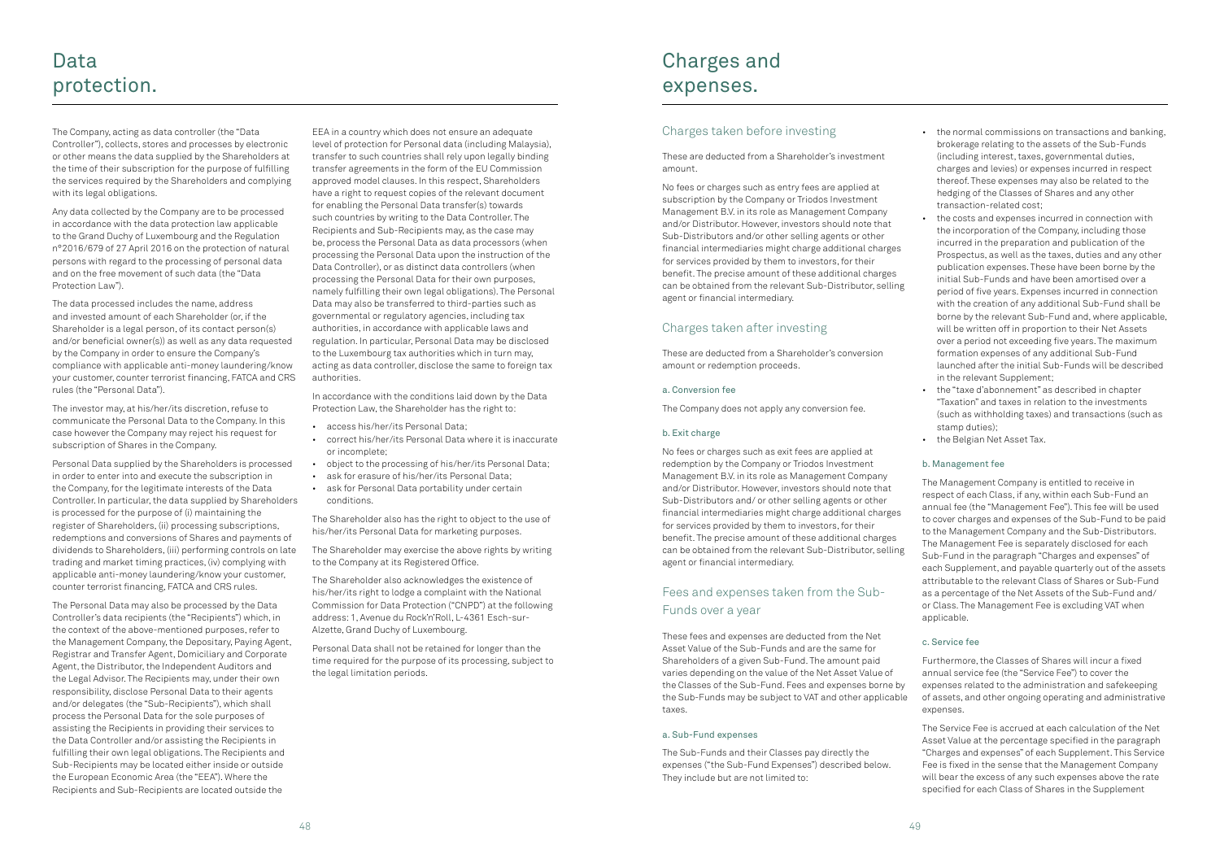# Data protection.

The Company, acting as data controller (the "Data Controller"), collects, stores and processes by electronic or other means the data supplied by the Shareholders at the time of their subscription for the purpose of fulfilling the services required by the Shareholders and complying with its legal obligations.

Any data collected by the Company are to be processed in accordance with the data protection law applicable to the Grand Duchy of Luxembourg and the Regulation n°2016/679 of 27 April 2016 on the protection of natural persons with regard to the processing of personal data and on the free movement of such data (the "Data Protection Law").

The data processed includes the name, address and invested amount of each Shareholder (or, if the Shareholder is a legal person, of its contact person(s) and/or beneficial owner(s)) as well as any data requested by the Company in order to ensure the Company's compliance with applicable anti-money laundering/know your customer, counter terrorist financing, FATCA and CRS rules (the "Personal Data").

The investor may, at his/her/its discretion, refuse to communicate the Personal Data to the Company. In this case however the Company may reject his request for subscription of Shares in the Company.

Personal Data supplied by the Shareholders is processed in order to enter into and execute the subscription in the Company, for the legitimate interests of the Data Controller. In particular, the data supplied by Shareholders is processed for the purpose of (i) maintaining the register of Shareholders, (ii) processing subscriptions, redemptions and conversions of Shares and payments of dividends to Shareholders, (iii) performing controls on late trading and market timing practices, (iv) complying with applicable anti-money laundering/know your customer, counter terrorist financing, FATCA and CRS rules.

The Personal Data may also be processed by the Data Controller's data recipients (the "Recipients") which, in the context of the above-mentioned purposes, refer to the Management Company, the Depositary, Paying Agent, Registrar and Transfer Agent, Domiciliary and Corporate Agent, the Distributor, the Independent Auditors and the Legal Advisor. The Recipients may, under their own responsibility, disclose Personal Data to their agents and/or delegates (the "Sub-Recipients"), which shall process the Personal Data for the sole purposes of assisting the Recipients in providing their services to the Data Controller and/or assisting the Recipients in fulfilling their own legal obligations. The Recipients and Sub-Recipients may be located either inside or outside the European Economic Area (the "EEA"). Where the Recipients and Sub-Recipients are located outside the EEA in a country which does not ensure an adequate level of protection for Personal data (including Malaysia), transfer to such countries shall rely upon legally binding transfer agreements in the form of the EU Commission approved model clauses. In this respect, Shareholders have a right to request copies of the relevant document for enabling the Personal Data transfer(s) towards such countries by writing to the Data Controller. The Recipients and Sub-Recipients may, as the case may be, process the Personal Data as data processors (when processing the Personal Data upon the instruction of the Data Controller), or as distinct data controllers (when processing the Personal Data for their own purposes, namely fulfilling their own legal obligations). The Personal Data may also be transferred to third-parties such as governmental or regulatory agencies, including tax authorities, in accordance with applicable laws and regulation. In particular, Personal Data may be disclosed to the Luxembourg tax authorities which in turn may, acting as data controller, disclose the same to foreign tax authorities.

In accordance with the conditions laid down by the Data Protection Law, the Shareholder has the right to:

- access his/her/its Personal Data;
- correct his/her/its Personal Data where it is inaccurate or incomplete;
- object to the processing of his/her/its Personal Data;
- ask for erasure of his/her/its Personal Data;
- ask for Personal Data portability under certain conditions.

The Shareholder also has the right to object to the use of his/her/its Personal Data for marketing purposes.

The Shareholder may exercise the above rights by writing to the Company at its Registered Office.

The Shareholder also acknowledges the existence of his/her/its right to lodge a complaint with the National Commission for Data Protection ("CNPD") at the following address: 1, Avenue du Rock'n'Roll, L-4361 Esch-sur-Alzette, Grand Duchy of Luxembourg.

Personal Data shall not be retained for longer than the time required for the purpose of its processing, subject to the legal limitation periods.

# Charges and expenses.

## Charges taken before investing

These are deducted from a Shareholder's investment amount.

No fees or charges such as entry fees are applied at subscription by the Company or Triodos Investment Management B.V. in its role as Management Company and/or Distributor. However, investors should note that Sub-Distributors and/or other selling agents or other financial intermediaries might charge additional charges for services provided by them to investors, for their benefit. The precise amount of these additional charges can be obtained from the relevant Sub-Distributor, selling agent or financial intermediary.

## Charges taken after investing

These are deducted from a Shareholder's conversion amount or redemption proceeds.

### a. Conversion fee

The Company does not apply any conversion fee.

### b. Exit charge

No fees or charges such as exit fees are applied at redemption by the Company or Triodos Investment Management B.V. in its role as Management Company and/or Distributor. However, investors should note that Sub-Distributors and/ or other selling agents or other financial intermediaries might charge additional charges for services provided by them to investors, for their benefit. The precise amount of these additional charges can be obtained from the relevant Sub-Distributor, selling agent or financial intermediary.

## Fees and expenses taken from the Sub-Funds over a year

These fees and expenses are deducted from the Net Asset Value of the Sub-Funds and are the same for Shareholders of a given Sub-Fund. The amount paid varies depending on the value of the Net Asset Value of the Classes of the Sub-Fund. Fees and expenses borne by the Sub-Funds may be subject to VAT and other applicable taxes.

### a. Sub-Fund expenses

The Sub-Funds and their Classes pay directly the expenses ("the Sub-Fund Expenses") described below. They include but are not limited to:

- the normal commissions on transactions and banking, brokerage relating to the assets of the Sub-Funds (including interest, taxes, governmental duties, charges and levies) or expenses incurred in respect thereof. These expenses may also be related to the hedging of the Classes of Shares and any other transaction-related cost;
- the costs and expenses incurred in connection with the incorporation of the Company, including those incurred in the preparation and publication of the Prospectus, as well as the taxes, duties and any other publication expenses. These have been borne by the initial Sub-Funds and have been amortised over a period of five years. Expenses incurred in connection with the creation of any additional Sub-Fund shall be borne by the relevant Sub-Fund and, where applicable, will be written off in proportion to their Net Assets over a period not exceeding five years. The maximum formation expenses of any additional Sub-Fund launched after the initial Sub-Funds will be described in the relevant Supplement;
- the "taxe d'abonnement" as described in chapter "Taxation" and taxes in relation to the investments (such as withholding taxes) and transactions (such as stamp duties);
- the Belgian Net Asset Tax.

### b. Management fee

The Management Company is entitled to receive in respect of each Class, if any, within each Sub-Fund an annual fee (the "Management Fee"). This fee will be used to cover charges and expenses of the Sub-Fund to be paid to the Management Company and the Sub-Distributors. The Management Fee is separately disclosed for each Sub-Fund in the paragraph "Charges and expenses" of each Supplement, and payable quarterly out of the assets attributable to the relevant Class of Shares or Sub-Fund as a percentage of the Net Assets of the Sub-Fund and/ or Class. The Management Fee is excluding VAT when applicable.

### c. Service fee

Furthermore, the Classes of Shares will incur a fixed annual service fee (the "Service Fee") to cover the expenses related to the administration and safekeeping of assets, and other ongoing operating and administrative expenses.

The Service Fee is accrued at each calculation of the Net Asset Value at the percentage specified in the paragraph "Charges and expenses" of each Supplement. This Service Fee is fixed in the sense that the Management Company will bear the excess of any such expenses above the rate specified for each Class of Shares in the Supplement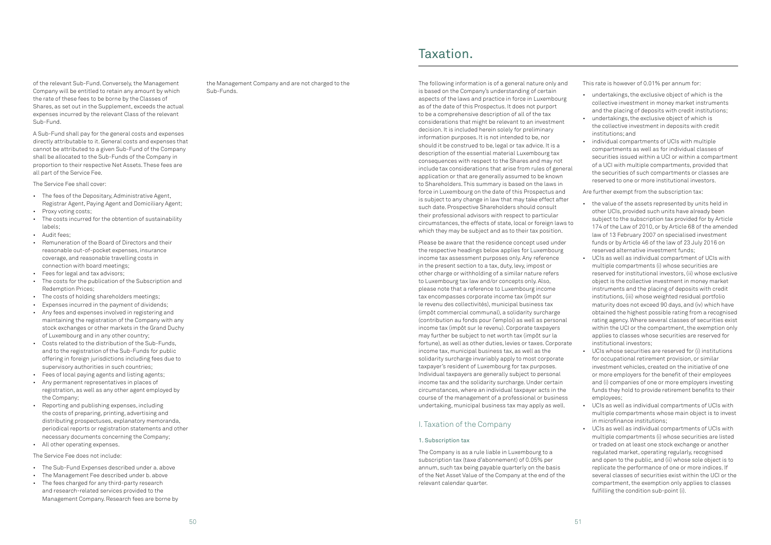of the relevant Sub-Fund. Conversely, the Management Company will be entitled to retain any amount by which the rate of these fees to be borne by the Classes of Shares, as set out in the Supplement, exceeds the actual expenses incurred by the relevant Class of the relevant Sub-Fund.

A Sub-Fund shall pay for the general costs and expenses directly attributable to it. General costs and expenses that cannot be attributed to a given Sub-Fund of the Company shall be allocated to the Sub-Funds of the Company in proportion to their respective Net Assets. These fees are all part of the Service Fee.

The Service Fee shall cover:

- The fees of the Depositary, Administrative Agent, Registrar Agent, Paying Agent and Domiciliary Agent;
- Proxy voting costs;
- The costs incurred for the obtention of sustainability labels;
- Audit fees;
- Remuneration of the Board of Directors and their reasonable out-of-pocket expenses, insurance coverage, and reasonable travelling costs in connection with board meetings;
- Fees for legal and tax advisors;
- The costs for the publication of the Subscription and Redemption Prices;
- The costs of holding shareholders meetings;
- Expenses incurred in the payment of dividends;
- Any fees and expenses involved in registering and maintaining the registration of the Company with any stock exchanges or other markets in the Grand Duchy of Luxembourg and in any other country;
- Costs related to the distribution of the Sub-Funds, and to the registration of the Sub-Funds for public offering in foreign jurisdictions including fees due to supervisory authorities in such countries;
- Fees of local paying agents and listing agents;
- Any permanent representatives in places of registration, as well as any other agent employed by the Company;
- Reporting and publishing expenses, including the costs of preparing, printing, advertising and distributing prospectuses, explanatory memoranda, periodical reports or registration statements and other necessary documents concerning the Company;
- All other operating expenses.

The Service Fee does not include:

- The Sub-Fund Expenses described under a. above
- The Management Fee described under b. above
- The fees charged for any third-party research and research-related services provided to the Management Company. Research fees are borne by the Management Company and are not charged to the Sub-Funds.

# Taxation.

The following information is of a general nature only and is based on the Company's understanding of certain aspects of the laws and practice in force in Luxembourg as of the date of this Prospectus. It does not purport to be a comprehensive description of all of the tax considerations that might be relevant to an investment decision. It is included herein solely for preliminary information purposes. It is not intended to be, nor should it be construed to be, legal or tax advice. It is a description of the essential material Luxembourg tax consequences with respect to the Shares and may not include tax considerations that arise from rules of general application or that are generally assumed to be known to Shareholders. This summary is based on the laws in force in Luxembourg on the date of this Prospectus and is subject to any change in law that may take effect after such date. Prospective Shareholders should consult their professional advisors with respect to particular circumstances, the effects of state, local or foreign laws to which they may be subject and as to their tax position.

Please be aware that the residence concept used under the respective headings below applies for Luxembourg income tax assessment purposes only. Any reference in the present section to a tax, duty, levy, impost or other charge or withholding of a similar nature refers to Luxembourg tax law and/or concepts only. Also, please note that a reference to Luxembourg income tax encompasses corporate income tax (impôt sur le revenu des collectivités), municipal business tax (impôt commercial communal), a solidarity surcharge (contribution au fonds pour l'emploi) as well as personal income tax (impôt sur le revenu). Corporate taxpayers may further be subject to net worth tax (impôt sur la fortune), as well as other duties, levies or taxes. Corporate income tax, municipal business tax, as well as the solidarity surcharge invariably apply to most corporate taxpayer's resident of Luxembourg for tax purposes. Individual taxpayers are generally subject to personal income tax and the solidarity surcharge. Under certain circumstances, where an individual taxpayer acts in the course of the management of a professional or business undertaking, municipal business tax may apply as well.

## I. Taxation of the Company

### 1. Subscription tax

The Company is as a rule liable in Luxembourg to a subscription tax (taxe d'abonnement) of 0.05% per annum, such tax being payable quarterly on the basis of the Net Asset Value of the Company at the end of the relevant calendar quarter.

This rate is however of 0.01% per annum for:

- undertakings, the exclusive object of which is the collective investment in money market instruments and the placing of deposits with credit institutions;
- undertakings, the exclusive object of which is the collective investment in deposits with credit institutions; and
- individual compartments of UCIs with multiple compartments as well as for individual classes of securities issued within a UCI or within a compartment of a UCI with multiple compartments, provided that the securities of such compartments or classes are reserved to one or more institutional investors.

Are further exempt from the subscription tax:

- the value of the assets represented by units held in other UCIs, provided such units have already been subject to the subscription tax provided for by Article 174 of the Law of 2010, or by Article 68 of the amended law of 13 February 2007 on specialised investment funds or by Article 46 of the law of 23 July 2016 on reserved alternative investment funds;
- UCIs as well as individual compartment of UCIs with multiple compartments (i) whose securities are reserved for institutional investors, (ii) whose exclusive object is the collective investment in money market instruments and the placing of deposits with credit institutions, (iii) whose weighted residual portfolio maturity does not exceed 90 days, and (iv) which have obtained the highest possible rating from a recognised rating agency. Where several classes of securities exist within the UCI or the compartment, the exemption only applies to classes whose securities are reserved for institutional investors;
- UCIs whose securities are reserved for (i) institutions for occupational retirement provision, or similar investment vehicles, created on the initiative of one or more employers for the benefit of their employees and (i) companies of one or more employers investing funds they hold to provide retirement benefits to their employees;
- UCIs as well as individual compartments of UCIs with multiple compartments whose main object is to invest in microfinance institutions;
- UCIs as well as individual compartments of UCIs with multiple compartments (i) whose securities are listed or traded on at least one stock exchange or another regulated market, operating regularly, recognised and open to the public, and (ii) whose sole object is to replicate the performance of one or more indices. If several classes of securities exist within the UCI or the compartment, the exemption only applies to classes fulfilling the condition sub-point (i).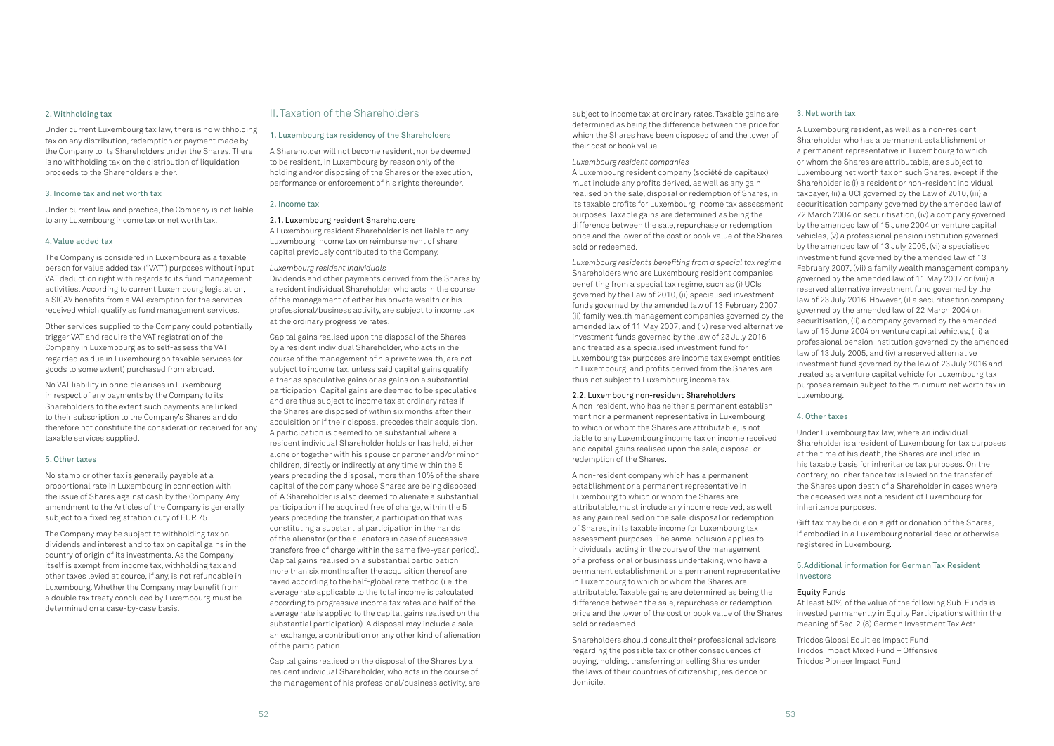### 2. Withholding tax

Under current Luxembourg tax law, there is no withholding tax on any distribution, redemption or payment made by the Company to its Shareholders under the Shares. There is no withholding tax on the distribution of liquidation proceeds to the Shareholders either.

### 3. Income tax and net worth tax

Under current law and practice, the Company is not liable to any Luxembourg income tax or net worth tax.

### 4. Value added tax

The Company is considered in Luxembourg as a taxable person for value added tax ("VAT") purposes without input VAT deduction right with regards to its fund management activities. According to current Luxembourg legislation, a SICAV benefits from a VAT exemption for the services received which qualify as fund management services.

Other services supplied to the Company could potentially trigger VAT and require the VAT registration of the Company in Luxembourg as to self-assess the VAT regarded as due in Luxembourg on taxable services (or goods to some extent) purchased from abroad.

No VAT liability in principle arises in Luxembourg in respect of any payments by the Company to its Shareholders to the extent such payments are linked to their subscription to the Company's Shares and do therefore not constitute the consideration received for any taxable services supplied.

### 5. Other taxes

No stamp or other tax is generally payable at a proportional rate in Luxembourg in connection with the issue of Shares against cash by the Company. Any amendment to the Articles of the Company is generally subject to a fixed registration duty of EUR 75.

The Company may be subject to withholding tax on dividends and interest and to tax on capital gains in the country of origin of its investments. As the Company itself is exempt from income tax, withholding tax and other taxes levied at source, if any, is not refundable in Luxembourg. Whether the Company may benefit from a double tax treaty concluded by Luxembourg must be determined on a case-by-case basis.

## II. Taxation of the Shareholders

### 1. Luxembourg tax residency of the Shareholders

A Shareholder will not become resident, nor be deemed to be resident, in Luxembourg by reason only of the holding and/or disposing of the Shares or the execution, performance or enforcement of his rights thereunder.

### 2. Income tax

#### 2.1. Luxembourg resident Shareholders

A Luxembourg resident Shareholder is not liable to any Luxembourg income tax on reimbursement of share capital previously contributed to the Company.

*Luxembourg resident individuals*

Dividends and other payments derived from the Shares by a resident individual Shareholder, who acts in the course of the management of either his private wealth or his professional/business activity, are subject to income tax at the ordinary progressive rates.

Capital gains realised upon the disposal of the Shares by a resident individual Shareholder, who acts in the course of the management of his private wealth, are not subject to income tax, unless said capital gains qualify either as speculative gains or as gains on a substantial participation. Capital gains are deemed to be speculative and are thus subject to income tax at ordinary rates if the Shares are disposed of within six months after their acquisition or if their disposal precedes their acquisition. A participation is deemed to be substantial where a resident individual Shareholder holds or has held, either alone or together with his spouse or partner and/or minor children, directly or indirectly at any time within the 5 years preceding the disposal, more than 10% of the share capital of the company whose Shares are being disposed of. A Shareholder is also deemed to alienate a substantial participation if he acquired free of charge, within the 5 years preceding the transfer, a participation that was constituting a substantial participation in the hands of the alienator (or the alienators in case of successive transfers free of charge within the same five-year period). Capital gains realised on a substantial participation more than six months after the acquisition thereof are taxed according to the half-global rate method (i.e. the average rate applicable to the total income is calculated according to progressive income tax rates and half of the average rate is applied to the capital gains realised on the substantial participation). A disposal may include a sale, an exchange, a contribution or any other kind of alienation of the participation.

Capital gains realised on the disposal of the Shares by a resident individual Shareholder, who acts in the course of the management of his professional/business activity, are subject to income tax at ordinary rates. Taxable gains are determined as being the difference between the price for which the Shares have been disposed of and the lower of their cost or book value.

*Luxembourg resident companies*

A Luxembourg resident company (société de capitaux) must include any profits derived, as well as any gain realised on the sale, disposal or redemption of Shares, in its taxable profits for Luxembourg income tax assessment purposes. Taxable gains are determined as being the difference between the sale, repurchase or redemption price and the lower of the cost or book value of the Shares sold or redeemed.

*Luxembourg residents benefiting from a special tax regime*

Shareholders who are Luxembourg resident companies benefiting from a special tax regime, such as (i) UCIs governed by the Law of 2010, (ii) specialised investment funds governed by the amended law of 13 February 2007, (ii) family wealth management companies governed by the amended law of 11 May 2007, and (iv) reserved alternative investment funds governed by the law of 23 July 2016 and treated as a specialised investment fund for Luxembourg tax purposes are income tax exempt entities in Luxembourg, and profits derived from the Shares are thus not subject to Luxembourg income tax.

#### 2.2. Luxembourg non-resident Shareholders

A non-resident, who has neither a permanent establishment nor a permanent representative in Luxembourg to which or whom the Shares are attributable, is not liable to any Luxembourg income tax on income received and capital gains realised upon the sale, disposal or redemption of the Shares.

A non-resident company which has a permanent establishment or a permanent representative in Luxembourg to which or whom the Shares are attributable, must include any income received, as well as any gain realised on the sale, disposal or redemption of Shares, in its taxable income for Luxembourg tax assessment purposes. The same inclusion applies to individuals, acting in the course of the management of a professional or business undertaking, who have a permanent establishment or a permanent representative in Luxembourg to which or whom the Shares are attributable. Taxable gains are determined as being the difference between the sale, repurchase or redemption price and the lower of the cost or book value of the Shares sold or redeemed.

Shareholders should consult their professional advisors regarding the possible tax or other consequences of buying, holding, transferring or selling Shares under the laws of their countries of citizenship, residence or domicile.

### 3. Net worth tax

A Luxembourg resident, as well as a non-resident Shareholder who has a permanent establishment or a permanent representative in Luxembourg to which or whom the Shares are attributable, are subject to Luxembourg net worth tax on such Shares, except if the Shareholder is (i) a resident or non-resident individual taxpayer, (ii) a UCI governed by the Law of 2010, (iii) a securitisation company governed by the amended law of 22 March 2004 on securitisation, (iv) a company governed by the amended law of 15 June 2004 on venture capital vehicles, (v) a professional pension institution governed by the amended law of 13 July 2005, (vi) a specialised investment fund governed by the amended law of 13 February 2007, (vii) a family wealth management company governed by the amended law of 11 May 2007 or (viii) a reserved alternative investment fund governed by the law of 23 July 2016. However, (i) a securitisation company governed by the amended law of 22 March 2004 on securitisation, (ii) a company governed by the amended law of 15 June 2004 on venture capital vehicles, (iii) a professional pension institution governed by the amended law of 13 July 2005, and (iv) a reserved alternative investment fund governed by the law of 23 July 2016 and treated as a venture capital vehicle for Luxembourg tax purposes remain subject to the minimum net worth tax in Luxembourg.

### 4. Other taxes

Under Luxembourg tax law, where an individual Shareholder is a resident of Luxembourg for tax purposes at the time of his death, the Shares are included in his taxable basis for inheritance tax purposes. On the contrary, no inheritance tax is levied on the transfer of the Shares upon death of a Shareholder in cases where the deceased was not a resident of Luxembourg for inheritance purposes.

Gift tax may be due on a gift or donation of the Shares, if embodied in a Luxembourg notarial deed or otherwise registered in Luxembourg.

### 5. Additional information for German Tax Resident Investors

#### Equity Funds

At least 50% of the value of the following Sub-Funds is invested permanently in Equity Participations within the meaning of Sec. 2 (8) German Investment Tax Act:

Triodos Global Equities Impact Fund
Triodos Impact Mixed Fund – Offensive
Triodos Pioneer Impact Fund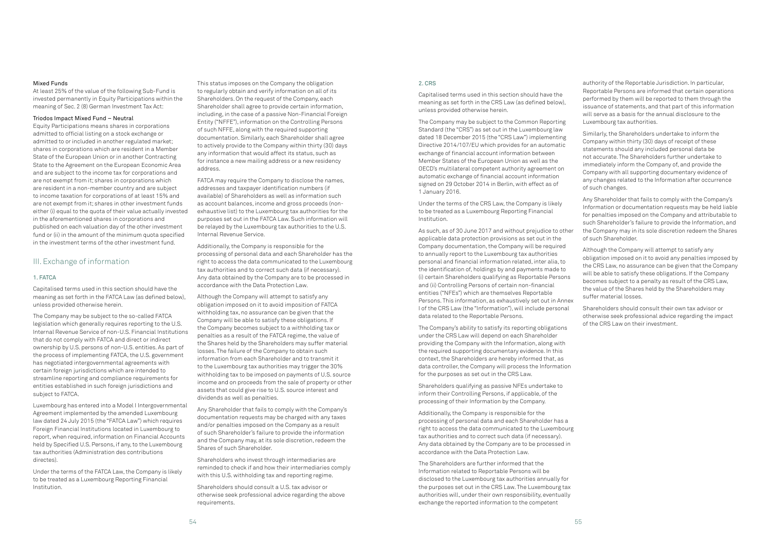#### Mixed Funds

At least 25% of the value of the following Sub-Fund is invested permanently in Equity Participations within the meaning of Sec. 2 (8) German Investment Tax Act:

#### Triodos Impact Mixed Fund – Neutral

Equity Participations means shares in corporations admitted to official listing on a stock exchange or admitted to or included in another regulated market; shares in corporations which are resident in a Member State of the European Union or in another Contracting State to the Agreement on the European Economic Area and are subject to the income tax for corporations and are not exempt from it; shares in corporations which are resident in a non-member country and are subject to income taxation for corporations of at least 15% and are not exempt from it; shares in other investment funds either (i) equal to the quota of their value actually invested in the aforementioned shares in corporations and published on each valuation day of the other investment fund or (ii) in the amount of the minimum quota specified in the investment terms of the other investment fund.

## III. Exchange of information

### 1. FATCA

Capitalised terms used in this section should have the meaning as set forth in the FATCA Law (as defined below), unless provided otherwise herein.

The Company may be subject to the so-called FATCA legislation which generally requires reporting to the U.S. Internal Revenue Service of non-U.S. Financial Institutions that do not comply with FATCA and direct or indirect ownership by U.S. persons of non-U.S. entities. As part of the process of implementing FATCA, the U.S. government has negotiated intergovernmental agreements with certain foreign jurisdictions which are intended to streamline reporting and compliance requirements for entities established in such foreign jurisdictions and subject to FATCA.

Luxembourg has entered into a Model I Intergovernmental Agreement implemented by the amended Luxembourg law dated 24 July 2015 (the "FATCA Law") which requires Foreign Financial Institutions located in Luxembourg to report, when required, information on Financial Accounts held by Specified U.S. Persons, if any, to the Luxembourg tax authorities (Administration des contributions directes).

Under the terms of the FATCA Law, the Company is likely to be treated as a Luxembourg Reporting Financial Institution.

This status imposes on the Company the obligation to regularly obtain and verify information on all of its Shareholders. On the request of the Company, each Shareholder shall agree to provide certain information, including, in the case of a passive Non-Financial Foreign Entity ("NFFE"), information on the Controlling Persons of such NFFE, along with the required supporting documentation. Similarly, each Shareholder shall agree to actively provide to the Company within thirty (30) days any information that would affect its status, such as for instance a new mailing address or a new residency address.

FATCA may require the Company to disclose the names, addresses and taxpayer identification numbers (if available) of Shareholders as well as information such as account balances, income and gross proceeds (non-exhaustive list) to the Luxembourg tax authorities for the purposes set out in the FATCA Law. Such information will be relayed by the Luxembourg tax authorities to the U.S. Internal Revenue Service.

Additionally, the Company is responsible for the processing of personal data and each Shareholder has the right to access the data communicated to the Luxembourg tax authorities and to correct such data (if necessary). Any data obtained by the Company are to be processed in accordance with the Data Protection Law.

Although the Company will attempt to satisfy any obligation imposed on it to avoid imposition of FATCA withholding tax, no assurance can be given that the Company will be able to satisfy these obligations. If the Company becomes subject to a withholding tax or penalties as a result of the FATCA regime, the value of the Shares held by the Shareholders may suffer material losses. The failure of the Company to obtain such information from each Shareholder and to transmit it to the Luxembourg tax authorities may trigger the 30% withholding tax to be imposed on payments of U.S. source income and on proceeds from the sale of property or other assets that could give rise to U.S. source interest and dividends as well as penalties.

Any Shareholder that fails to comply with the Company's documentation requests may be charged with any taxes and/or penalties imposed on the Company as a result of such Shareholder's failure to provide the information and the Company may, at its sole discretion, redeem the Shares of such Shareholder.

Shareholders who invest through intermediaries are reminded to check if and how their intermediaries comply with this U.S. withholding tax and reporting regime.

Shareholders should consult a U.S. tax advisor or otherwise seek professional advice regarding the above requirements.

### 2. CRS

Capitalised terms used in this section should have the meaning as set forth in the CRS Law (as defined below), unless provided otherwise herein.

The Company may be subject to the Common Reporting Standard (the "CRS") as set out in the Luxembourg law dated 18 December 2015 (the "CRS Law") implementing Directive 2014/107/EU which provides for an automatic exchange of financial account information between Member States of the European Union as well as the OECD's multilateral competent authority agreement on automatic exchange of financial account information signed on 29 October 2014 in Berlin, with effect as of 1 January 2016.

Under the terms of the CRS Law, the Company is likely to be treated as a Luxembourg Reporting Financial Institution.

As such, as of 30 June 2017 and without prejudice to other applicable data protection provisions as set out in the Company documentation, the Company will be required to annually report to the Luxembourg tax authorities personal and financial information related, inter alia, to the identification of, holdings by and payments made to (i) certain Shareholders qualifying as Reportable Persons and (ii) Controlling Persons of certain non-financial entities ("NFEs") which are themselves Reportable Persons. This information, as exhaustively set out in Annex I of the CRS Law (the "Information"), will include personal data related to the Reportable Persons.

The Company's ability to satisfy its reporting obligations under the CRS Law will depend on each Shareholder providing the Company with the Information, along with the required supporting documentary evidence. In this context, the Shareholders are hereby informed that, as data controller, the Company will process the Information for the purposes as set out in the CRS Law.

Shareholders qualifying as passive NFEs undertake to inform their Controlling Persons, if applicable, of the processing of their Information by the Company.

Additionally, the Company is responsible for the processing of personal data and each Shareholder has a right to access the data communicated to the Luxembourg tax authorities and to correct such data (if necessary). Any data obtained by the Company are to be processed in accordance with the Data Protection Law.

The Shareholders are further informed that the Information related to Reportable Persons will be disclosed to the Luxembourg tax authorities annually for the purposes set out in the CRS Law. The Luxembourg tax authorities will, under their own responsibility, eventually exchange the reported information to the competent authority of the Reportable Jurisdiction. In particular, Reportable Persons are informed that certain operations performed by them will be reported to them through the issuance of statements, and that part of this information will serve as a basis for the annual disclosure to the Luxembourg tax authorities.

Similarly, the Shareholders undertake to inform the Company within thirty (30) days of receipt of these statements should any included personal data be not accurate. The Shareholders further undertake to immediately inform the Company of, and provide the Company with all supporting documentary evidence of any changes related to the Information after occurrence of such changes.

Any Shareholder that fails to comply with the Company's Information or documentation requests may be held liable for penalties imposed on the Company and attributable to such Shareholder's failure to provide the Information, and the Company may in its sole discretion redeem the Shares of such Shareholder.

Although the Company will attempt to satisfy any obligation imposed on it to avoid any penalties imposed by the CRS Law, no assurance can be given that the Company will be able to satisfy these obligations. If the Company becomes subject to a penalty as a result of the CRS Law, the value of the Shares held by the Shareholders may suffer material losses.

Shareholders should consult their own tax advisor or otherwise seek professional advice regarding the impact of the CRS Law on their investment.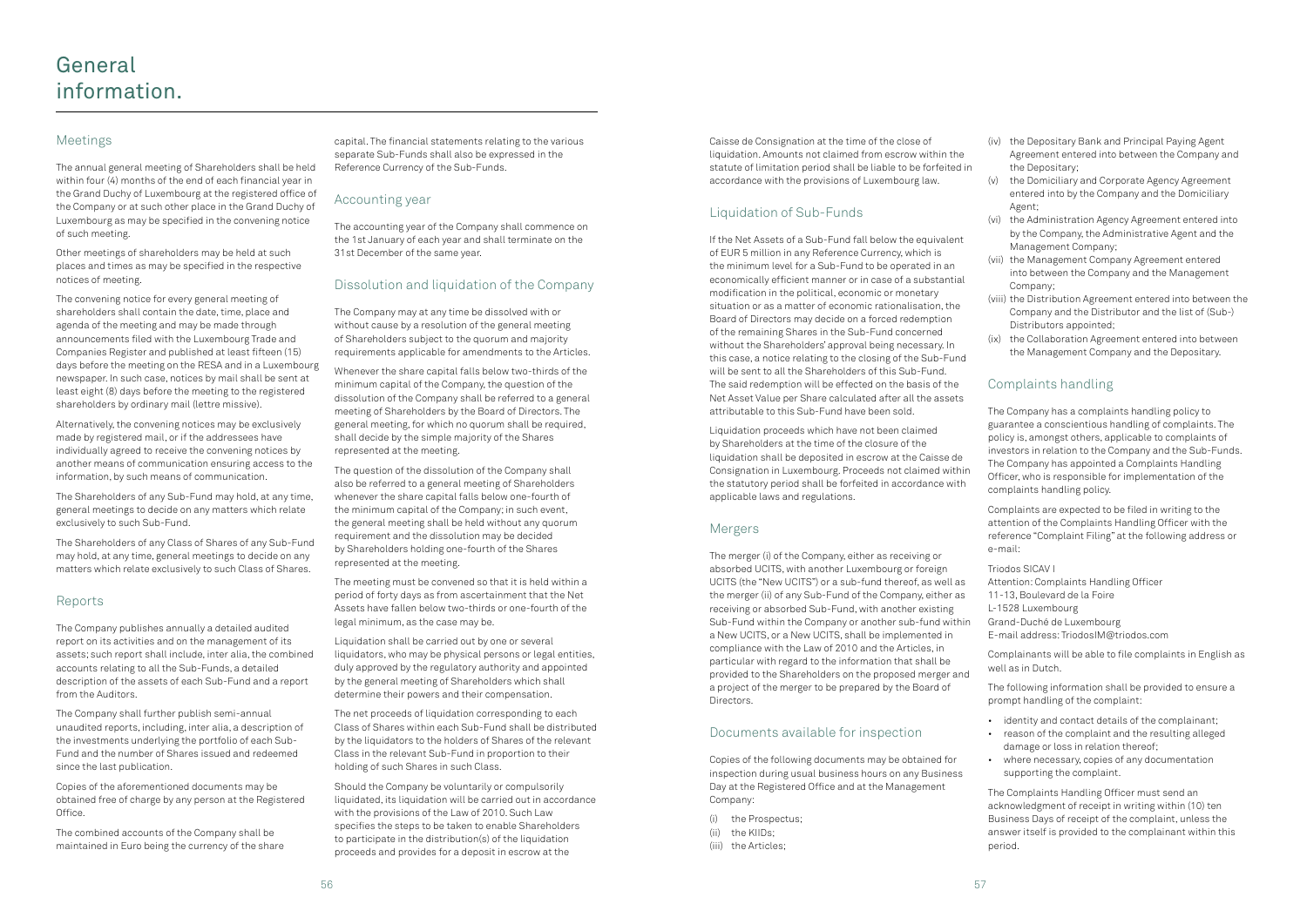# General information.

## Meetings

The annual general meeting of Shareholders shall be held within four (4) months of the end of each financial year in the Grand Duchy of Luxembourg at the registered office of the Company or at such other place in the Grand Duchy of Luxembourg as may be specified in the convening notice of such meeting.

Other meetings of shareholders may be held at such places and times as may be specified in the respective notices of meeting.

The convening notice for every general meeting of shareholders shall contain the date, time, place and agenda of the meeting and may be made through announcements filed with the Luxembourg Trade and Companies Register and published at least fifteen (15) days before the meeting on the RESA and in a Luxembourg newspaper. In such case, notices by mail shall be sent at least eight (8) days before the meeting to the registered shareholders by ordinary mail (lettre missive).

Alternatively, the convening notices may be exclusively made by registered mail, or if the addressees have individually agreed to receive the convening notices by another means of communication ensuring access to the information, by such means of communication.

The Shareholders of any Sub-Fund may hold, at any time, general meetings to decide on any matters which relate exclusively to such Sub-Fund.

The Shareholders of any Class of Shares of any Sub-Fund may hold, at any time, general meetings to decide on any matters which relate exclusively to such Class of Shares.

## Reports

The Company publishes annually a detailed audited report on its activities and on the management of its assets; such report shall include, inter alia, the combined accounts relating to all the Sub-Funds, a detailed description of the assets of each Sub-Fund and a report from the Auditors.

The Company shall further publish semi-annual unaudited reports, including, inter alia, a description of the investments underlying the portfolio of each Sub-Fund and the number of Shares issued and redeemed since the last publication.

Copies of the aforementioned documents may be obtained free of charge by any person at the Registered Office.

The combined accounts of the Company shall be maintained in Euro being the currency of the share capital. The financial statements relating to the various separate Sub-Funds shall also be expressed in the Reference Currency of the Sub-Funds.

## Accounting year

The accounting year of the Company shall commence on the 1st January of each year and shall terminate on the 31st December of the same year.

## Dissolution and liquidation of the Company

The Company may at any time be dissolved with or without cause by a resolution of the general meeting of Shareholders subject to the quorum and majority requirements applicable for amendments to the Articles.

Whenever the share capital falls below two-thirds of the minimum capital of the Company, the question of the dissolution of the Company shall be referred to a general meeting of Shareholders by the Board of Directors. The general meeting, for which no quorum shall be required, shall decide by the simple majority of the Shares represented at the meeting.

The question of the dissolution of the Company shall also be referred to a general meeting of Shareholders whenever the share capital falls below one-fourth of the minimum capital of the Company; in such event, the general meeting shall be held without any quorum requirement and the dissolution may be decided by Shareholders holding one-fourth of the Shares represented at the meeting.

The meeting must be convened so that it is held within a period of forty days as from ascertainment that the Net Assets have fallen below two-thirds or one-fourth of the legal minimum, as the case may be.

Liquidation shall be carried out by one or several liquidators, who may be physical persons or legal entities, duly approved by the regulatory authority and appointed by the general meeting of Shareholders which shall determine their powers and their compensation.

The net proceeds of liquidation corresponding to each Class of Shares within each Sub-Fund shall be distributed by the liquidators to the holders of Shares of the relevant Class in the relevant Sub-Fund in proportion to their holding of such Shares in such Class.

Should the Company be voluntarily or compulsorily liquidated, its liquidation will be carried out in accordance with the provisions of the Law of 2010. Such Law specifies the steps to be taken to enable Shareholders to participate in the distribution(s) of the liquidation proceeds and provides for a deposit in escrow at the Caisse de Consignation at the time of the close of liquidation. Amounts not claimed from escrow within the statute of limitation period shall be liable to be forfeited in accordance with the provisions of Luxembourg law.

## Liquidation of Sub-Funds

If the Net Assets of a Sub-Fund fall below the equivalent of EUR 5 million in any Reference Currency, which is the minimum level for a Sub-Fund to be operated in an economically efficient manner or in case of a substantial modification in the political, economic or monetary situation or as a matter of economic rationalisation, the Board of Directors may decide on a forced redemption of the remaining Shares in the Sub-Fund concerned without the Shareholders' approval being necessary. In this case, a notice relating to the closing of the Sub-Fund will be sent to all the Shareholders of this Sub-Fund. The said redemption will be effected on the basis of the Net Asset Value per Share calculated after all the assets attributable to this Sub-Fund have been sold.

Liquidation proceeds which have not been claimed by Shareholders at the time of the closure of the liquidation shall be deposited in escrow at the Caisse de Consignation in Luxembourg. Proceeds not claimed within the statutory period shall be forfeited in accordance with applicable laws and regulations.

## Mergers

The merger (i) of the Company, either as receiving or absorbed UCITS, with another Luxembourg or foreign UCITS (the "New UCITS") or a sub-fund thereof, as well as the merger (ii) of any Sub-Fund of the Company, either as receiving or absorbed Sub-Fund, with another existing Sub-Fund within the Company or another sub-fund within a New UCITS, or a New UCITS, shall be implemented in compliance with the Law of 2010 and the Articles, in particular with regard to the information that shall be provided to the Shareholders on the proposed merger and a project of the merger to be prepared by the Board of Directors.

## Documents available for inspection

Copies of the following documents may be obtained for inspection during usual business hours on any Business Day at the Registered Office and at the Management Company:

(i) the Prospectus;
(ii) the KIIDs;
(iii) the Articles;
(iv) the Depositary Bank and Principal Paying Agent Agreement entered into between the Company and the Depositary;
(v) the Domiciliary and Corporate Agency Agreement entered into by the Company and the Domiciliary Agent;
(vi) the Administration Agency Agreement entered into by the Company, the Administrative Agent and the Management Company;
(vii) the Management Company Agreement entered into between the Company and the Management Company;
(viii) the Distribution Agreement entered into between the Company and the Distributor and the list of (Sub-) Distributors appointed;
(ix) the Collaboration Agreement entered into between the Management Company and the Depositary.

## Complaints handling

The Company has a complaints handling policy to guarantee a conscientious handling of complaints. The policy is, amongst others, applicable to complaints of investors in relation to the Company and the Sub-Funds. The Company has appointed a Complaints Handling Officer, who is responsible for implementation of the complaints handling policy.

Complaints are expected to be filed in writing to the attention of the Complaints Handling Officer with the reference "Complaint Filing" at the following address or e-mail:

Triodos SICAV I
Attention: Complaints Handling Officer
11-13, Boulevard de la Foire
L-1528 Luxembourg
Grand-Duché de Luxembourg
E-mail address: TriodosIM@triodos.com

Complainants will be able to file complaints in English as well as in Dutch.

The following information shall be provided to ensure a prompt handling of the complaint:

- identity and contact details of the complainant;
- reason of the complaint and the resulting alleged damage or loss in relation thereof;
- where necessary, copies of any documentation supporting the complaint.

The Complaints Handling Officer must send an acknowledgment of receipt in writing within (10) ten Business Days of receipt of the complaint, unless the answer itself is provided to the complainant within this period.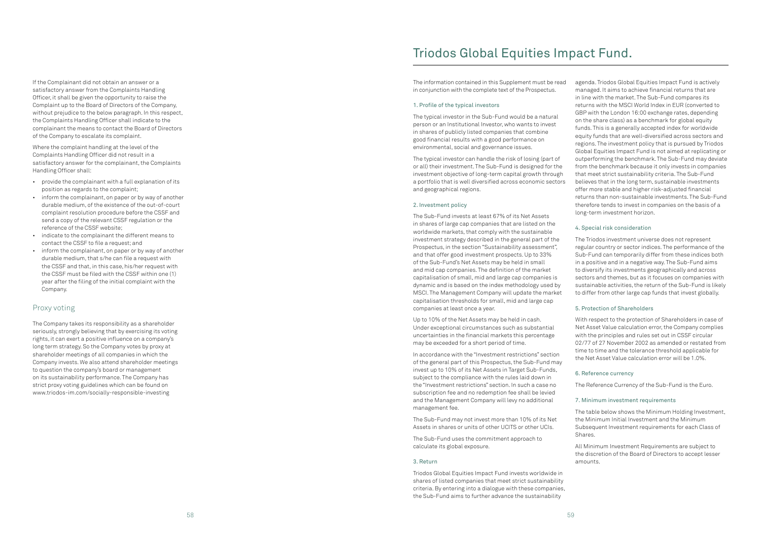If the Complainant did not obtain an answer or a satisfactory answer from the Complaints Handling Officer, it shall be given the opportunity to raise the Complaint up to the Board of Directors of the Company, without prejudice to the below paragraph. In this respect, the Complaints Handling Officer shall indicate to the complainant the means to contact the Board of Directors of the Company to escalate its complaint.

Where the complaint handling at the level of the Complaints Handling Officer did not result in a satisfactory answer for the complainant, the Complaints Handling Officer shall:

- provide the complainant with a full explanation of its position as regards to the complaint;
- inform the complainant, on paper or by way of another durable medium, of the existence of the out-of-court complaint resolution procedure before the CSSF and send a copy of the relevant CSSF regulation or the reference of the CSSF website;
- indicate to the complainant the different means to contact the CSSF to file a request; and
- inform the complainant, on paper or by way of another durable medium, that s/he can file a request with the CSSF and that, in this case, his/her request with the CSSF must be filed with the CSSF within one (1) year after the filing of the initial complaint with the Company.

## Proxy voting

The Company takes its responsibility as a shareholder seriously, strongly believing that by exercising its voting rights, it can exert a positive influence on a company's long term strategy. So the Company votes by proxy at shareholder meetings of all companies in which the Company invests. We also attend shareholder meetings to question the company's board or management on its sustainability performance. The Company has strict proxy voting guidelines which can be found on www.triodos-im.com/socially-responsible-investing

# Triodos Global Equities Impact Fund.

The information contained in this Supplement must be read in conjunction with the complete text of the Prospectus.

### 1. Profile of the typical investors

The typical investor in the Sub-Fund would be a natural person or an Institutional Investor, who wants to invest in shares of publicly listed companies that combine good financial results with a good performance on environmental, social and governance issues.

The typical investor can handle the risk of losing (part of or all) their investment. The Sub-Fund is designed for the investment objective of long-term capital growth through a portfolio that is well diversified across economic sectors and geographical regions.

### 2. Investment policy

The Sub-Fund invests at least 67% of its Net Assets in shares of large cap companies that are listed on the worldwide markets, that comply with the sustainable investment strategy described in the general part of the Prospectus, in the section "Sustainability assessment", and that offer good investment prospects. Up to 33% of the Sub-Fund's Net Assets may be held in small and mid cap companies. The definition of the market capitalisation of small, mid and large cap companies is dynamic and is based on the index methodology used by MSCI. The Management Company will update the market capitalisation thresholds for small, mid and large cap companies at least once a year.

Up to 10% of the Net Assets may be held in cash. Under exceptional circumstances such as substantial uncertainties in the financial markets this percentage may be exceeded for a short period of time.

In accordance with the "Investment restrictions" section of the general part of this Prospectus, the Sub-Fund may invest up to 10% of its Net Assets in Target Sub-Funds, subject to the compliance with the rules laid down in the "Investment restrictions" section. In such a case no subscription fee and no redemption fee shall be levied and the Management Company will levy no additional management fee.

The Sub-Fund may not invest more than 10% of its Net Assets in shares or units of other UCITS or other UCIs.

The Sub-Fund uses the commitment approach to calculate its global exposure.

### 3. Return

Triodos Global Equities Impact Fund invests worldwide in shares of listed companies that meet strict sustainability criteria. By entering into a dialogue with these companies, the Sub-Fund aims to further advance the sustainability agenda. Triodos Global Equities Impact Fund is actively managed. It aims to achieve financial returns that are in line with the market. The Sub-Fund compares its returns with the MSCI World Index in EUR (converted to GBP with the London 16:00 exchange rates, depending on the share class) as a benchmark for global equity funds. This is a generally accepted index for worldwide equity funds that are well-diversified across sectors and regions. The investment policy that is pursued by Triodos Global Equities Impact Fund is not aimed at replicating or outperforming the benchmark. The Sub-Fund may deviate from the benchmark because it only invests in companies that meet strict sustainability criteria. The Sub-Fund believes that in the long term, sustainable investments offer more stable and higher risk-adjusted financial returns than non-sustainable investments. The Sub-Fund therefore tends to invest in companies on the basis of a long-term investment horizon.

### 4. Special risk consideration

The Triodos investment universe does not represent regular country or sector indices. The performance of the Sub-Fund can temporarily differ from these indices both in a positive and in a negative way. The Sub-Fund aims to diversify its investments geographically and across sectors and themes, but as it focuses on companies with sustainable activities, the return of the Sub-Fund is likely to differ from other large cap funds that invest globally.

### 5. Protection of Shareholders

With respect to the protection of Shareholders in case of Net Asset Value calculation error, the Company complies with the principles and rules set out in CSSF circular 02/77 of 27 November 2002 as amended or restated from time to time and the tolerance threshold applicable for the Net Asset Value calculation error will be 1.0%.

### 6. Reference currency

The Reference Currency of the Sub-Fund is the Euro.

### 7. Minimum investment requirements

The table below shows the Minimum Holding Investment, the Minimum Initial Investment and the Minimum Subsequent Investment requirements for each Class of Shares.

All Minimum Investment Requirements are subject to the discretion of the Board of Directors to accept lesser amounts.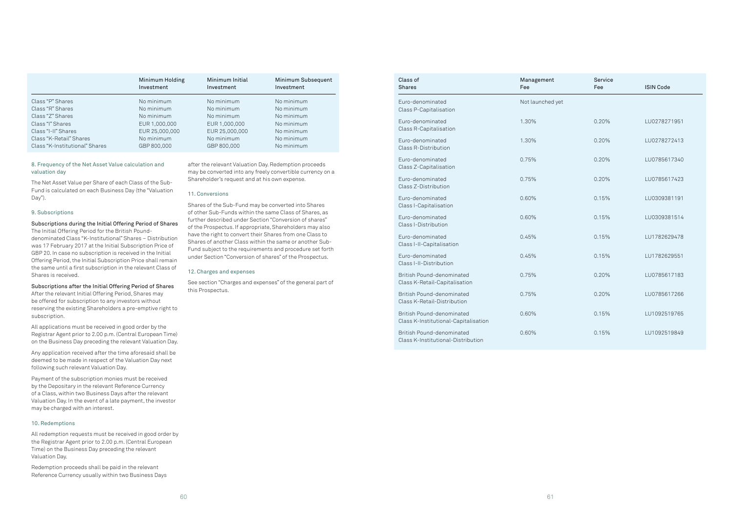| | Minimum Holding Investment | Minimum Initial Investment | Minimum Subsequent Investment |
|---|---|---|---|
| Class "P" Shares | No minimum | No minimum | No minimum |
| Class "R" Shares | No minimum | No minimum | No minimum |
| Class "Z" Shares | No minimum | No minimum | No minimum |
| Class "I" Shares | EUR 1,000,000 | EUR 1,000,000 | No minimum |
| Class "I-II" Shares | EUR 25,000,000 | EUR 25,000,000 | No minimum |
| Class "K-Retail" Shares | No minimum | No minimum | No minimum |
| Class "K-Institutional" Shares | GBP 800,000 | GBP 800,000 | No minimum |

### 8. Frequency of the Net Asset Value calculation and valuation day

The Net Asset Value per Share of each Class of the Sub-Fund is calculated on each Business Day (the "Valuation Day").

### 9. Subscriptions

**Subscriptions during the Initial Offering Period of Shares**
The Initial Offering Period for the British Pound-denominated Class "K-Institutional" Shares – Distribution was 17 February 2017 at the Initial Subscription Price of GBP 20. In case no subscription is received in the Initial Offering Period, the Initial Subscription Price shall remain the same until a first subscription in the relevant Class of Shares is received.

**Subscriptions after the Initial Offering Period of Shares**
After the relevant Initial Offering Period, Shares may be offered for subscription to any investors without reserving the existing Shareholders a pre-emptive right to subscription.

All applications must be received in good order by the Registrar Agent prior to 2.00 p.m. (Central European Time) on the Business Day preceding the relevant Valuation Day.

Any application received after the time aforesaid shall be deemed to be made in respect of the Valuation Day next following such relevant Valuation Day.

Payment of the subscription monies must be received by the Depositary in the relevant Reference Currency of a Class, within two Business Days after the relevant Valuation Day. In the event of a late payment, the investor may be charged with an interest.

### 10. Redemptions

All redemption requests must be received in good order by the Registrar Agent prior to 2.00 p.m. (Central European Time) on the Business Day preceding the relevant Valuation Day.

Redemption proceeds shall be paid in the relevant Reference Currency usually within two Business Days after the relevant Valuation Day. Redemption proceeds may be converted into any freely convertible currency on a Shareholder's request and at his own expense.

### 11. Conversions

Shares of the Sub-Fund may be converted into Shares of other Sub-Funds within the same Class of Shares, as further described under Section "Conversion of shares" of the Prospectus. If appropriate, Shareholders may also have the right to convert their Shares from one Class to Shares of another Class within the same or another Sub-Fund subject to the requirements and procedure set forth under Section "Conversion of shares" of the Prospectus.

### 12. Charges and expenses

See section "Charges and expenses" of the general part of this Prospectus.

| Class of Shares | Management Fee | Service Fee | ISIN Code |
|---|---|---|---|
| Euro-denominated Class P-Capitalisation | Not launched yet | | |
| Euro-denominated Class R-Capitalisation | 1.30% | 0.20% | LU0278271951 |
| Euro-denominated Class R-Distribution | 1.30% | 0.20% | LU0278272413 |
| Euro-denominated Class Z-Capitalisation | 0.75% | 0.20% | LU0785617340 |
| Euro-denominated Class Z-Distribution | 0.75% | 0.20% | LU0785617423 |
| Euro-denominated Class I-Capitalisation | 0.60% | 0.15% | LU0309381191 |
| Euro-denominated Class I-Distribution | 0.60% | 0.15% | LU0309381514 |
| Euro-denominated Class I-II-Capitalisation | 0.45% | 0.15% | LU1782629478 |
| Euro-denominated Class I-II-Distribution | 0.45% | 0.15% | LU1782629551 |
| British Pound-denominated Class K-Retail-Capitalisation | 0.75% | 0.20% | LU0785617183 |
| British Pound-denominated Class K-Retail-Distribution | 0.75% | 0.20% | LU0785617266 |
| British Pound-denominated Class K-Institutional-Capitalisation | 0.60% | 0.15% | LU1092519765 |
| British Pound-denominated Class K-Institutional-Distribution | 0.60% | 0.15% | LU1092519849 |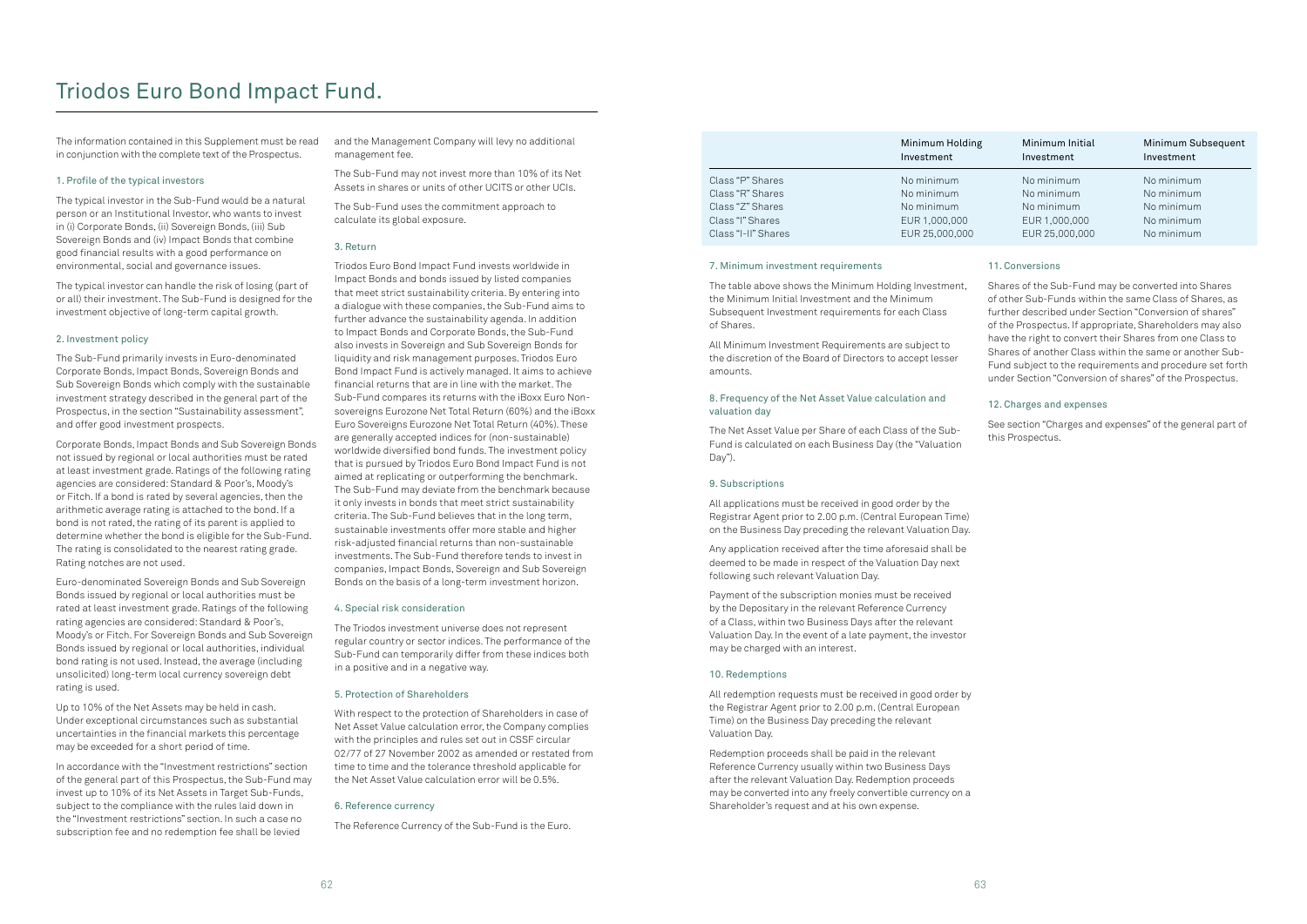# Triodos Euro Bond Impact Fund.

The information contained in this Supplement must be read in conjunction with the complete text of the Prospectus.

## 1. Profile of the typical investors

The typical investor in the Sub-Fund would be a natural person or an Institutional Investor, who wants to invest in (i) Corporate Bonds, (ii) Sovereign Bonds, (iii) Sub Sovereign Bonds and (iv) Impact Bonds that combine good financial results with a good performance on environmental, social and governance issues.

The typical investor can handle the risk of losing (part of or all) their investment. The Sub-Fund is designed for the investment objective of long-term capital growth.

## 2. Investment policy

The Sub-Fund primarily invests in Euro-denominated Corporate Bonds, Impact Bonds, Sovereign Bonds and Sub Sovereign Bonds which comply with the sustainable investment strategy described in the general part of the Prospectus, in the section "Sustainability assessment", and offer good investment prospects.

Corporate Bonds, Impact Bonds and Sub Sovereign Bonds not issued by regional or local authorities must be rated at least investment grade. Ratings of the following rating agencies are considered: Standard & Poor's, Moody's or Fitch. If a bond is rated by several agencies, then the arithmetic average rating is attached to the bond. If a bond is not rated, the rating of its parent is applied to determine whether the bond is eligible for the Sub-Fund. The rating is consolidated to the nearest rating grade. Rating notches are not used.

Euro-denominated Sovereign Bonds and Sub Sovereign Bonds issued by regional or local authorities must be rated at least investment grade. Ratings of the following rating agencies are considered: Standard & Poor's, Moody's or Fitch. For Sovereign Bonds and Sub Sovereign Bonds issued by regional or local authorities, individual bond rating is not used. Instead, the average (including unsolicited) long-term local currency sovereign debt rating is used.

Up to 10% of the Net Assets may be held in cash. Under exceptional circumstances such as substantial uncertainties in the financial markets this percentage may be exceeded for a short period of time.

In accordance with the "Investment restrictions" section of the general part of this Prospectus, the Sub-Fund may invest up to 10% of its Net Assets in Target Sub-Funds, subject to the compliance with the rules laid down in the "Investment restrictions" section. In such a case no subscription fee and no redemption fee shall be levied and the Management Company will levy no additional management fee.

The Sub-Fund may not invest more than 10% of its Net Assets in shares or units of other UCITS or other UCIs.

The Sub-Fund uses the commitment approach to calculate its global exposure.

## 3. Return

Triodos Euro Bond Impact Fund invests worldwide in Impact Bonds and bonds issued by listed companies that meet strict sustainability criteria. By entering into a dialogue with these companies, the Sub-Fund aims to further advance the sustainability agenda. In addition to Impact Bonds and Corporate Bonds, the Sub-Fund also invests in Sovereign and Sub Sovereign Bonds for liquidity and risk management purposes. Triodos Euro Bond Impact Fund is actively managed. It aims to achieve financial returns that are in line with the market. The Sub-Fund compares its returns with the iBoxx Euro Non-sovereigns Eurozone Net Total Return (60%) and the iBoxx Euro Sovereigns Eurozone Net Total Return (40%). These are generally accepted indices for (non-sustainable) worldwide diversified bond funds. The investment policy that is pursued by Triodos Euro Bond Impact Fund is not aimed at replicating or outperforming the benchmark. The Sub-Fund may deviate from the benchmark because it only invests in bonds that meet strict sustainability criteria. The Sub-Fund believes that in the long term, sustainable investments offer more stable and higher risk-adjusted financial returns than non-sustainable investments. The Sub-Fund therefore tends to invest in companies, Impact Bonds, Sovereign and Sub Sovereign Bonds on the basis of a long-term investment horizon.

## 4. Special risk consideration

The Triodos investment universe does not represent regular country or sector indices. The performance of the Sub-Fund can temporarily differ from these indices both in a positive and in a negative way.

## 5. Protection of Shareholders

With respect to the protection of Shareholders in case of Net Asset Value calculation error, the Company complies with the principles and rules set out in CSSF circular 02/77 of 27 November 2002 as amended or restated from time to time and the tolerance threshold applicable for the Net Asset Value calculation error will be 0.5%.

## 6. Reference currency

The Reference Currency of the Sub-Fund is the Euro.

| | Minimum Holding Investment | Minimum Initial Investment | Minimum Subsequent Investment |
|---|---|---|---|
| Class "P" Shares | No minimum | No minimum | No minimum |
| Class "R" Shares | No minimum | No minimum | No minimum |
| Class "Z" Shares | No minimum | No minimum | No minimum |
| Class "I" Shares | EUR 1,000,000 | EUR 1,000,000 | No minimum |
| Class "I-II" Shares | EUR 25,000,000 | EUR 25,000,000 | No minimum |

## 7. Minimum investment requirements

The table above shows the Minimum Holding Investment, the Minimum Initial Investment and the Minimum Subsequent Investment requirements for each Class of Shares.

All Minimum Investment Requirements are subject to the discretion of the Board of Directors to accept lesser amounts.

## 8. Frequency of the Net Asset Value calculation and valuation day

The Net Asset Value per Share of each Class of the Sub-Fund is calculated on each Business Day (the "Valuation Day").

## 9. Subscriptions

All applications must be received in good order by the Registrar Agent prior to 2.00 p.m. (Central European Time) on the Business Day preceding the relevant Valuation Day.

Any application received after the time aforesaid shall be deemed to be made in respect of the Valuation Day next following such relevant Valuation Day.

Payment of the subscription monies must be received by the Depositary in the relevant Reference Currency of a Class, within two Business Days after the relevant Valuation Day. In the event of a late payment, the investor may be charged with an interest.

## 10. Redemptions

All redemption requests must be received in good order by the Registrar Agent prior to 2.00 p.m. (Central European Time) on the Business Day preceding the relevant Valuation Day.

Redemption proceeds shall be paid in the relevant Reference Currency usually within two Business Days after the relevant Valuation Day. Redemption proceeds may be converted into any freely convertible currency on a Shareholder's request and at his own expense.

## 11. Conversions

Shares of the Sub-Fund may be converted into Shares of other Sub-Funds within the same Class of Shares, as further described under Section "Conversion of shares" of the Prospectus. If appropriate, Shareholders may also have the right to convert their Shares from one Class to Shares of another Class within the same or another Sub-Fund subject to the requirements and procedure set forth under Section "Conversion of shares" of the Prospectus.

## 12. Charges and expenses

See section "Charges and expenses" of the general part of this Prospectus.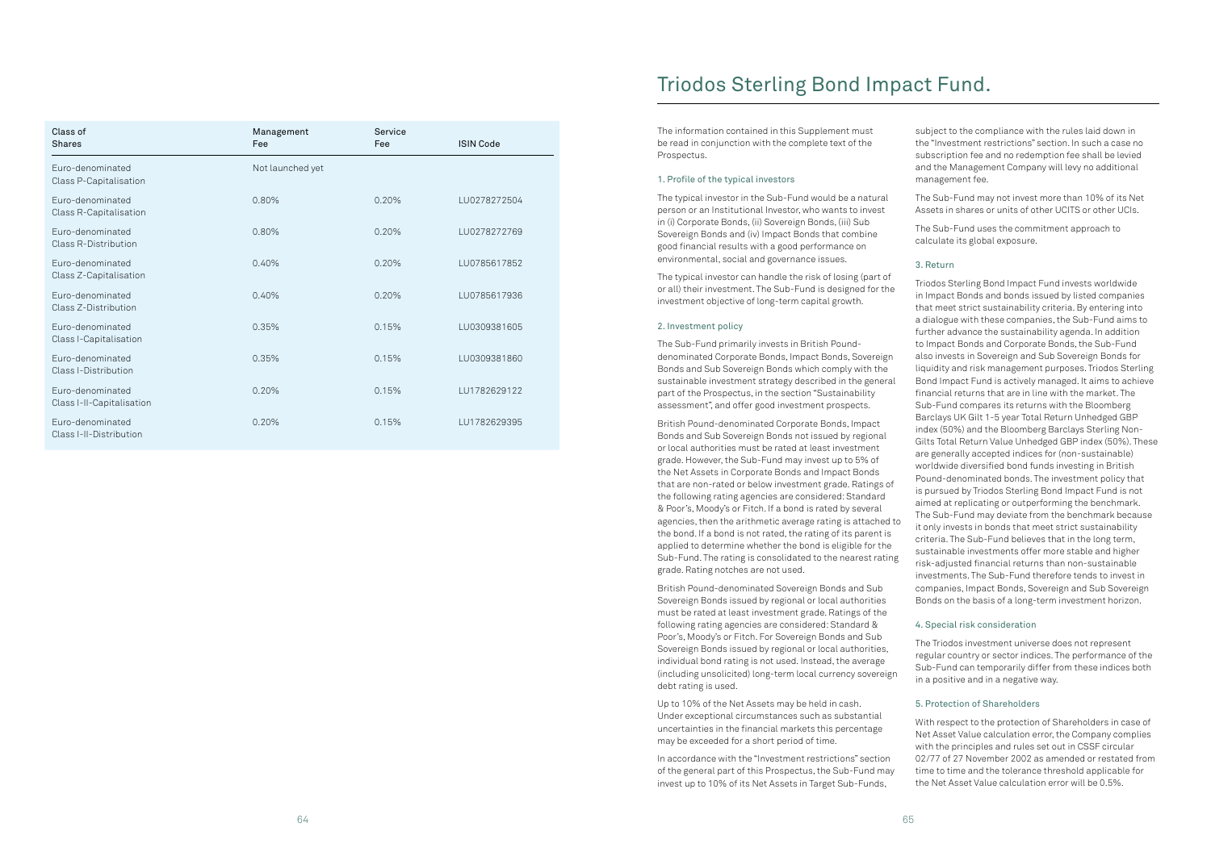| Class of Shares | Management Fee | Service Fee | ISIN Code |
|---|---|---|---|
| Euro-denominated Class P-Capitalisation | Not launched yet | | |
| Euro-denominated Class R-Capitalisation | 0.80% | 0.20% | LU0278272504 |
| Euro-denominated Class R-Distribution | 0.80% | 0.20% | LU0278272769 |
| Euro-denominated Class Z-Capitalisation | 0.40% | 0.20% | LU0785617852 |
| Euro-denominated Class Z-Distribution | 0.40% | 0.20% | LU0785617936 |
| Euro-denominated Class I-Capitalisation | 0.35% | 0.15% | LU0309381605 |
| Euro-denominated Class I-Distribution | 0.35% | 0.15% | LU0309381860 |
| Euro-denominated Class I-II-Capitalisation | 0.20% | 0.15% | LU1782629122 |
| Euro-denominated Class I-II-Distribution | 0.20% | 0.15% | LU1782629395 |

# Triodos Sterling Bond Impact Fund.

The information contained in this Supplement must be read in conjunction with the complete text of the Prospectus.

## 1. Profile of the typical investors

The typical investor in the Sub-Fund would be a natural person or an Institutional Investor, who wants to invest in (i) Corporate Bonds, (ii) Sovereign Bonds, (iii) Sub Sovereign Bonds and (iv) Impact Bonds that combine good financial results with a good performance on environmental, social and governance issues.

The typical investor can handle the risk of losing (part of or all) their investment. The Sub-Fund is designed for the investment objective of long-term capital growth.

## 2. Investment policy

The Sub-Fund primarily invests in British Pound-denominated Corporate Bonds, Impact Bonds, Sovereign Bonds and Sub Sovereign Bonds which comply with the sustainable investment strategy described in the general part of the Prospectus, in the section "Sustainability assessment", and offer good investment prospects.

British Pound-denominated Corporate Bonds, Impact Bonds and Sub Sovereign Bonds not issued by regional or local authorities must be rated at least investment grade. However, the Sub-Fund may invest up to 5% of the Net Assets in Corporate Bonds and Impact Bonds that are non-rated or below investment grade. Ratings of the following rating agencies are considered: Standard & Poor's, Moody's or Fitch. If a bond is rated by several agencies, then the arithmetic average rating is attached to the bond. If a bond is not rated, the rating of its parent is applied to determine whether the bond is eligible for the Sub-Fund. The rating is consolidated to the nearest rating grade. Rating notches are not used.

British Pound-denominated Sovereign Bonds and Sub Sovereign Bonds issued by regional or local authorities must be rated at least investment grade. Ratings of the following rating agencies are considered: Standard & Poor's, Moody's or Fitch. For Sovereign Bonds and Sub Sovereign Bonds issued by regional or local authorities, individual bond rating is not used. Instead, the average (including unsolicited) long-term local currency sovereign debt rating is used.

Up to 10% of the Net Assets may be held in cash. Under exceptional circumstances such as substantial uncertainties in the financial markets this percentage may be exceeded for a short period of time.

In accordance with the "Investment restrictions" section of the general part of this Prospectus, the Sub-Fund may invest up to 10% of its Net Assets in Target Sub-Funds, subject to the compliance with the rules laid down in the "Investment restrictions" section. In such a case no subscription fee and no redemption fee shall be levied and the Management Company will levy no additional management fee.

The Sub-Fund may not invest more than 10% of its Net Assets in shares or units of other UCITS or other UCIs.

The Sub-Fund uses the commitment approach to calculate its global exposure.

## 3. Return

Triodos Sterling Bond Impact Fund invests worldwide in Impact Bonds and bonds issued by listed companies that meet strict sustainability criteria. By entering into a dialogue with these companies, the Sub-Fund aims to further advance the sustainability agenda. In addition to Impact Bonds and Corporate Bonds, the Sub-Fund also invests in Sovereign and Sub Sovereign Bonds for liquidity and risk management purposes. Triodos Sterling Bond Impact Fund is actively managed. It aims to achieve financial returns that are in line with the market. The Sub-Fund compares its returns with the Bloomberg Barclays UK Gilt 1-5 year Total Return Unhedged GBP index (50%) and the Bloomberg Barclays Sterling Non-Gilts Total Return Value Unhedged GBP index (50%). These are generally accepted indices for (non-sustainable) worldwide diversified bond funds investing in British Pound-denominated bonds. The investment policy that is pursued by Triodos Sterling Bond Impact Fund is not aimed at replicating or outperforming the benchmark. The Sub-Fund may deviate from the benchmark because it only invests in bonds that meet strict sustainability criteria. The Sub-Fund believes that in the long term, sustainable investments offer more stable and higher risk-adjusted financial returns than non-sustainable investments. The Sub-Fund therefore tends to invest in companies, Impact Bonds, Sovereign and Sub Sovereign Bonds on the basis of a long-term investment horizon.

## 4. Special risk consideration

The Triodos investment universe does not represent regular country or sector indices. The performance of the Sub-Fund can temporarily differ from these indices both in a positive and in a negative way.

## 5. Protection of Shareholders

With respect to the protection of Shareholders in case of Net Asset Value calculation error, the Company complies with the principles and rules set out in CSSF circular 02/77 of 27 November 2002 as amended or restated from time to time and the tolerance threshold applicable for the Net Asset Value calculation error will be 0.5%.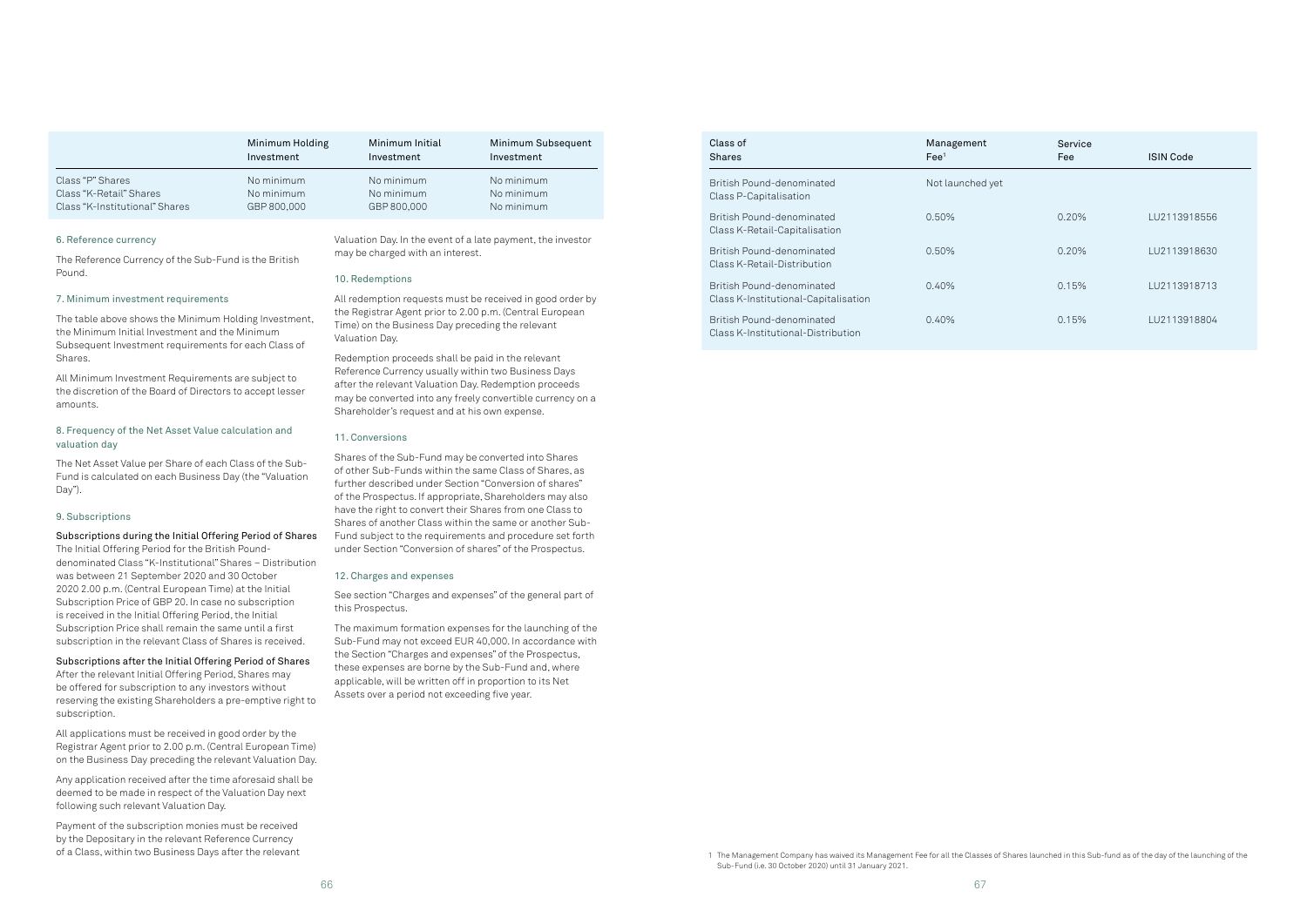| | Minimum Holding Investment | Minimum Initial Investment | Minimum Subsequent Investment |
|---|---|---|---|
| Class "P" Shares | No minimum | No minimum | No minimum |
| Class "K-Retail" Shares | No minimum | No minimum | No minimum |
| Class "K-Institutional" Shares | GBP 800,000 | GBP 800,000 | No minimum |

### 6. Reference currency

The Reference Currency of the Sub-Fund is the British Pound.

### 7. Minimum investment requirements

The table above shows the Minimum Holding Investment, the Minimum Initial Investment and the Minimum Subsequent Investment requirements for each Class of Shares.

All Minimum Investment Requirements are subject to the discretion of the Board of Directors to accept lesser amounts.

### 8. Frequency of the Net Asset Value calculation and valuation day

The Net Asset Value per Share of each Class of the Sub-Fund is calculated on each Business Day (the "Valuation Day").

### 9. Subscriptions

**Subscriptions during the Initial Offering Period of Shares**

The Initial Offering Period for the British Pound-denominated Class "K-Institutional" Shares – Distribution was between 21 September 2020 and 30 October 2020 2.00 p.m. (Central European Time) at the Initial Subscription Price of GBP 20. In case no subscription is received in the Initial Offering Period, the Initial Subscription Price shall remain the same until a first subscription in the relevant Class of Shares is received.

**Subscriptions after the Initial Offering Period of Shares**

After the relevant Initial Offering Period, Shares may be offered for subscription to any investors without reserving the existing Shareholders a pre-emptive right to subscription.

All applications must be received in good order by the Registrar Agent prior to 2.00 p.m. (Central European Time) on the Business Day preceding the relevant Valuation Day.

Any application received after the time aforesaid shall be deemed to be made in respect of the Valuation Day next following such relevant Valuation Day.

Payment of the subscription monies must be received by the Depositary in the relevant Reference Currency of a Class, within two Business Days after the relevant Valuation Day. In the event of a late payment, the investor may be charged with an interest.

### 10. Redemptions

All redemption requests must be received in good order by the Registrar Agent prior to 2.00 p.m. (Central European Time) on the Business Day preceding the relevant Valuation Day.

Redemption proceeds shall be paid in the relevant Reference Currency usually within two Business Days after the relevant Valuation Day. Redemption proceeds may be converted into any freely convertible currency on a Shareholder's request and at his own expense.

### 11. Conversions

Shares of the Sub-Fund may be converted into Shares of other Sub-Funds within the same Class of Shares, as further described under Section "Conversion of shares" of the Prospectus. If appropriate, Shareholders may also have the right to convert their Shares from one Class to Shares of another Class within the same or another Sub-Fund subject to the requirements and procedure set forth under Section "Conversion of shares" of the Prospectus.

### 12. Charges and expenses

See section "Charges and expenses" of the general part of this Prospectus.

The maximum formation expenses for the launching of the Sub-Fund may not exceed EUR 40,000. In accordance with the Section "Charges and expenses" of the Prospectus, these expenses are borne by the Sub-Fund and, where applicable, will be written off in proportion to its Net Assets over a period not exceeding five year.

| Class of Shares | Management Fee[1] | Service Fee | ISIN Code |
|---|---|---|---|
| British Pound-denominated Class P-Capitalisation | Not launched yet | | |
| British Pound-denominated Class K-Retail-Capitalisation | 0.50% | 0.20% | LU2113918556 |
| British Pound-denominated Class K-Retail-Distribution | 0.50% | 0.20% | LU2113918630 |
| British Pound-denominated Class K-Institutional-Capitalisation | 0.40% | 0.15% | LU2113918713 |
| British Pound-denominated Class K-Institutional-Distribution | 0.40% | 0.15% | LU2113918804 |

[1] The Management Company has waived its Management Fee for all the Classes of Shares launched in this Sub-fund as of the day of the launching of the Sub-Fund (i.e. 30 October 2020) until 31 January 2021.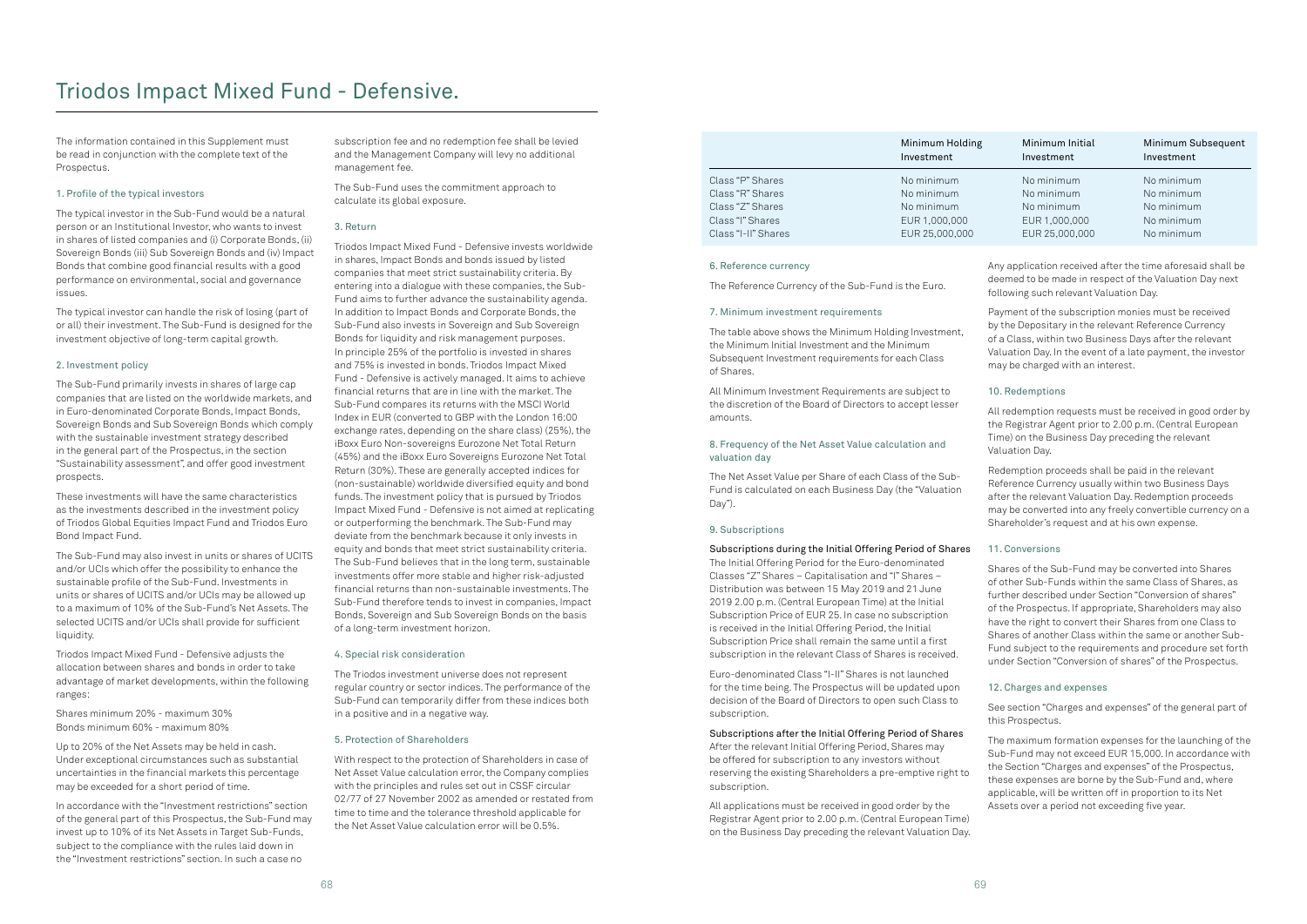# Triodos Impact Mixed Fund - Defensive.

The information contained in this Supplement must be read in conjunction with the complete text of the Prospectus.

### 1. Profile of the typical investors

The typical investor in the Sub-Fund would be a natural person or an Institutional Investor, who wants to invest in shares of listed companies and (i) Corporate Bonds, (ii) Sovereign Bonds (iii) Sub Sovereign Bonds and (iv) Impact Bonds that combine good financial results with a good performance on environmental, social and governance issues.

The typical investor can handle the risk of losing (part of or all) their investment. The Sub-Fund is designed for the investment objective of long-term capital growth.

### 2. Investment policy

The Sub-Fund primarily invests in shares of large cap companies that are listed on the worldwide markets, and in Euro-denominated Corporate Bonds, Impact Bonds, Sovereign Bonds and Sub Sovereign Bonds which comply with the sustainable investment strategy described in the general part of the Prospectus, in the section "Sustainability assessment", and offer good investment prospects.

These investments will have the same characteristics as the investments described in the investment policy of Triodos Global Equities Impact Fund and Triodos Euro Bond Impact Fund.

The Sub-Fund may also invest in units or shares of UCITS and/or UCIs which offer the possibility to enhance the sustainable profile of the Sub-Fund. Investments in units or shares of UCITS and/or UCIs may be allowed up to a maximum of 10% of the Sub-Fund's Net Assets. The selected UCITS and/or UCIs shall provide for sufficient liquidity.

Triodos Impact Mixed Fund - Defensive adjusts the allocation between shares and bonds in order to take advantage of market developments, within the following ranges:

Shares minimum 20% - maximum 30%
Bonds minimum 60% - maximum 80%

Up to 20% of the Net Assets may be held in cash. Under exceptional circumstances such as substantial uncertainties in the financial markets this percentage may be exceeded for a short period of time.

In accordance with the "Investment restrictions" section of the general part of this Prospectus, the Sub-Fund may invest up to 10% of its Net Assets in Target Sub-Funds, subject to the compliance with the rules laid down in the "Investment restrictions" section. In such a case no subscription fee and no redemption fee shall be levied and the Management Company will levy no additional management fee.

The Sub-Fund uses the commitment approach to calculate its global exposure.

### 3. Return

Triodos Impact Mixed Fund - Defensive invests worldwide in shares, Impact Bonds and bonds issued by listed companies that meet strict sustainability criteria. By entering into a dialogue with these companies, the Sub-Fund aims to further advance the sustainability agenda. In addition to Impact Bonds and Corporate Bonds, the Sub-Fund also invests in Sovereign and Sub Sovereign Bonds for liquidity and risk management purposes. In principle 25% of the portfolio is invested in shares and 75% is invested in bonds. Triodos Impact Mixed Fund - Defensive is actively managed. It aims to achieve financial returns that are in line with the market. The Sub-Fund compares its returns with the MSCI World Index in EUR (converted to GBP with the London 16:00 exchange rates, depending on the share class) (25%), the iBoxx Euro Non-sovereigns Eurozone Net Total Return (45%) and the iBoxx Euro Sovereigns Eurozone Net Total Return (30%). These are generally accepted indices for (non-sustainable) worldwide diversified equity and bond funds. The investment policy that is pursued by Triodos Impact Mixed Fund - Defensive is not aimed at replicating or outperforming the benchmark. The Sub-Fund may deviate from the benchmark because it only invests in equity and bonds that meet strict sustainability criteria. The Sub-Fund believes that in the long term, sustainable investments offer more stable and higher risk-adjusted financial returns than non-sustainable investments. The Sub-Fund therefore tends to invest in companies, Impact Bonds, Sovereign and Sub Sovereign Bonds on the basis of a long-term investment horizon.

### 4. Special risk consideration

The Triodos investment universe does not represent regular country or sector indices. The performance of the Sub-Fund can temporarily differ from these indices both in a positive and in a negative way.

### 5. Protection of Shareholders

With respect to the protection of Shareholders in case of Net Asset Value calculation error, the Company complies with the principles and rules set out in CSSF circular 02/77 of 27 November 2002 as amended or restated from time to time and the tolerance threshold applicable for the Net Asset Value calculation error will be 0.5%.

| | Minimum Holding Investment | Minimum Initial Investment | Minimum Subsequent Investment |
|---|---|---|---|
| Class "P" Shares | No minimum | No minimum | No minimum |
| Class "R" Shares | No minimum | No minimum | No minimum |
| Class "Z" Shares | No minimum | No minimum | No minimum |
| Class "I" Shares | EUR 1,000,000 | EUR 1,000,000 | No minimum |
| Class "I-II" Shares | EUR 25,000,000 | EUR 25,000,000 | No minimum |

### 6. Reference currency

The Reference Currency of the Sub-Fund is the Euro.

### 7. Minimum investment requirements

The table above shows the Minimum Holding Investment, the Minimum Initial Investment and the Minimum Subsequent Investment requirements for each Class of Shares.

All Minimum Investment Requirements are subject to the discretion of the Board of Directors to accept lesser amounts.

### 8. Frequency of the Net Asset Value calculation and valuation day

The Net Asset Value per Share of each Class of the Sub-Fund is calculated on each Business Day (the "Valuation Day").

### 9. Subscriptions

**Subscriptions during the Initial Offering Period of Shares**
The Initial Offering Period for the Euro-denominated Classes "Z" Shares – Capitalisation and "I" Shares – Distribution was between 15 May 2019 and 21 June 2019 2.00 p.m. (Central European Time) at the Initial Subscription Price of EUR 25. In case no subscription is received in the Initial Offering Period, the Initial Subscription Price shall remain the same until a first subscription in the relevant Class of Shares is received.

Euro-denominated Class "I-II" Shares is not launched for the time being. The Prospectus will be updated upon decision of the Board of Directors to open such Class to subscription.

**Subscriptions after the Initial Offering Period of Shares**
After the relevant Initial Offering Period, Shares may be offered for subscription to any investors without reserving the existing Shareholders a pre-emptive right to subscription.

All applications must be received in good order by the Registrar Agent prior to 2.00 p.m. (Central European Time) on the Business Day preceding the relevant Valuation Day. Any application received after the time aforesaid shall be deemed to be made in respect of the Valuation Day next following such relevant Valuation Day.

Payment of the subscription monies must be received by the Depositary in the relevant Reference Currency of a Class, within two Business Days after the relevant Valuation Day. In the event of a late payment, the investor may be charged with an interest.

### 10. Redemptions

All redemption requests must be received in good order by the Registrar Agent prior to 2.00 p.m. (Central European Time) on the Business Day preceding the relevant Valuation Day.

Redemption proceeds shall be paid in the relevant Reference Currency usually within two Business Days after the relevant Valuation Day. Redemption proceeds may be converted into any freely convertible currency on a Shareholder's request and at his own expense.

### 11. Conversions

Shares of the Sub-Fund may be converted into Shares of other Sub-Funds within the same Class of Shares, as further described under Section "Conversion of shares" of the Prospectus. If appropriate, Shareholders may also have the right to convert their Shares from one Class to Shares of another Class within the same or another Sub-Fund subject to the requirements and procedure set forth under Section "Conversion of shares" of the Prospectus.

### 12. Charges and expenses

See section "Charges and expenses" of the general part of this Prospectus.

The maximum formation expenses for the launching of the Sub-Fund may not exceed EUR 15,000. In accordance with the Section "Charges and expenses" of the Prospectus, these expenses are borne by the Sub-Fund and, where applicable, will be written off in proportion to its Net Assets over a period not exceeding five year.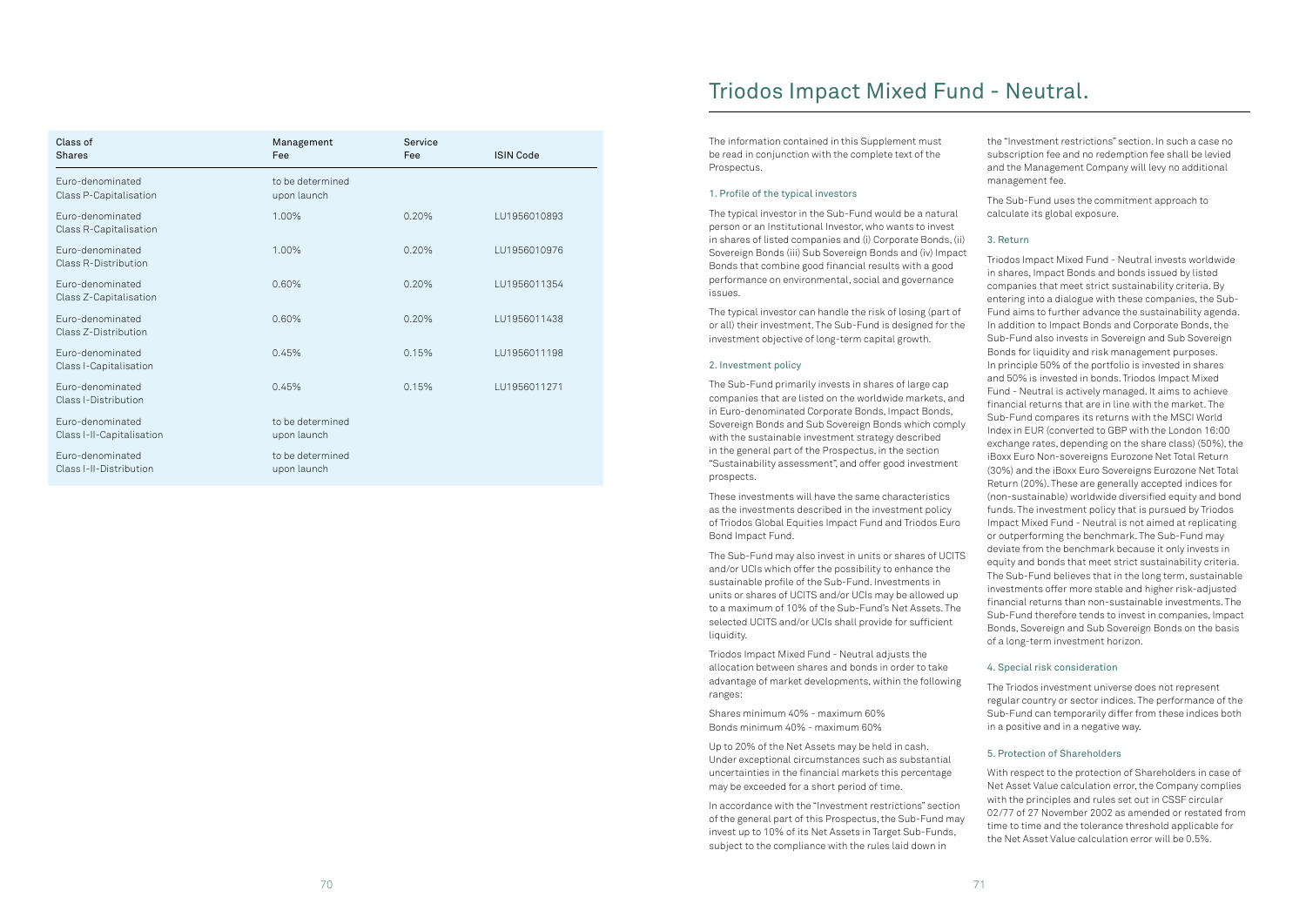| Class of Shares | Management Fee | Service Fee | ISIN Code |
|---|---|---|---|
| Euro-denominated Class P-Capitalisation | to be determined upon launch | | |
| Euro-denominated Class R-Capitalisation | 1.00% | 0.20% | LU1956010893 |
| Euro-denominated Class R-Distribution | 1.00% | 0.20% | LU1956010976 |
| Euro-denominated Class Z-Capitalisation | 0.60% | 0.20% | LU1956011354 |
| Euro-denominated Class Z-Distribution | 0.60% | 0.20% | LU1956011438 |
| Euro-denominated Class I-Capitalisation | 0.45% | 0.15% | LU1956011198 |
| Euro-denominated Class I-Distribution | 0.45% | 0.15% | LU1956011271 |
| Euro-denominated Class I-II-Capitalisation | to be determined upon launch | | |
| Euro-denominated Class I-II-Distribution | to be determined upon launch | | |

# Triodos Impact Mixed Fund - Neutral.

The information contained in this Supplement must be read in conjunction with the complete text of the Prospectus.

## 1. Profile of the typical investors

The typical investor in the Sub-Fund would be a natural person or an Institutional Investor, who wants to invest in shares of listed companies and (i) Corporate Bonds, (ii) Sovereign Bonds (iii) Sub Sovereign Bonds and (iv) Impact Bonds that combine good financial results with a good performance on environmental, social and governance issues.

The typical investor can handle the risk of losing (part of or all) their investment. The Sub-Fund is designed for the investment objective of long-term capital growth.

## 2. Investment policy

The Sub-Fund primarily invests in shares of large cap companies that are listed on the worldwide markets, and in Euro-denominated Corporate Bonds, Impact Bonds, Sovereign Bonds and Sub Sovereign Bonds which comply with the sustainable investment strategy described in the general part of the Prospectus, in the section "Sustainability assessment", and offer good investment prospects.

These investments will have the same characteristics as the investments described in the investment policy of Triodos Global Equities Impact Fund and Triodos Euro Bond Impact Fund.

The Sub-Fund may also invest in units or shares of UCITS and/or UCIs which offer the possibility to enhance the sustainable profile of the Sub-Fund. Investments in units or shares of UCITS and/or UCIs may be allowed up to a maximum of 10% of the Sub-Fund's Net Assets. The selected UCITS and/or UCIs shall provide for sufficient liquidity.

Triodos Impact Mixed Fund - Neutral adjusts the allocation between shares and bonds in order to take advantage of market developments, within the following ranges:

Shares minimum 40% - maximum 60%
Bonds minimum 40% - maximum 60%

Up to 20% of the Net Assets may be held in cash. Under exceptional circumstances such as substantial uncertainties in the financial markets this percentage may be exceeded for a short period of time.

In accordance with the "Investment restrictions" section of the general part of this Prospectus, the Sub-Fund may invest up to 10% of its Net Assets in Target Sub-Funds, subject to the compliance with the rules laid down in the "Investment restrictions" section. In such a case no subscription fee and no redemption fee shall be levied and the Management Company will levy no additional management fee.

The Sub-Fund uses the commitment approach to calculate its global exposure.

## 3. Return

Triodos Impact Mixed Fund - Neutral invests worldwide in shares, Impact Bonds and bonds issued by listed companies that meet strict sustainability criteria. By entering into a dialogue with these companies, the Sub-Fund aims to further advance the sustainability agenda. In addition to Impact Bonds and Corporate Bonds, the Sub-Fund also invests in Sovereign and Sub Sovereign Bonds for liquidity and risk management purposes. In principle 50% of the portfolio is invested in shares and 50% is invested in bonds. Triodos Impact Mixed Fund - Neutral is actively managed. It aims to achieve financial returns that are in line with the market. The Sub-Fund compares its returns with the MSCI World Index in EUR (converted to GBP with the London 16:00 exchange rates, depending on the share class) (50%), the iBoxx Euro Non-sovereigns Eurozone Net Total Return (30%) and the iBoxx Euro Sovereigns Eurozone Net Total Return (20%). These are generally accepted indices for (non-sustainable) worldwide diversified equity and bond funds. The investment policy that is pursued by Triodos Impact Mixed Fund - Neutral is not aimed at replicating or outperforming the benchmark. The Sub-Fund may deviate from the benchmark because it only invests in equity and bonds that meet strict sustainability criteria. The Sub-Fund believes that in the long term, sustainable investments offer more stable and higher risk-adjusted financial returns than non-sustainable investments. The Sub-Fund therefore tends to invest in companies, Impact Bonds, Sovereign and Sub Sovereign Bonds on the basis of a long-term investment horizon.

## 4. Special risk consideration

The Triodos investment universe does not represent regular country or sector indices. The performance of the Sub-Fund can temporarily differ from these indices both in a positive and in a negative way.

## 5. Protection of Shareholders

With respect to the protection of Shareholders in case of Net Asset Value calculation error, the Company complies with the principles and rules set out in CSSF circular 02/77 of 27 November 2002 as amended or restated from time to time and the tolerance threshold applicable for the Net Asset Value calculation error will be 0.5%.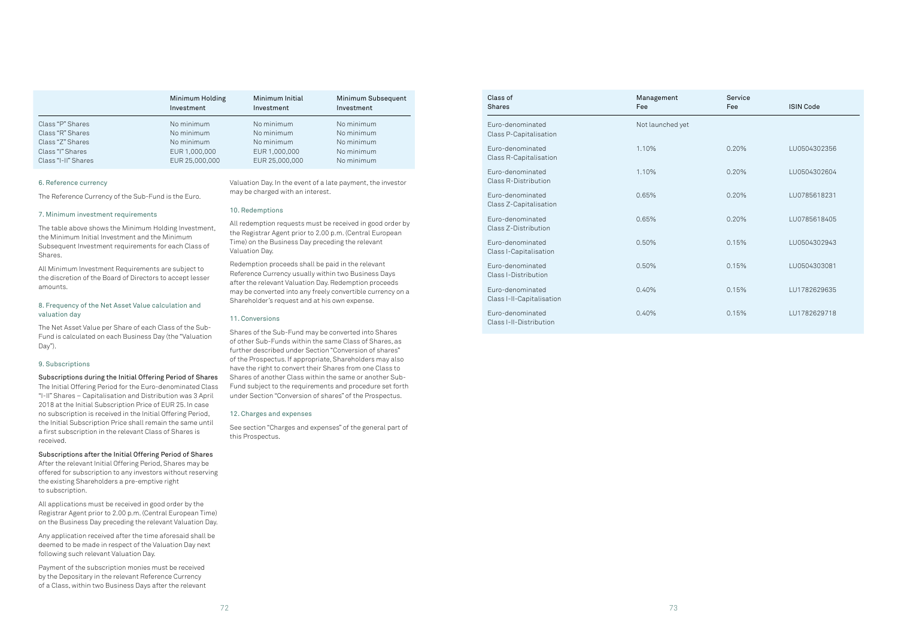| | Minimum Holding Investment | Minimum Initial Investment | Minimum Subsequent Investment |
|---|---|---|---|
| Class "P" Shares | No minimum | No minimum | No minimum |
| Class "R" Shares | No minimum | No minimum | No minimum |
| Class "Z" Shares | No minimum | No minimum | No minimum |
| Class "I" Shares | EUR 1,000,000 | EUR 1,000,000 | No minimum |
| Class "I-II" Shares | EUR 25,000,000 | EUR 25,000,000 | No minimum |

### 6. Reference currency

The Reference Currency of the Sub-Fund is the Euro.

### 7. Minimum investment requirements

The table above shows the Minimum Holding Investment, the Minimum Initial Investment and the Minimum Subsequent Investment requirements for each Class of Shares.

All Minimum Investment Requirements are subject to the discretion of the Board of Directors to accept lesser amounts.

### 8. Frequency of the Net Asset Value calculation and valuation day

The Net Asset Value per Share of each Class of the Sub-Fund is calculated on each Business Day (the "Valuation Day").

### 9. Subscriptions

**Subscriptions during the Initial Offering Period of Shares**
The Initial Offering Period for the Euro-denominated Class "I-II" Shares – Capitalisation and Distribution was 3 April 2018 at the Initial Subscription Price of EUR 25. In case no subscription is received in the Initial Offering Period, the Initial Subscription Price shall remain the same until a first subscription in the relevant Class of Shares is received.

**Subscriptions after the Initial Offering Period of Shares**
After the relevant Initial Offering Period, Shares may be offered for subscription to any investors without reserving the existing Shareholders a pre-emptive right to subscription.

All applications must be received in good order by the Registrar Agent prior to 2.00 p.m. (Central European Time) on the Business Day preceding the relevant Valuation Day.

Any application received after the time aforesaid shall be deemed to be made in respect of the Valuation Day next following such relevant Valuation Day.

Payment of the subscription monies must be received by the Depositary in the relevant Reference Currency of a Class, within two Business Days after the relevant Valuation Day. In the event of a late payment, the investor may be charged with an interest.

### 10. Redemptions

All redemption requests must be received in good order by the Registrar Agent prior to 2.00 p.m. (Central European Time) on the Business Day preceding the relevant Valuation Day.

Redemption proceeds shall be paid in the relevant Reference Currency usually within two Business Days after the relevant Valuation Day. Redemption proceeds may be converted into any freely convertible currency on a Shareholder's request and at his own expense.

### 11. Conversions

Shares of the Sub-Fund may be converted into Shares of other Sub-Funds within the same Class of Shares, as further described under Section "Conversion of shares" of the Prospectus. If appropriate, Shareholders may also have the right to convert their Shares from one Class to Shares of another Class within the same or another Sub-Fund subject to the requirements and procedure set forth under Section "Conversion of shares" of the Prospectus.

### 12. Charges and expenses

See section "Charges and expenses" of the general part of this Prospectus.

| Class of Shares | Management Fee | Service Fee | ISIN Code |
|---|---|---|---|
| Euro-denominated Class P-Capitalisation | Not launched yet | | |
| Euro-denominated Class R-Capitalisation | 1.10% | 0.20% | LU0504302356 |
| Euro-denominated Class R-Distribution | 1.10% | 0.20% | LU0504302604 |
| Euro-denominated Class Z-Capitalisation | 0.65% | 0.20% | LU0785618231 |
| Euro-denominated Class Z-Distribution | 0.65% | 0.20% | LU0785618405 |
| Euro-denominated Class I-Capitalisation | 0.50% | 0.15% | LU0504302943 |
| Euro-denominated Class I-Distribution | 0.50% | 0.15% | LU0504303081 |
| Euro-denominated Class I-II-Capitalisation | 0.40% | 0.15% | LU1782629635 |
| Euro-denominated Class I-II-Distribution | 0.40% | 0.15% | LU1782629718 |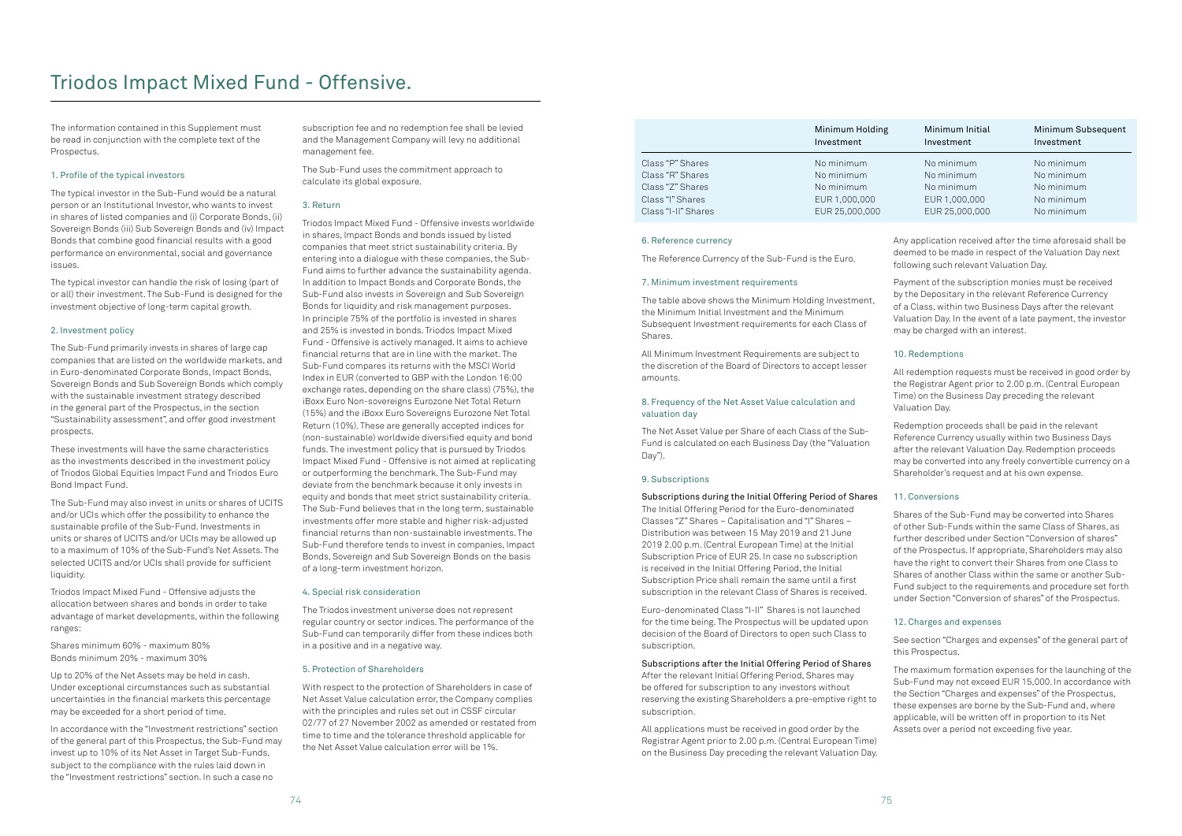# Triodos Impact Mixed Fund - Offensive.

The information contained in this Supplement must be read in conjunction with the complete text of the Prospectus.

### 1. Profile of the typical investors

The typical investor in the Sub-Fund would be a natural person or an Institutional Investor, who wants to invest in shares of listed companies and (i) Corporate Bonds, (ii) Sovereign Bonds (iii) Sub Sovereign Bonds and (iv) Impact Bonds that combine good financial results with a good performance on environmental, social and governance issues.

The typical investor can handle the risk of losing (part of or all) their investment. The Sub-Fund is designed for the investment objective of long-term capital growth.

### 2. Investment policy

The Sub-Fund primarily invests in shares of large cap companies that are listed on the worldwide markets, and in Euro-denominated Corporate Bonds, Impact Bonds, Sovereign Bonds and Sub Sovereign Bonds which comply with the sustainable investment strategy described in the general part of the Prospectus, in the section "Sustainability assessment", and offer good investment prospects.

These investments will have the same characteristics as the investments described in the investment policy of Triodos Global Equities Impact Fund and Triodos Euro Bond Impact Fund.

The Sub-Fund may also invest in units or shares of UCITS and/or UCIs which offer the possibility to enhance the sustainable profile of the Sub-Fund. Investments in units or shares of UCITS and/or UCIs may be allowed up to a maximum of 10% of the Sub-Fund's Net Assets. The selected UCITS and/or UCIs shall provide for sufficient liquidity.

Triodos Impact Mixed Fund - Offensive adjusts the allocation between shares and bonds in order to take advantage of market developments, within the following ranges:

Shares minimum 60% - maximum 80%
Bonds minimum 20% - maximum 30%

Up to 20% of the Net Assets may be held in cash. Under exceptional circumstances such as substantial uncertainties in the financial markets this percentage may be exceeded for a short period of time.

In accordance with the "Investment restrictions" section of the general part of this Prospectus, the Sub-Fund may invest up to 10% of its Net Asset in Target Sub-Funds, subject to the compliance with the rules laid down in the "Investment restrictions" section. In such a case no subscription fee and no redemption fee shall be levied and the Management Company will levy no additional management fee.

The Sub-Fund uses the commitment approach to calculate its global exposure.

### 3. Return

Triodos Impact Mixed Fund - Offensive invests worldwide in shares, Impact Bonds and bonds issued by listed companies that meet strict sustainability criteria. By entering into a dialogue with these companies, the Sub-Fund aims to further advance the sustainability agenda. In addition to Impact Bonds and Corporate Bonds, the Sub-Fund also invests in Sovereign and Sub Sovereign Bonds for liquidity and risk management purposes. In principle 75% of the portfolio is invested in shares and 25% is invested in bonds. Triodos Impact Mixed Fund - Offensive is actively managed. It aims to achieve financial returns that are in line with the market. The Sub-Fund compares its returns with the MSCI World Index in EUR (converted to GBP with the London 16:00 exchange rates, depending on the share class) (75%), the iBoxx Euro Non-sovereigns Eurozone Net Total Return (15%) and the iBoxx Euro Sovereigns Eurozone Net Total Return (10%). These are generally accepted indices for (non-sustainable) worldwide diversified equity and bond funds. The investment policy that is pursued by Triodos Impact Mixed Fund - Offensive is not aimed at replicating or outperforming the benchmark. The Sub-Fund may deviate from the benchmark because it only invests in equity and bonds that meet strict sustainability criteria. The Sub-Fund believes that in the long term, sustainable investments offer more stable and higher risk-adjusted financial returns than non-sustainable investments. The Sub-Fund therefore tends to invest in companies, Impact Bonds, Sovereign and Sub Sovereign Bonds on the basis of a long-term investment horizon.

### 4. Special risk consideration

The Triodos investment universe does not represent regular country or sector indices. The performance of the Sub-Fund can temporarily differ from these indices both in a positive and in a negative way.

### 5. Protection of Shareholders

With respect to the protection of Shareholders in case of Net Asset Value calculation error, the Company complies with the principles and rules set out in CSSF circular 02/77 of 27 November 2002 as amended or restated from time to time and the tolerance threshold applicable for the Net Asset Value calculation error will be 1%.

| | Minimum Holding Investment | Minimum Initial Investment | Minimum Subsequent Investment |
|---|---|---|---|
| Class "P" Shares | No minimum | No minimum | No minimum |
| Class "R" Shares | No minimum | No minimum | No minimum |
| Class "Z" Shares | No minimum | No minimum | No minimum |
| Class "I" Shares | EUR 1,000,000 | EUR 1,000,000 | No minimum |
| Class "I-II" Shares | EUR 25,000,000 | EUR 25,000,000 | No minimum |

### 6. Reference currency

The Reference Currency of the Sub-Fund is the Euro.

### 7. Minimum investment requirements

The table above shows the Minimum Holding Investment, the Minimum Initial Investment and the Minimum Subsequent Investment requirements for each Class of Shares.

All Minimum Investment Requirements are subject to the discretion of the Board of Directors to accept lesser amounts.

### 8. Frequency of the Net Asset Value calculation and valuation day

The Net Asset Value per Share of each Class of the Sub-Fund is calculated on each Business Day (the "Valuation Day").

### 9. Subscriptions

**Subscriptions during the Initial Offering Period of Shares**
The Initial Offering Period for the Euro-denominated Classes "Z" Shares – Capitalisation and "I" Shares – Distribution was between 15 May 2019 and 21 June 2019 2.00 p.m. (Central European Time) at the Initial Subscription Price of EUR 25. In case no subscription is received in the Initial Offering Period, the Initial Subscription Price shall remain the same until a first subscription in the relevant Class of Shares is received.

Euro-denominated Class "I-II" Shares is not launched for the time being. The Prospectus will be updated upon decision of the Board of Directors to open such Class to subscription.

**Subscriptions after the Initial Offering Period of Shares**
After the relevant Initial Offering Period, Shares may be offered for subscription to any investors without reserving the existing Shareholders a pre-emptive right to subscription.

All applications must be received in good order by the Registrar Agent prior to 2.00 p.m. (Central European Time) on the Business Day preceding the relevant Valuation Day.

Any application received after the time aforesaid shall be deemed to be made in respect of the Valuation Day next following such relevant Valuation Day.

Payment of the subscription monies must be received by the Depositary in the relevant Reference Currency of a Class, within two Business Days after the relevant Valuation Day. In the event of a late payment, the investor may be charged with an interest.

### 10. Redemptions

All redemption requests must be received in good order by the Registrar Agent prior to 2.00 p.m. (Central European Time) on the Business Day preceding the relevant Valuation Day.

Redemption proceeds shall be paid in the relevant Reference Currency usually within two Business Days after the relevant Valuation Day. Redemption proceeds may be converted into any freely convertible currency on a Shareholder's request and at his own expense.

### 11. Conversions

Shares of the Sub-Fund may be converted into Shares of other Sub-Funds within the same Class of Shares, as further described under Section "Conversion of shares" of the Prospectus. If appropriate, Shareholders may also have the right to convert their Shares from one Class to Shares of another Class within the same or another Sub-Fund subject to the requirements and procedure set forth under Section "Conversion of shares" of the Prospectus.

### 12. Charges and expenses

See section "Charges and expenses" of the general part of this Prospectus.

The maximum formation expenses for the launching of the Sub-Fund may not exceed EUR 15,000. In accordance with the Section "Charges and expenses" of the Prospectus, these expenses are borne by the Sub-Fund and, where applicable, will be written off in proportion to its Net Assets over a period not exceeding five year.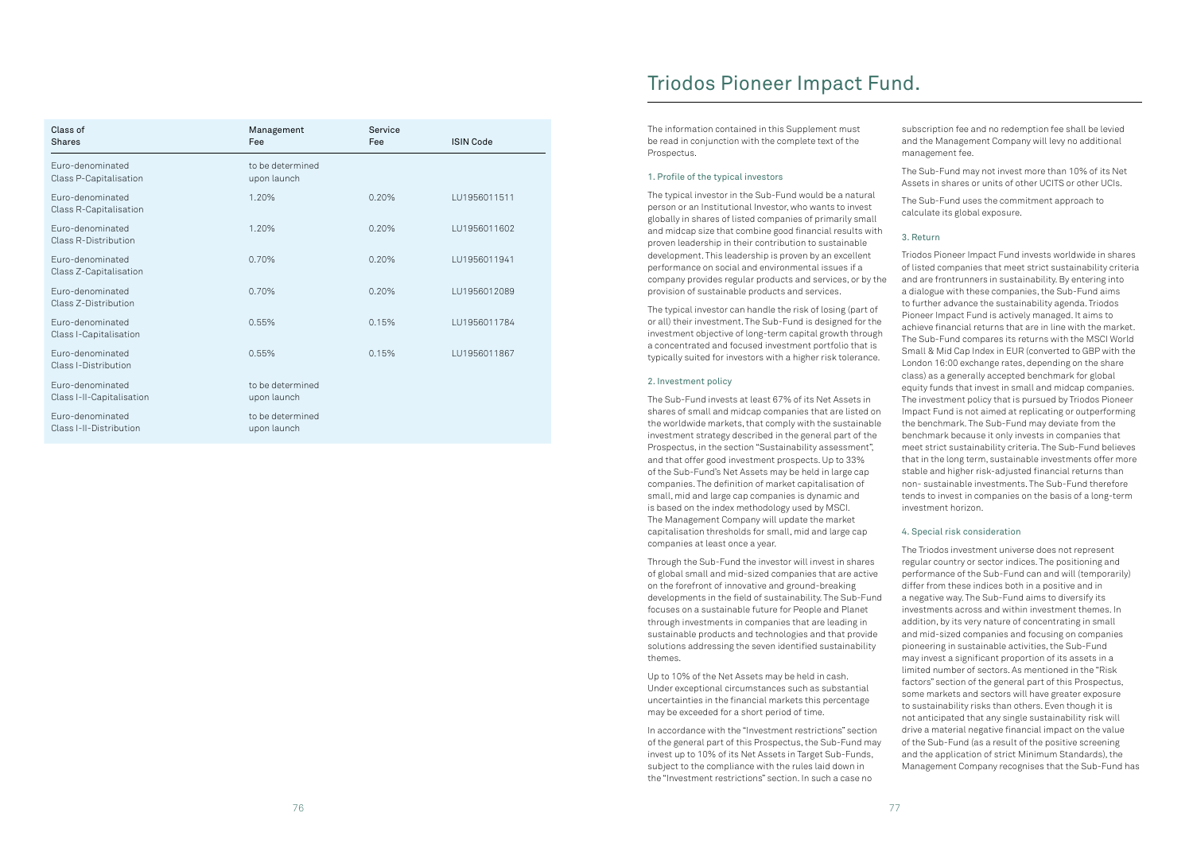| Class of Shares | Management Fee | Service Fee | ISIN Code |
|---|---|---|---|
| Euro-denominated Class P-Capitalisation | to be determined upon launch | | |
| Euro-denominated Class R-Capitalisation | 1.20% | 0.20% | LU1956011511 |
| Euro-denominated Class R-Distribution | 1.20% | 0.20% | LU1956011602 |
| Euro-denominated Class Z-Capitalisation | 0.70% | 0.20% | LU1956011941 |
| Euro-denominated Class Z-Distribution | 0.70% | 0.20% | LU1956012089 |
| Euro-denominated Class I-Capitalisation | 0.55% | 0.15% | LU1956011784 |
| Euro-denominated Class I-Distribution | 0.55% | 0.15% | LU1956011867 |
| Euro-denominated Class I-II-Capitalisation | to be determined upon launch | | |
| Euro-denominated Class I-II-Distribution | to be determined upon launch | | |

# Triodos Pioneer Impact Fund.

The information contained in this Supplement must be read in conjunction with the complete text of the Prospectus.

## 1. Profile of the typical investors

The typical investor in the Sub-Fund would be a natural person or an Institutional Investor, who wants to invest globally in shares of listed companies of primarily small and midcap size that combine good financial results with proven leadership in their contribution to sustainable development. This leadership is proven by an excellent performance on social and environmental issues if a company provides regular products and services, or by the provision of sustainable products and services.

The typical investor can handle the risk of losing (part of or all) their investment. The Sub-Fund is designed for the investment objective of long-term capital growth through a concentrated and focused investment portfolio that is typically suited for investors with a higher risk tolerance.

## 2. Investment policy

The Sub-Fund invests at least 67% of its Net Assets in shares of small and midcap companies that are listed on the worldwide markets, that comply with the sustainable investment strategy described in the general part of the Prospectus, in the section "Sustainability assessment", and that offer good investment prospects. Up to 33% of the Sub-Fund's Net Assets may be held in large cap companies. The definition of market capitalisation of small, mid and large cap companies is dynamic and is based on the index methodology used by MSCI. The Management Company will update the market capitalisation thresholds for small, mid and large cap companies at least once a year.

Through the Sub-Fund the investor will invest in shares of global small and mid-sized companies that are active on the forefront of innovative and ground-breaking developments in the field of sustainability. The Sub-Fund focuses on a sustainable future for People and Planet through investments in companies that are leading in sustainable products and technologies and that provide solutions addressing the seven identified sustainability themes.

Up to 10% of the Net Assets may be held in cash. Under exceptional circumstances such as substantial uncertainties in the financial markets this percentage may be exceeded for a short period of time.

In accordance with the "Investment restrictions" section of the general part of this Prospectus, the Sub-Fund may invest up to 10% of its Net Assets in Target Sub-Funds, subject to the compliance with the rules laid down in the "Investment restrictions" section. In such a case no subscription fee and no redemption fee shall be levied and the Management Company will levy no additional management fee.

The Sub-Fund may not invest more than 10% of its Net Assets in shares or units of other UCITS or other UCIs.

The Sub-Fund uses the commitment approach to calculate its global exposure.

## 3. Return

Triodos Pioneer Impact Fund invests worldwide in shares of listed companies that meet strict sustainability criteria and are frontrunners in sustainability. By entering into a dialogue with these companies, the Sub-Fund aims to further advance the sustainability agenda. Triodos Pioneer Impact Fund is actively managed. It aims to achieve financial returns that are in line with the market. The Sub-Fund compares its returns with the MSCI World Small & Mid Cap Index in EUR (converted to GBP with the London 16:00 exchange rates, depending on the share class) as a generally accepted benchmark for global equity funds that invest in small and midcap companies. The investment policy that is pursued by Triodos Pioneer Impact Fund is not aimed at replicating or outperforming the benchmark. The Sub-Fund may deviate from the benchmark because it only invests in companies that meet strict sustainability criteria. The Sub-Fund believes that in the long term, sustainable investments offer more stable and higher risk-adjusted financial returns than non- sustainable investments. The Sub-Fund therefore tends to invest in companies on the basis of a long-term investment horizon.

## 4. Special risk consideration

The Triodos investment universe does not represent regular country or sector indices. The positioning and performance of the Sub-Fund can and will (temporarily) differ from these indices both in a positive and in a negative way. The Sub-Fund aims to diversify its investments across and within investment themes. In addition, by its very nature of concentrating in small and mid-sized companies and focusing on companies pioneering in sustainable activities, the Sub-Fund may invest a significant proportion of its assets in a limited number of sectors. As mentioned in the "Risk factors" section of the general part of this Prospectus, some markets and sectors will have greater exposure to sustainability risks than others. Even though it is not anticipated that any single sustainability risk will drive a material negative financial impact on the value of the Sub-Fund (as a result of the positive screening and the application of strict Minimum Standards), the Management Company recognises that the Sub-Fund has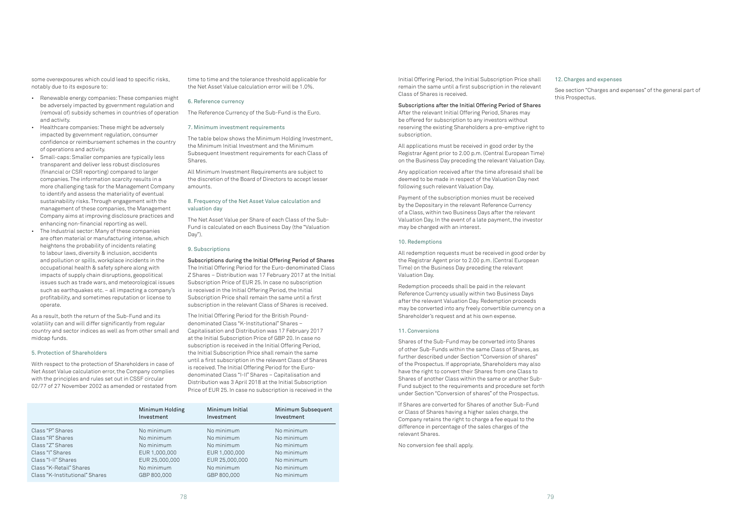some overexposures which could lead to specific risks, notably due to its exposure to:

- Renewable energy companies: These companies might be adversely impacted by government regulation and (removal of) subsidy schemes in countries of operation and activity.
- Healthcare companies: These might be adversely impacted by government regulation, consumer confidence or reimbursement schemes in the country of operations and activity.
- Small-caps: Smaller companies are typically less transparent and deliver less robust disclosures (financial or CSR reporting) compared to larger companies. The information scarcity results in a more challenging task for the Management Company to identify and assess the materiality of eventual sustainability risks. Through engagement with the management of these companies, the Management Company aims at improving disclosure practices and enhancing non-financial reporting as well.
- The Industrial sector: Many of these companies are often material or manufacturing intense, which heightens the probability of incidents relating to labour laws, diversity & inclusion, accidents and pollution or spills, workplace incidents in the occupational health & safety sphere along with impacts of supply chain disruptions, geopolitical issues such as trade wars, and meteorological issues such as earthquakes etc. – all impacting a company's profitability, and sometimes reputation or license to operate.

As a result, both the return of the Sub-Fund and its volatility can and will differ significantly from regular country and sector indices as well as from other small and midcap funds.

## 5. Protection of Shareholders

With respect to the protection of Shareholders in case of Net Asset Value calculation error, the Company complies with the principles and rules set out in CSSF circular 02/77 of 27 November 2002 as amended or restated from time to time and the tolerance threshold applicable for the Net Asset Value calculation error will be 1.0%.

## 6. Reference currency

The Reference Currency of the Sub-Fund is the Euro.

## 7. Minimum investment requirements

The table below shows the Minimum Holding Investment, the Minimum Initial Investment and the Minimum Subsequent Investment requirements for each Class of Shares.

| | Minimum Holding Investment | Minimum Initial Investment | Minimum Subsequent Investment |
|---|---|---|---|
| Class "P" Shares | No minimum | No minimum | No minimum |
| Class "R" Shares | No minimum | No minimum | No minimum |
| Class "Z" Shares | No minimum | No minimum | No minimum |
| Class "I" Shares | EUR 1,000,000 | EUR 1,000,000 | No minimum |
| Class "I-II" Shares | EUR 25,000,000 | EUR 25,000,000 | No minimum |
| Class "K-Retail" Shares | No minimum | No minimum | No minimum |
| Class "K-Institutional" Shares | GBP 800,000 | GBP 800,000 | No minimum |

All Minimum Investment Requirements are subject to the discretion of the Board of Directors to accept lesser amounts.

## 8. Frequency of the Net Asset Value calculation and valuation day

The Net Asset Value per Share of each Class of the Sub-Fund is calculated on each Business Day (the "Valuation Day").

## 9. Subscriptions

**Subscriptions during the Initial Offering Period of Shares**

The Initial Offering Period for the Euro-denominated Class Z Shares – Distribution was 17 February 2017 at the Initial Subscription Price of EUR 25. In case no subscription is received in the Initial Offering Period, the Initial Subscription Price shall remain the same until a first subscription in the relevant Class of Shares is received.

The Initial Offering Period for the British Pound-denominated Class "K-Institutional" Shares – Capitalisation and Distribution was 17 February 2017 at the Initial Subscription Price of GBP 20. In case no subscription is received in the Initial Offering Period, the Initial Subscription Price shall remain the same until a first subscription in the relevant Class of Shares is received. The Initial Offering Period for the Euro-denominated Class "I-II" Shares – Capitalisation and Distribution was 3 April 2018 at the Initial Subscription Price of EUR 25. In case no subscription is received in the Initial Offering Period, the Initial Subscription Price shall remain the same until a first subscription in the relevant Class of Shares is received.

**Subscriptions after the Initial Offering Period of Shares**

After the relevant Initial Offering Period, Shares may be offered for subscription to any investors without reserving the existing Shareholders a pre-emptive right to subscription.

All applications must be received in good order by the Registrar Agent prior to 2.00 p.m. (Central European Time) on the Business Day preceding the relevant Valuation Day.

Any application received after the time aforesaid shall be deemed to be made in respect of the Valuation Day next following such relevant Valuation Day.

Payment of the subscription monies must be received by the Depositary in the relevant Reference Currency of a Class, within two Business Days after the relevant Valuation Day. In the event of a late payment, the investor may be charged with an interest.

## 10. Redemptions

All redemption requests must be received in good order by the Registrar Agent prior to 2.00 p.m. (Central European Time) on the Business Day preceding the relevant Valuation Day.

Redemption proceeds shall be paid in the relevant Reference Currency usually within two Business Days after the relevant Valuation Day. Redemption proceeds may be converted into any freely convertible currency on a Shareholder's request and at his own expense.

## 11. Conversions

Shares of the Sub-Fund may be converted into Shares of other Sub-Funds within the same Class of Shares, as further described under Section "Conversion of shares" of the Prospectus. If appropriate, Shareholders may also have the right to convert their Shares from one Class to Shares of another Class within the same or another Sub-Fund subject to the requirements and procedure set forth under Section "Conversion of shares" of the Prospectus.

If Shares are converted for Shares of another Sub-Fund or Class of Shares having a higher sales charge, the Company retains the right to charge a fee equal to the difference in percentage of the sales charges of the relevant Shares.

No conversion fee shall apply.

## 12. Charges and expenses

See section "Charges and expenses" of the general part of this Prospectus.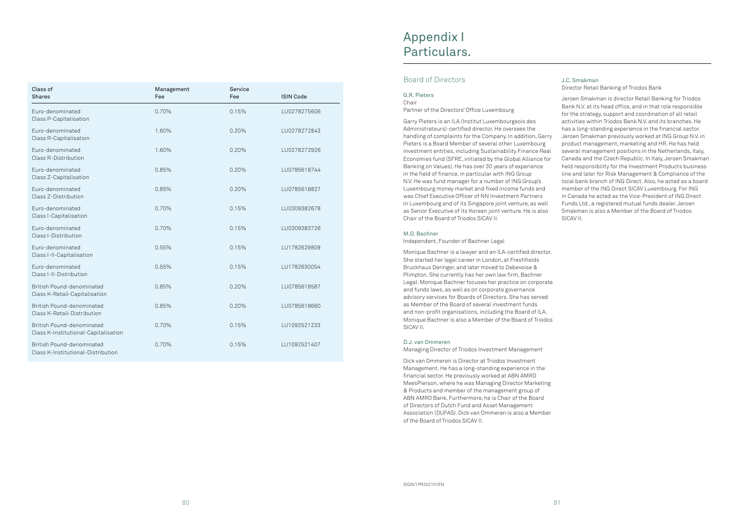| Class of Shares | Management Fee | Service Fee | ISIN Code |
|---|---|---|---|
| Euro-denominated Class P-Capitalisation | 0.70% | 0.15% | LU0278275606 |
| Euro-denominated Class R-Capitalisation | 1.60% | 0.20% | LU0278272843 |
| Euro-denominated Class R-Distribution | 1.60% | 0.20% | LU0278272926 |
| Euro-denominated Class Z-Capitalisation | 0.85% | 0.20% | LU0785618744 |
| Euro-denominated Class Z-Distribution | 0.85% | 0.20% | LU0785618827 |
| Euro-denominated Class I-Capitalisation | 0.70% | 0.15% | LU0309382678 |
| Euro-denominated Class I-Distribution | 0.70% | 0.15% | LU0309383726 |
| Euro-denominated Class I-II-Capitalisation | 0.55% | 0.15% | LU1782629809 |
| Euro-denominated Class I-II-Distribution | 0.55% | 0.15% | LU1782630054 |
| British Pound-denominated Class K-Retail-Capitalisation | 0.85% | 0.20% | LU0785618587 |
| British Pound-denominated Class K-Retail-Distribution | 0.85% | 0.20% | LU0785618660 |
| British Pound-denominated Class K-Institutional-Capitalisation | 0.70% | 0.15% | LU1092521233 |
| British Pound-denominated Class K-Institutional-Distribution | 0.70% | 0.15% | LU1092521407 |

# Appendix I Particulars.

## Board of Directors

### G.R. Pieters

Chair

Partner of the Directors' Office Luxembourg

Garry Pieters is an ILA (Institut Luxembourgeois des Administrateurs)-certified director. He oversees the handling of complaints for the Company. In addition, Garry Pieters is a Board Member of several other Luxembourg investment entities, including Sustainability Finance Real Economies fund (SFRE, initiated by the Global Alliance for Banking on Values). He has over 30 years of experience in the field of finance, in particular with ING Group N.V. He was fund manager for a number of ING Group's Luxembourg money market and fixed income funds and was Chief Executive Officer of NN Investment Partners in Luxembourg and of its Singapore joint venture, as well as Senior Executive of its Korean joint venture. He is also Chair of the Board of Triodos SICAV II.

### M.D. Bachner

Independent, Founder of Bachner Legal

Monique Bachner is a lawyer and an ILA-certified director. She started her legal career in London, at Freshfields Bruckhaus Deringer, and later moved to Debevoise & Plimpton. She currently has her own law firm, Bachner Legal. Monique Bachner focuses her practice on corporate and funds laws, as well as on corporate governance advisory services for Boards of Directors. She has served as Member of the Board of several investment funds and non-profit organisations, including the Board of ILA. Monique Bachner is also a Member of the Board of Triodos SICAV II.

### D.J. van Ommeren

Managing Director of Triodos Investment Management

Dick van Ommeren is Director at Triodos Investment Management. He has a long-standing experience in the financial sector. He previously worked at ABN AMRO MeesPierson, where he was Managing Director Marketing & Products and member of the management group of ABN AMRO Bank. Furthermore, he is Chair of the Board of Directors of Dutch Fund and Asset Management Association (DUFAS). Dick van Ommeren is also a Member of the Board of Triodos SICAV II.

### J.C. Smakman

Director Retail Banking of Triodos Bank

Jeroen Smakman is director Retail Banking for Triodos Bank N.V. at its head office, and in that role responsible for the strategy, support and coordination of all retail activities within Triodos Bank N.V. and its branches. He has a long-standing experience in the financial sector. Jeroen Smakman previously worked at ING Group N.V. in product management, marketing and HR. He has held several management positions in the Netherlands, Italy, Canada and the Czech Republic. In Italy, Jeroen Smakman held responsibility for the Investment Products business line and later for Risk Management & Compliance of the local bank branch of ING Direct. Also, he acted as a board member of the ING Direct SICAV Luxembourg. For ING in Canada he acted as the Vice-President of ING Direct Funds Ltd., a registered mutual funds dealer. Jeroen Smakman is also a Member of the Board of Triodos SICAV II.

SICAV1PR202101EN